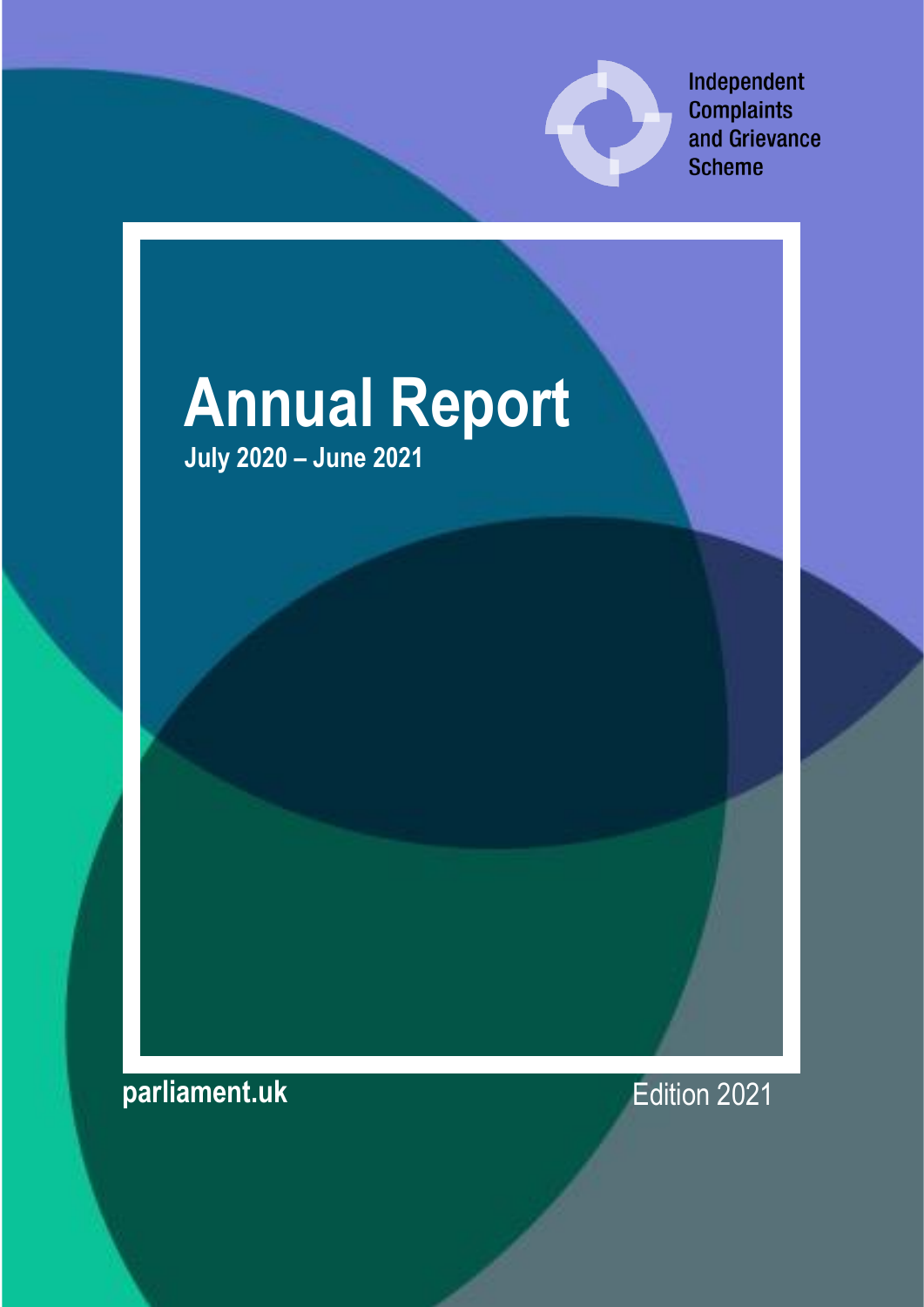Independent Complaints and Grievance Scheme

# Annual Report

**July 2020 – June 2021**

**parliament.uk**

Edition 2021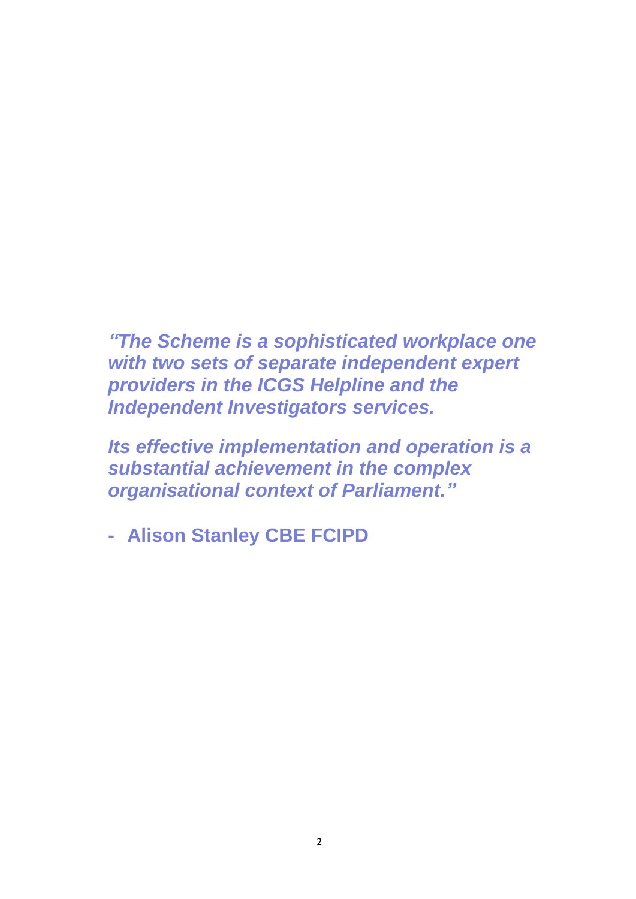***"The Scheme is a sophisticated workplace one with two sets of separate independent expert providers in the ICGS Helpline and the Independent Investigators services.***

***Its effective implementation and operation is a substantial achievement in the complex organisational context of Parliament."***

**- Alison Stanley CBE FCIPD**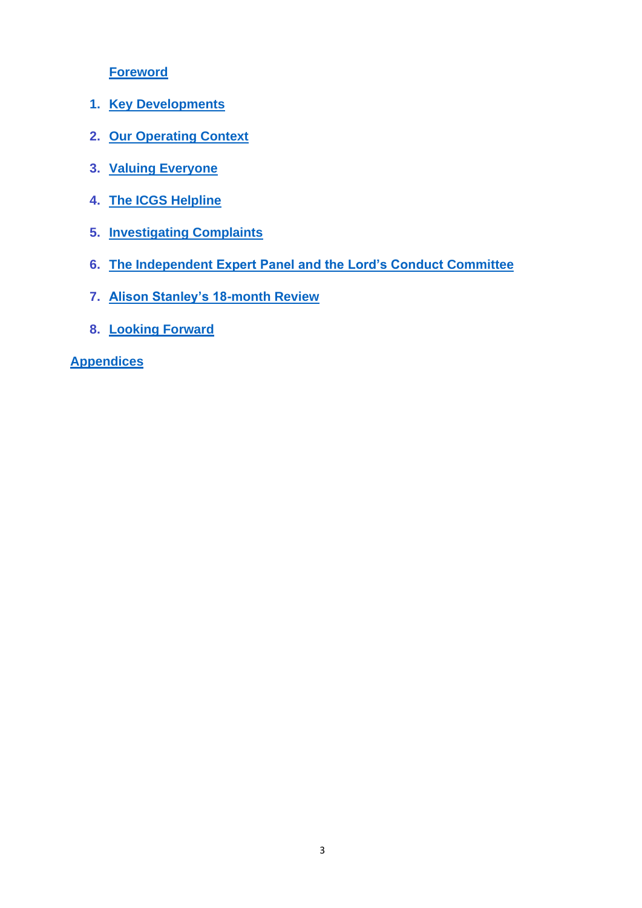**Foreword**

1. **Key Developments**
2. **Our Operating Context**
3. **Valuing Everyone**
4. **The ICGS Helpline**
5. **Investigating Complaints**
6. **The Independent Expert Panel and the Lord's Conduct Committee**
7. **Alison Stanley's 18-month Review**
8. **Looking Forward**

**Appendices**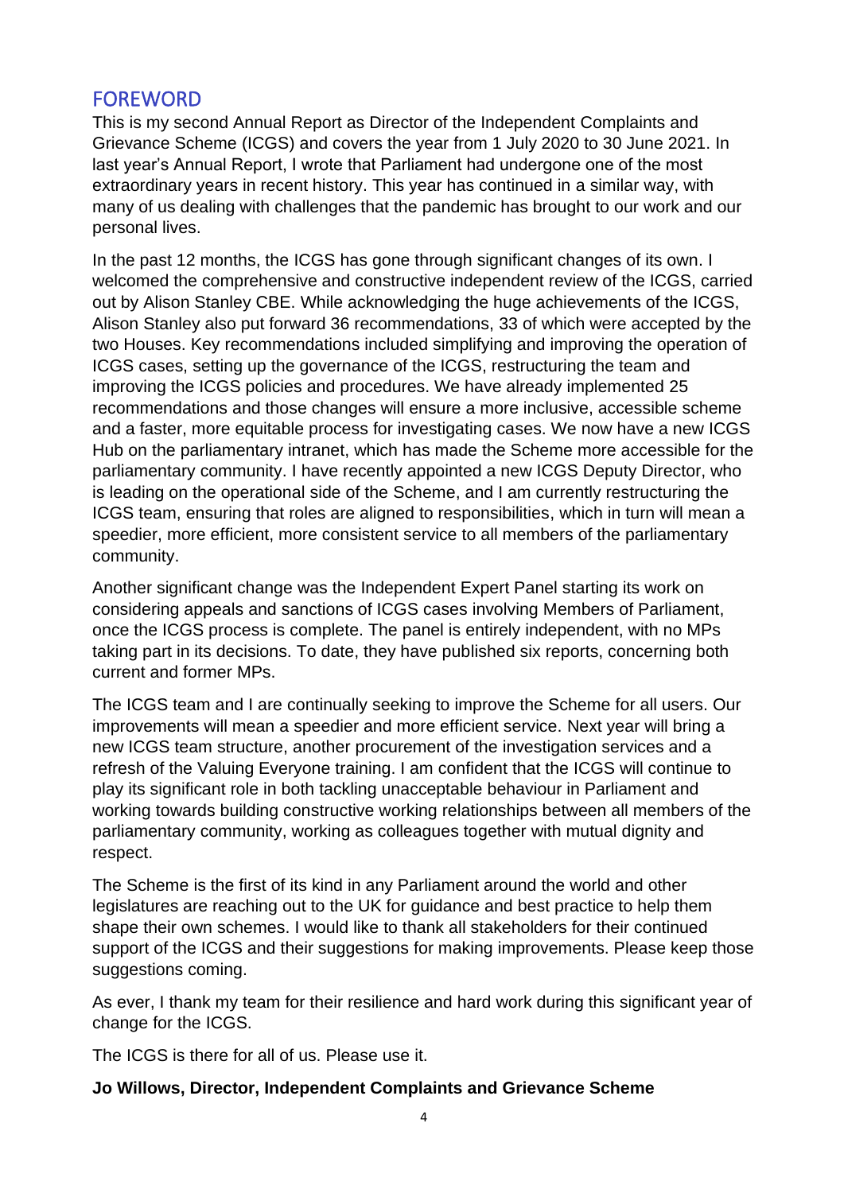## FOREWORD

This is my second Annual Report as Director of the Independent Complaints and Grievance Scheme (ICGS) and covers the year from 1 July 2020 to 30 June 2021. In last year's Annual Report, I wrote that Parliament had undergone one of the most extraordinary years in recent history. This year has continued in a similar way, with many of us dealing with challenges that the pandemic has brought to our work and our personal lives.

In the past 12 months, the ICGS has gone through significant changes of its own. I welcomed the comprehensive and constructive independent review of the ICGS, carried out by Alison Stanley CBE. While acknowledging the huge achievements of the ICGS, Alison Stanley also put forward 36 recommendations, 33 of which were accepted by the two Houses. Key recommendations included simplifying and improving the operation of ICGS cases, setting up the governance of the ICGS, restructuring the team and improving the ICGS policies and procedures. We have already implemented 25 recommendations and those changes will ensure a more inclusive, accessible scheme and a faster, more equitable process for investigating cases. We now have a new ICGS Hub on the parliamentary intranet, which has made the Scheme more accessible for the parliamentary community. I have recently appointed a new ICGS Deputy Director, who is leading on the operational side of the Scheme, and I am currently restructuring the ICGS team, ensuring that roles are aligned to responsibilities, which in turn will mean a speedier, more efficient, more consistent service to all members of the parliamentary community.

Another significant change was the Independent Expert Panel starting its work on considering appeals and sanctions of ICGS cases involving Members of Parliament, once the ICGS process is complete. The panel is entirely independent, with no MPs taking part in its decisions. To date, they have published six reports, concerning both current and former MPs.

The ICGS team and I are continually seeking to improve the Scheme for all users. Our improvements will mean a speedier and more efficient service. Next year will bring a new ICGS team structure, another procurement of the investigation services and a refresh of the Valuing Everyone training. I am confident that the ICGS will continue to play its significant role in both tackling unacceptable behaviour in Parliament and working towards building constructive working relationships between all members of the parliamentary community, working as colleagues together with mutual dignity and respect.

The Scheme is the first of its kind in any Parliament around the world and other legislatures are reaching out to the UK for guidance and best practice to help them shape their own schemes. I would like to thank all stakeholders for their continued support of the ICGS and their suggestions for making improvements. Please keep those suggestions coming.

As ever, I thank my team for their resilience and hard work during this significant year of change for the ICGS.

The ICGS is there for all of us. Please use it.

**Jo Willows, Director, Independent Complaints and Grievance Scheme**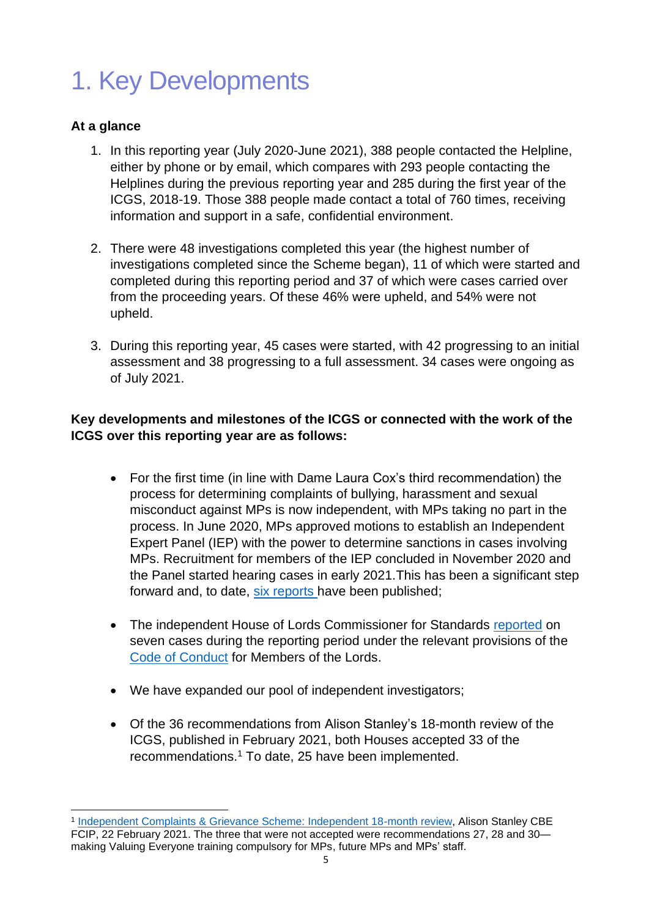# 1. Key Developments

**At a glance**

1. In this reporting year (July 2020-June 2021), 388 people contacted the Helpline, either by phone or by email, which compares with 293 people contacting the Helplines during the previous reporting year and 285 during the first year of the ICGS, 2018-19. Those 388 people made contact a total of 760 times, receiving information and support in a safe, confidential environment.

2. There were 48 investigations completed this year (the highest number of investigations completed since the Scheme began), 11 of which were started and completed during this reporting period and 37 of which were cases carried over from the proceeding years. Of these 46% were upheld, and 54% were not upheld.

3. During this reporting year, 45 cases were started, with 42 progressing to an initial assessment and 38 progressing to a full assessment. 34 cases were ongoing as of July 2021.

**Key developments and milestones of the ICGS or connected with the work of the ICGS over this reporting year are as follows:**

- For the first time (in line with Dame Laura Cox's third recommendation) the process for determining complaints of bullying, harassment and sexual misconduct against MPs is now independent, with MPs taking no part in the process. In June 2020, MPs approved motions to establish an Independent Expert Panel (IEP) with the power to determine sanctions in cases involving MPs. Recruitment for members of the IEP concluded in November 2020 and the Panel started hearing cases in early 2021.This has been a significant step forward and, to date, six reports have been published;

- The independent House of Lords Commissioner for Standards reported on seven cases during the reporting period under the relevant provisions of the Code of Conduct for Members of the Lords.

- We have expanded our pool of independent investigators;

- Of the 36 recommendations from Alison Stanley's 18-month review of the ICGS, published in February 2021, both Houses accepted 33 of the recommendations.[1] To date, 25 have been implemented.

[1] Independent Complaints & Grievance Scheme: Independent 18-month review, Alison Stanley CBE FCIP, 22 February 2021. The three that were not accepted were recommendations 27, 28 and 30—making Valuing Everyone training compulsory for MPs, future MPs and MPs' staff.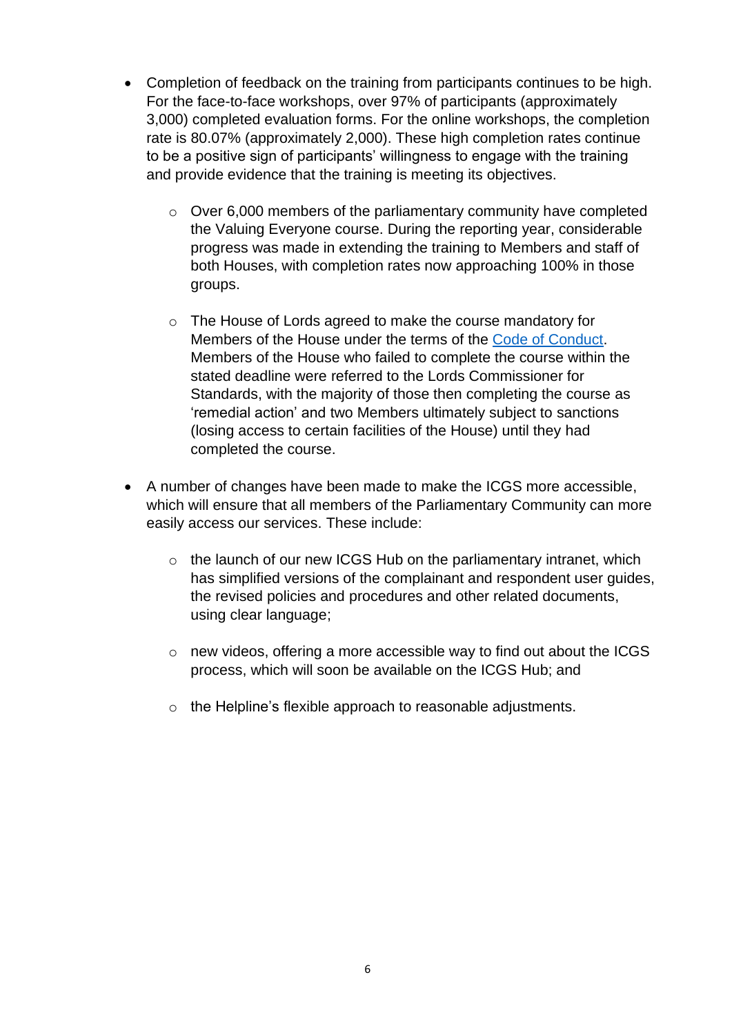- Completion of feedback on the training from participants continues to be high. For the face-to-face workshops, over 97% of participants (approximately 3,000) completed evaluation forms. For the online workshops, the completion rate is 80.07% (approximately 2,000). These high completion rates continue to be a positive sign of participants' willingness to engage with the training and provide evidence that the training is meeting its objectives.

  - Over 6,000 members of the parliamentary community have completed the Valuing Everyone course. During the reporting year, considerable progress was made in extending the training to Members and staff of both Houses, with completion rates now approaching 100% in those groups.

  - The House of Lords agreed to make the course mandatory for Members of the House under the terms of the [Code of Conduct](). Members of the House who failed to complete the course within the stated deadline were referred to the Lords Commissioner for Standards, with the majority of those then completing the course as 'remedial action' and two Members ultimately subject to sanctions (losing access to certain facilities of the House) until they had completed the course.

- A number of changes have been made to make the ICGS more accessible, which will ensure that all members of the Parliamentary Community can more easily access our services. These include:

  - the launch of our new ICGS Hub on the parliamentary intranet, which has simplified versions of the complainant and respondent user guides, the revised policies and procedures and other related documents, using clear language;

  - new videos, offering a more accessible way to find out about the ICGS process, which will soon be available on the ICGS Hub; and

  - the Helpline's flexible approach to reasonable adjustments.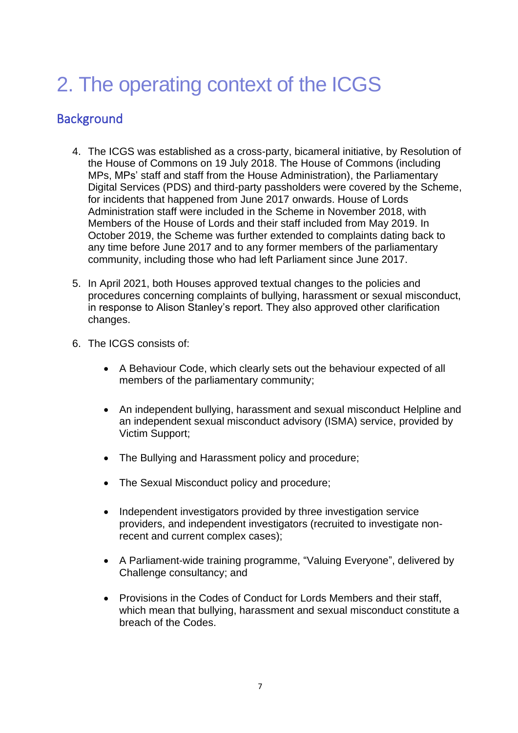# 2. The operating context of the ICGS

## Background

4. The ICGS was established as a cross-party, bicameral initiative, by Resolution of the House of Commons on 19 July 2018. The House of Commons (including MPs, MPs' staff and staff from the House Administration), the Parliamentary Digital Services (PDS) and third-party passholders were covered by the Scheme, for incidents that happened from June 2017 onwards. House of Lords Administration staff were included in the Scheme in November 2018, with Members of the House of Lords and their staff included from May 2019. In October 2019, the Scheme was further extended to complaints dating back to any time before June 2017 and to any former members of the parliamentary community, including those who had left Parliament since June 2017.

5. In April 2021, both Houses approved textual changes to the policies and procedures concerning complaints of bullying, harassment or sexual misconduct, in response to Alison Stanley's report. They also approved other clarification changes.

6. The ICGS consists of:

    - A Behaviour Code, which clearly sets out the behaviour expected of all members of the parliamentary community;
    - An independent bullying, harassment and sexual misconduct Helpline and an independent sexual misconduct advisory (ISMA) service, provided by Victim Support;
    - The Bullying and Harassment policy and procedure;
    - The Sexual Misconduct policy and procedure;
    - Independent investigators provided by three investigation service providers, and independent investigators (recruited to investigate non-recent and current complex cases);
    - A Parliament-wide training programme, "Valuing Everyone", delivered by Challenge consultancy; and
    - Provisions in the Codes of Conduct for Lords Members and their staff, which mean that bullying, harassment and sexual misconduct constitute a breach of the Codes.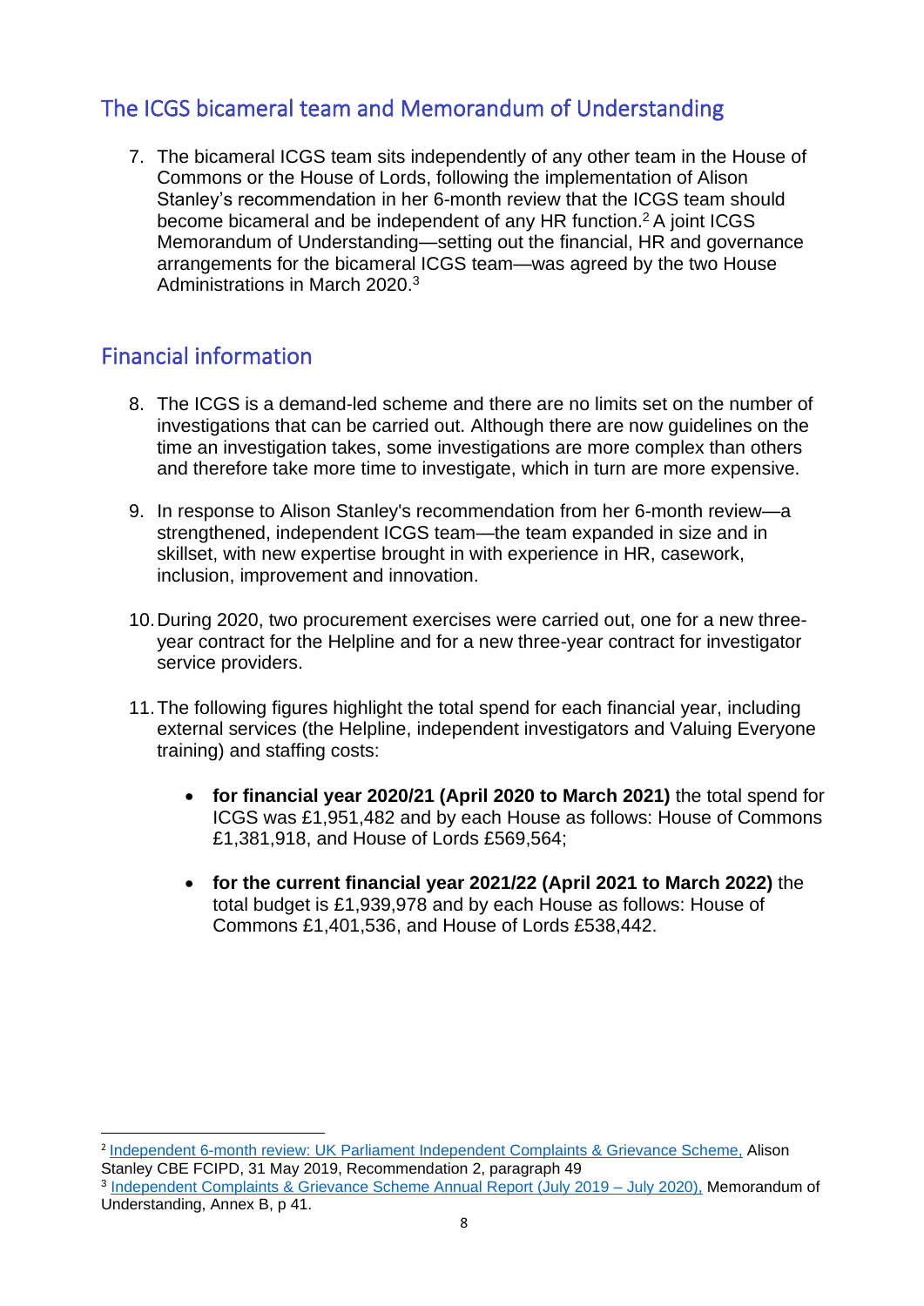## The ICGS bicameral team and Memorandum of Understanding

7. The bicameral ICGS team sits independently of any other team in the House of Commons or the House of Lords, following the implementation of Alison Stanley's recommendation in her 6-month review that the ICGS team should become bicameral and be independent of any HR function.[2] A joint ICGS Memorandum of Understanding—setting out the financial, HR and governance arrangements for the bicameral ICGS team—was agreed by the two House Administrations in March 2020.[3]

## Financial information

8. The ICGS is a demand-led scheme and there are no limits set on the number of investigations that can be carried out. Although there are now guidelines on the time an investigation takes, some investigations are more complex than others and therefore take more time to investigate, which in turn are more expensive.

9. In response to Alison Stanley's recommendation from her 6-month review—a strengthened, independent ICGS team—the team expanded in size and in skillset, with new expertise brought in with experience in HR, casework, inclusion, improvement and innovation.

10. During 2020, two procurement exercises were carried out, one for a new three-year contract for the Helpline and for a new three-year contract for investigator service providers.

11. The following figures highlight the total spend for each financial year, including external services (the Helpline, independent investigators and Valuing Everyone training) and staffing costs:

    - **for financial year 2020/21 (April 2020 to March 2021)** the total spend for ICGS was £1,951,482 and by each House as follows: House of Commons £1,381,918, and House of Lords £569,564;

    - **for the current financial year 2021/22 (April 2021 to March 2022)** the total budget is £1,939,978 and by each House as follows: House of Commons £1,401,536, and House of Lords £538,442.

---

[2] Independent 6-month review: UK Parliament Independent Complaints & Grievance Scheme, Alison Stanley CBE FCIPD, 31 May 2019, Recommendation 2, paragraph 49

[3] Independent Complaints & Grievance Scheme Annual Report (July 2019 – July 2020), Memorandum of Understanding, Annex B, p 41.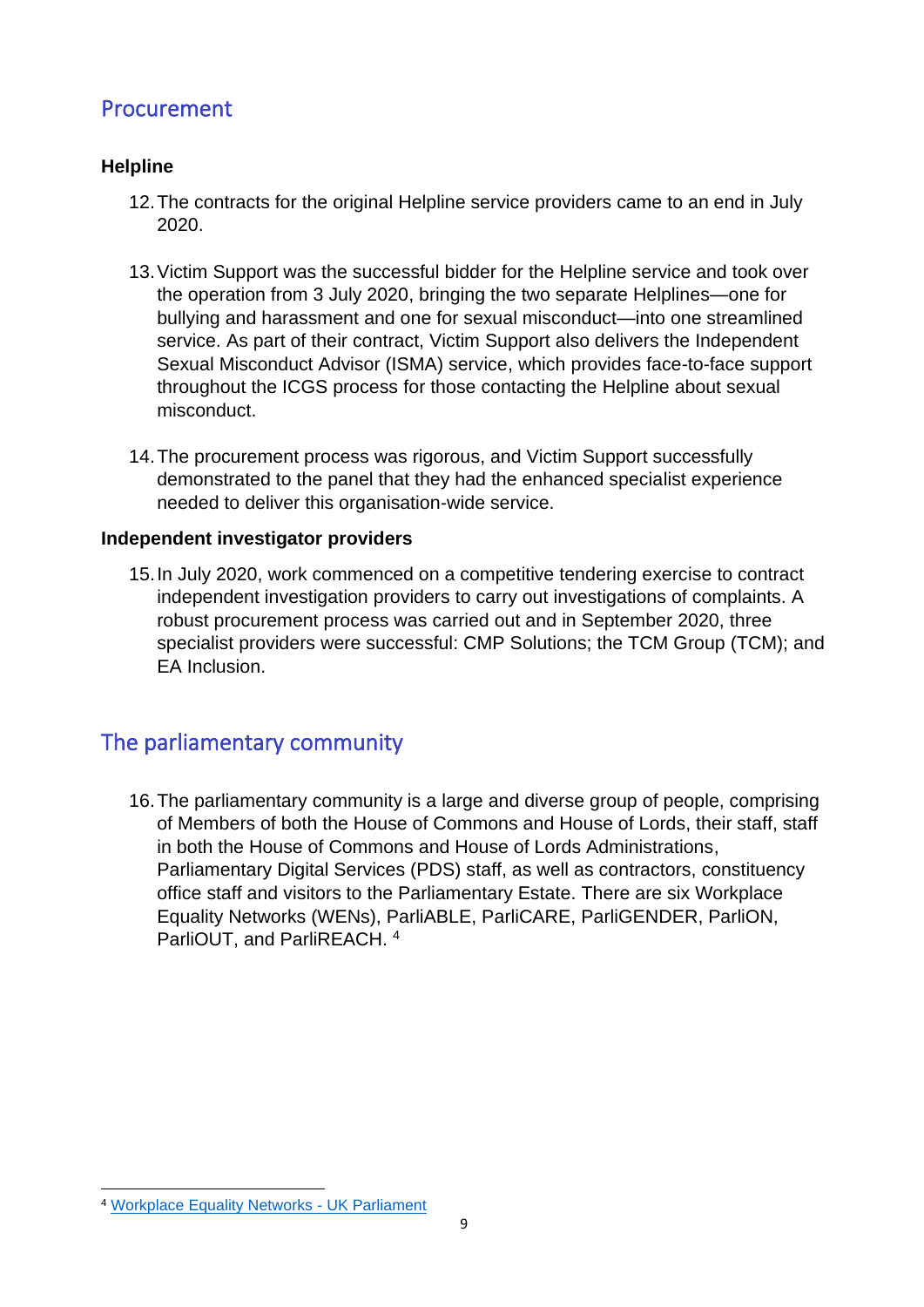## Procurement

### Helpline

12. The contracts for the original Helpline service providers came to an end in July 2020.

13. Victim Support was the successful bidder for the Helpline service and took over the operation from 3 July 2020, bringing the two separate Helplines—one for bullying and harassment and one for sexual misconduct—into one streamlined service. As part of their contract, Victim Support also delivers the Independent Sexual Misconduct Advisor (ISMA) service, which provides face-to-face support throughout the ICGS process for those contacting the Helpline about sexual misconduct.

14. The procurement process was rigorous, and Victim Support successfully demonstrated to the panel that they had the enhanced specialist experience needed to deliver this organisation-wide service.

### Independent investigator providers

15. In July 2020, work commenced on a competitive tendering exercise to contract independent investigation providers to carry out investigations of complaints. A robust procurement process was carried out and in September 2020, three specialist providers were successful: CMP Solutions; the TCM Group (TCM); and EA Inclusion.

## The parliamentary community

16. The parliamentary community is a large and diverse group of people, comprising of Members of both the House of Commons and House of Lords, their staff, staff in both the House of Commons and House of Lords Administrations, Parliamentary Digital Services (PDS) staff, as well as contractors, constituency office staff and visitors to the Parliamentary Estate. There are six Workplace Equality Networks (WENs), ParliABLE, ParliCARE, ParliGENDER, ParliON, ParliOUT, and ParliREACH. [4]

[4] Workplace Equality Networks - UK Parliament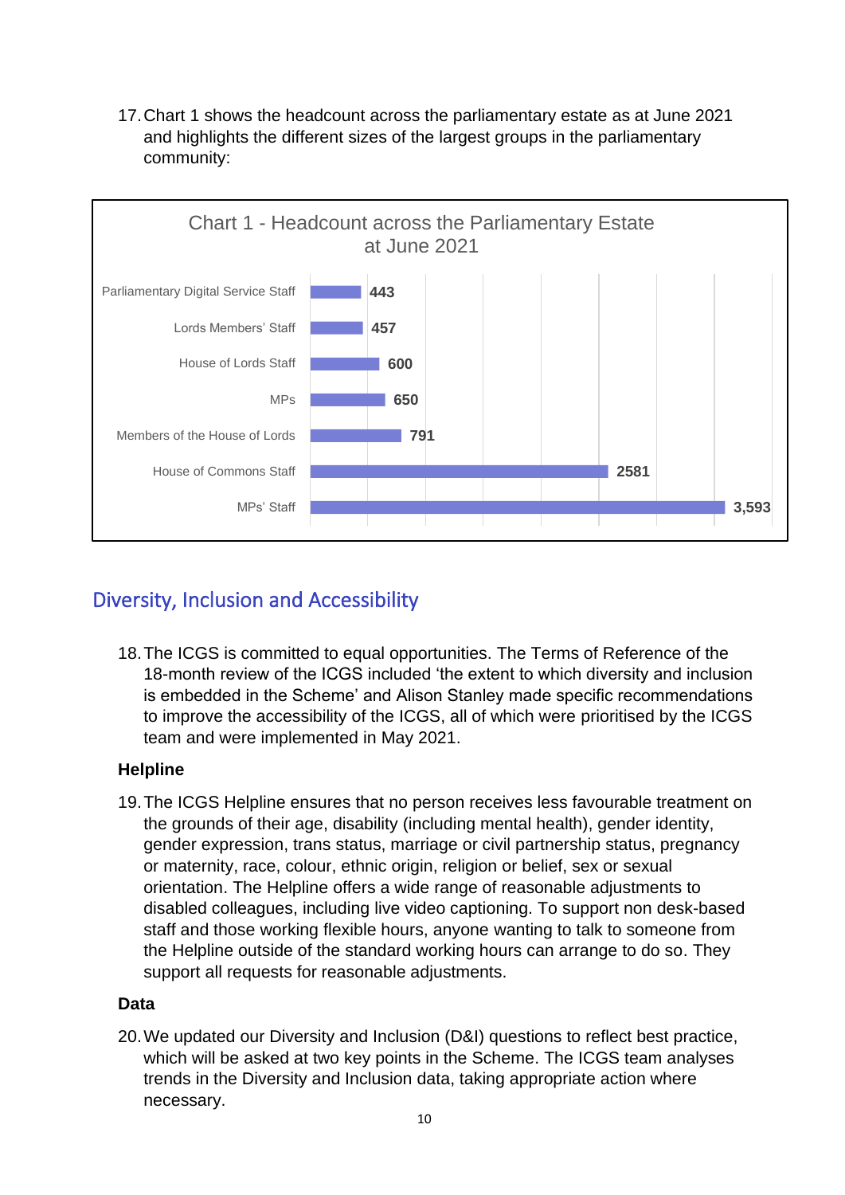17. Chart 1 shows the headcount across the parliamentary estate as at June 2021 and highlights the different sizes of the largest groups in the parliamentary community:

**Chart 1 - Headcount across the Parliamentary Estate at June 2021**

| Group | Headcount |
|---|---|
| Parliamentary Digital Service Staff | 443 |
| Lords Members' Staff | 457 |
| House of Lords Staff | 600 |
| MPs | 650 |
| Members of the House of Lords | 791 |
| House of Commons Staff | 2581 |
| MPs' Staff | 3,593 |

## Diversity, Inclusion and Accessibility

18. The ICGS is committed to equal opportunities. The Terms of Reference of the 18-month review of the ICGS included 'the extent to which diversity and inclusion is embedded in the Scheme' and Alison Stanley made specific recommendations to improve the accessibility of the ICGS, all of which were prioritised by the ICGS team and were implemented in May 2021.

### Helpline

19. The ICGS Helpline ensures that no person receives less favourable treatment on the grounds of their age, disability (including mental health), gender identity, gender expression, trans status, marriage or civil partnership status, pregnancy or maternity, race, colour, ethnic origin, religion or belief, sex or sexual orientation. The Helpline offers a wide range of reasonable adjustments to disabled colleagues, including live video captioning. To support non desk-based staff and those working flexible hours, anyone wanting to talk to someone from the Helpline outside of the standard working hours can arrange to do so. They support all requests for reasonable adjustments.

### Data

20. We updated our Diversity and Inclusion (D&I) questions to reflect best practice, which will be asked at two key points in the Scheme. The ICGS team analyses trends in the Diversity and Inclusion data, taking appropriate action where necessary.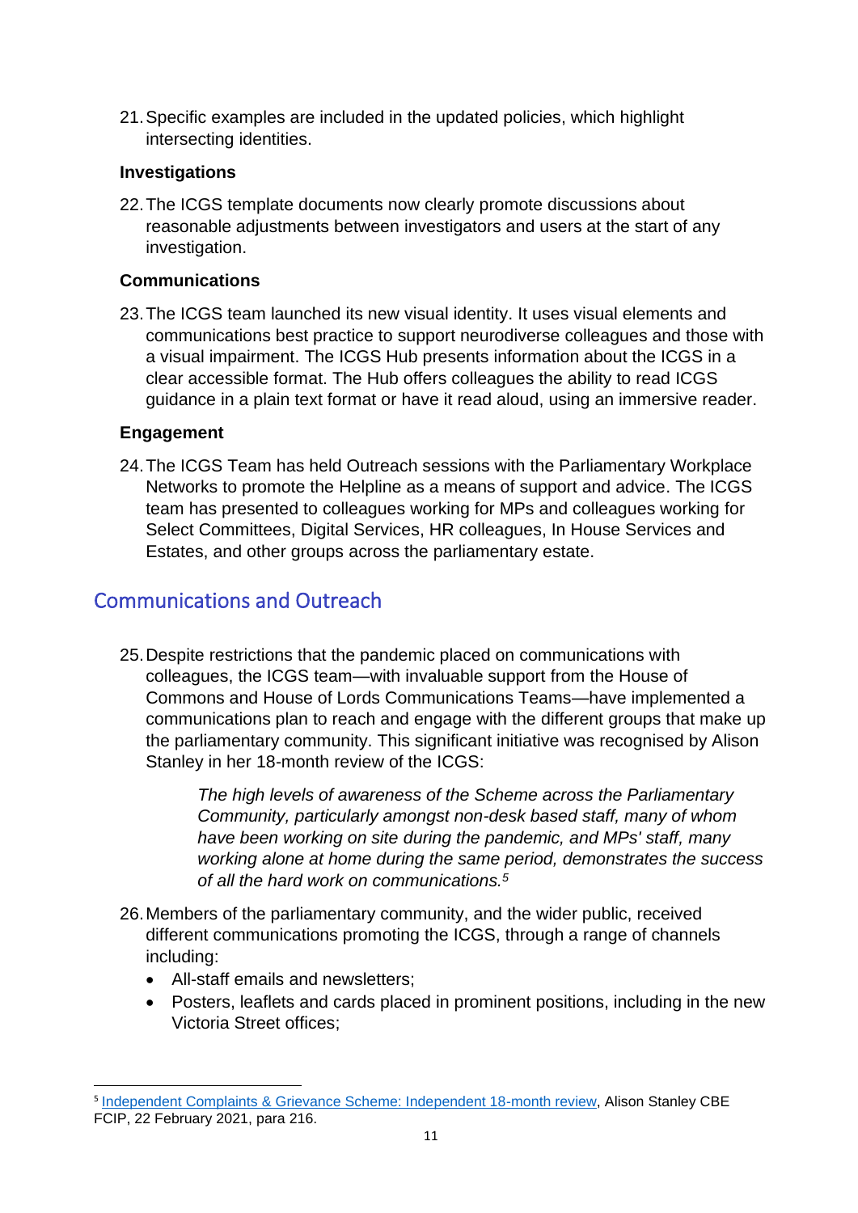21. Specific examples are included in the updated policies, which highlight intersecting identities.

**Investigations**

22. The ICGS template documents now clearly promote discussions about reasonable adjustments between investigators and users at the start of any investigation.

**Communications**

23. The ICGS team launched its new visual identity. It uses visual elements and communications best practice to support neurodiverse colleagues and those with a visual impairment. The ICGS Hub presents information about the ICGS in a clear accessible format. The Hub offers colleagues the ability to read ICGS guidance in a plain text format or have it read aloud, using an immersive reader.

**Engagement**

24. The ICGS Team has held Outreach sessions with the Parliamentary Workplace Networks to promote the Helpline as a means of support and advice. The ICGS team has presented to colleagues working for MPs and colleagues working for Select Committees, Digital Services, HR colleagues, In House Services and Estates, and other groups across the parliamentary estate.

## Communications and Outreach

25. Despite restrictions that the pandemic placed on communications with colleagues, the ICGS team—with invaluable support from the House of Commons and House of Lords Communications Teams—have implemented a communications plan to reach and engage with the different groups that make up the parliamentary community. This significant initiative was recognised by Alison Stanley in her 18-month review of the ICGS:

> *The high levels of awareness of the Scheme across the Parliamentary Community, particularly amongst non-desk based staff, many of whom have been working on site during the pandemic, and MPs' staff, many working alone at home during the same period, demonstrates the success of all the hard work on communications.*[5]

26. Members of the parliamentary community, and the wider public, received different communications promoting the ICGS, through a range of channels including:
    - All-staff emails and newsletters;
    - Posters, leaflets and cards placed in prominent positions, including in the new Victoria Street offices;

---

[5] Independent Complaints & Grievance Scheme: Independent 18-month review, Alison Stanley CBE FCIP, 22 February 2021, para 216.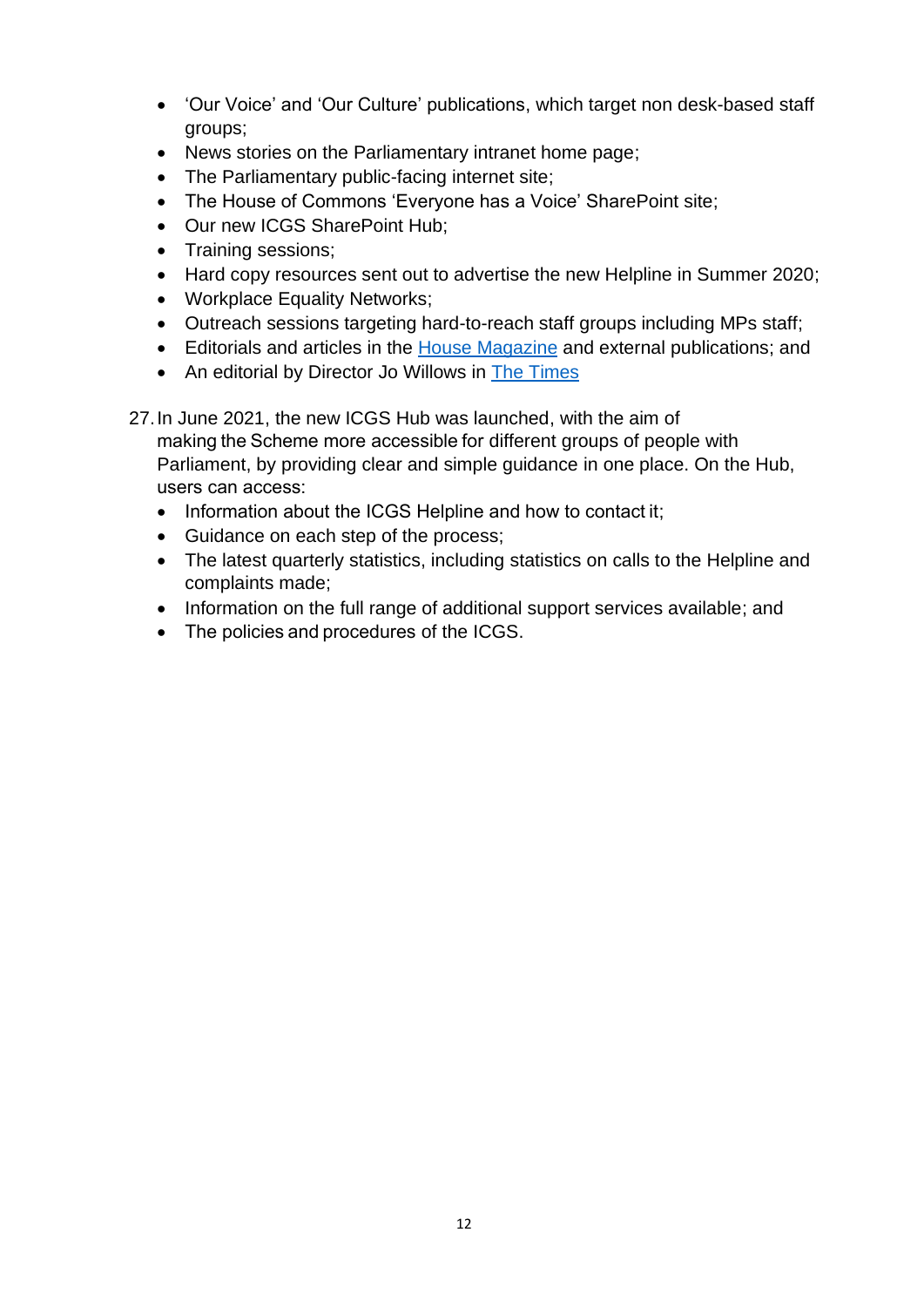- 'Our Voice' and 'Our Culture' publications, which target non desk-based staff groups;
- News stories on the Parliamentary intranet home page;
- The Parliamentary public-facing internet site;
- The House of Commons 'Everyone has a Voice' SharePoint site;
- Our new ICGS SharePoint Hub;
- Training sessions;
- Hard copy resources sent out to advertise the new Helpline in Summer 2020;
- Workplace Equality Networks;
- Outreach sessions targeting hard-to-reach staff groups including MPs staff;
- Editorials and articles in the House Magazine and external publications; and
- An editorial by Director Jo Willows in The Times

27. In June 2021, the new ICGS Hub was launched, with the aim of making the Scheme more accessible for different groups of people with Parliament, by providing clear and simple guidance in one place. On the Hub, users can access:
    - Information about the ICGS Helpline and how to contact it;
    - Guidance on each step of the process;
    - The latest quarterly statistics, including statistics on calls to the Helpline and complaints made;
    - Information on the full range of additional support services available; and
    - The policies and procedures of the ICGS.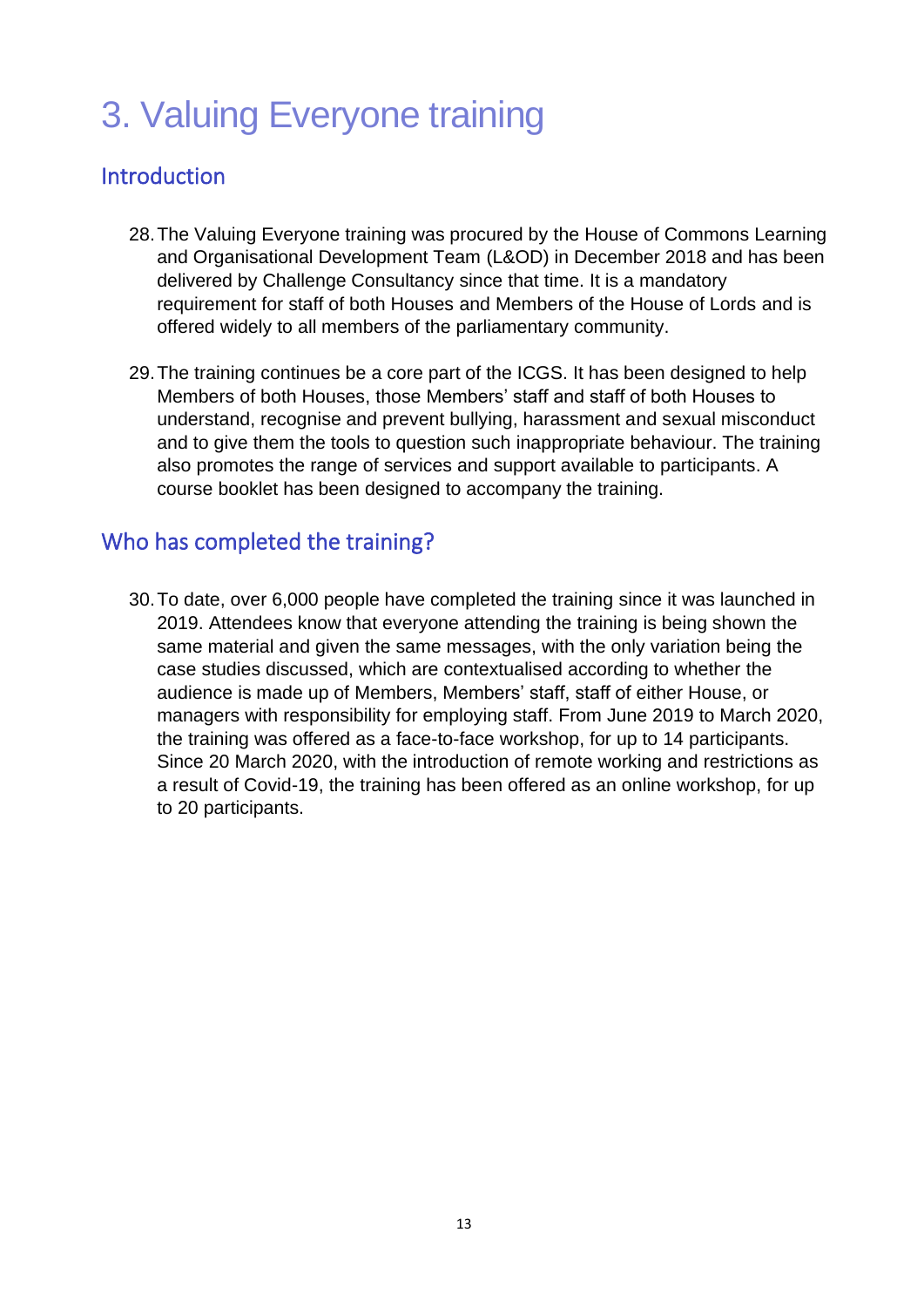# 3. Valuing Everyone training

## Introduction

28. The Valuing Everyone training was procured by the House of Commons Learning and Organisational Development Team (L&OD) in December 2018 and has been delivered by Challenge Consultancy since that time. It is a mandatory requirement for staff of both Houses and Members of the House of Lords and is offered widely to all members of the parliamentary community.

29. The training continues be a core part of the ICGS. It has been designed to help Members of both Houses, those Members' staff and staff of both Houses to understand, recognise and prevent bullying, harassment and sexual misconduct and to give them the tools to question such inappropriate behaviour. The training also promotes the range of services and support available to participants. A course booklet has been designed to accompany the training.

## Who has completed the training?

30. To date, over 6,000 people have completed the training since it was launched in 2019. Attendees know that everyone attending the training is being shown the same material and given the same messages, with the only variation being the case studies discussed, which are contextualised according to whether the audience is made up of Members, Members' staff, staff of either House, or managers with responsibility for employing staff. From June 2019 to March 2020, the training was offered as a face-to-face workshop, for up to 14 participants. Since 20 March 2020, with the introduction of remote working and restrictions as a result of Covid-19, the training has been offered as an online workshop, for up to 20 participants.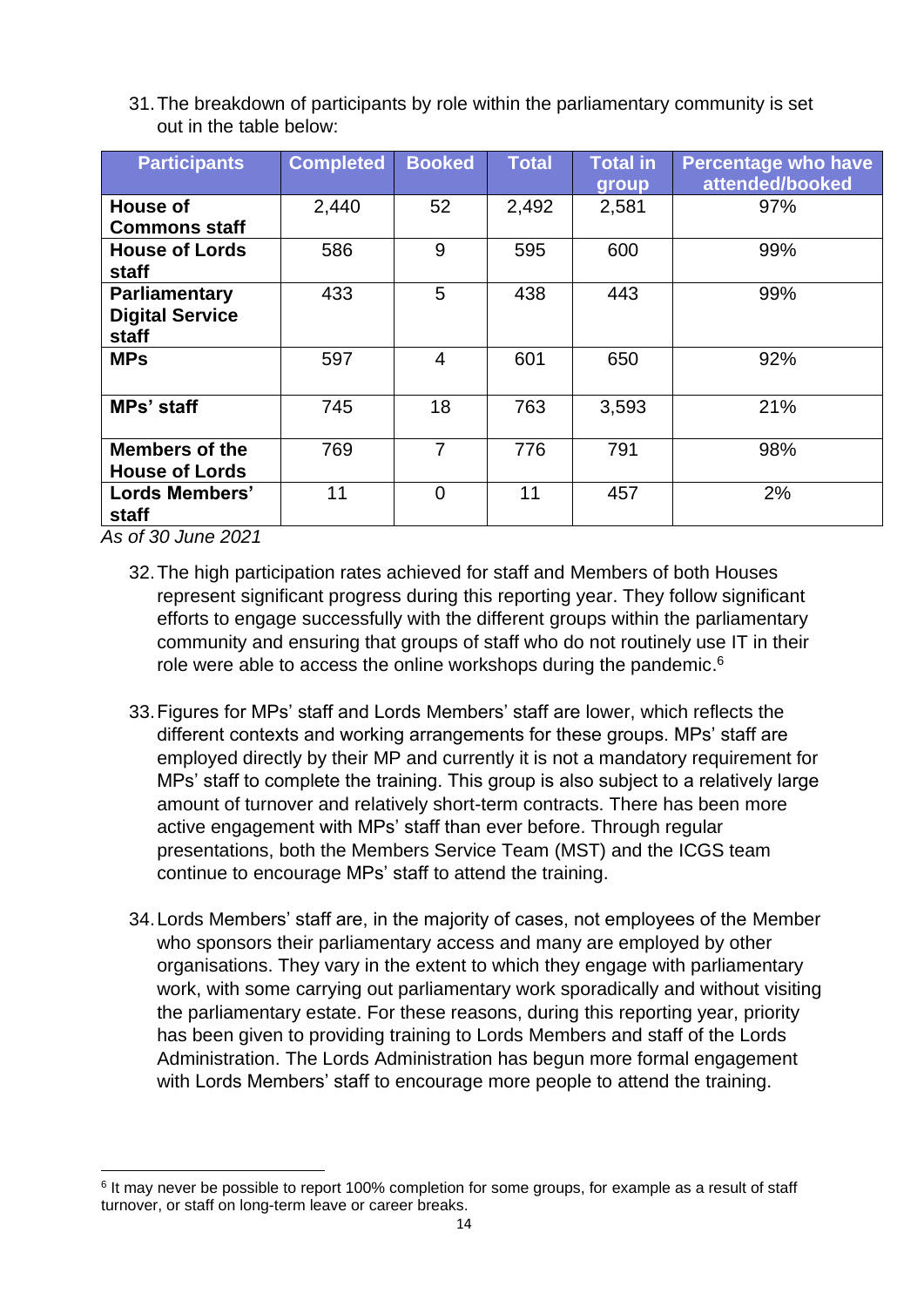31. The breakdown of participants by role within the parliamentary community is set out in the table below:

| Participants | Completed | Booked | Total | Total in group | Percentage who have attended/booked |
|---|---|---|---|---|---|
| **House of Commons staff** | 2,440 | 52 | 2,492 | 2,581 | 97% |
| **House of Lords staff** | 586 | 9 | 595 | 600 | 99% |
| **Parliamentary Digital Service staff** | 433 | 5 | 438 | 443 | 99% |
| **MPs** | 597 | 4 | 601 | 650 | 92% |
| **MPs' staff** | 745 | 18 | 763 | 3,593 | 21% |
| **Members of the House of Lords** | 769 | 7 | 776 | 791 | 98% |
| **Lords Members' staff** | 11 | 0 | 11 | 457 | 2% |

*As of 30 June 2021*

32. The high participation rates achieved for staff and Members of both Houses represent significant progress during this reporting year. They follow significant efforts to engage successfully with the different groups within the parliamentary community and ensuring that groups of staff who do not routinely use IT in their role were able to access the online workshops during the pandemic.[6]

33. Figures for MPs' staff and Lords Members' staff are lower, which reflects the different contexts and working arrangements for these groups. MPs' staff are employed directly by their MP and currently it is not a mandatory requirement for MPs' staff to complete the training. This group is also subject to a relatively large amount of turnover and relatively short-term contracts. There has been more active engagement with MPs' staff than ever before. Through regular presentations, both the Members Service Team (MST) and the ICGS team continue to encourage MPs' staff to attend the training.

34. Lords Members' staff are, in the majority of cases, not employees of the Member who sponsors their parliamentary access and many are employed by other organisations. They vary in the extent to which they engage with parliamentary work, with some carrying out parliamentary work sporadically and without visiting the parliamentary estate. For these reasons, during this reporting year, priority has been given to providing training to Lords Members and staff of the Lords Administration. The Lords Administration has begun more formal engagement with Lords Members' staff to encourage more people to attend the training.

[6] It may never be possible to report 100% completion for some groups, for example as a result of staff turnover, or staff on long-term leave or career breaks.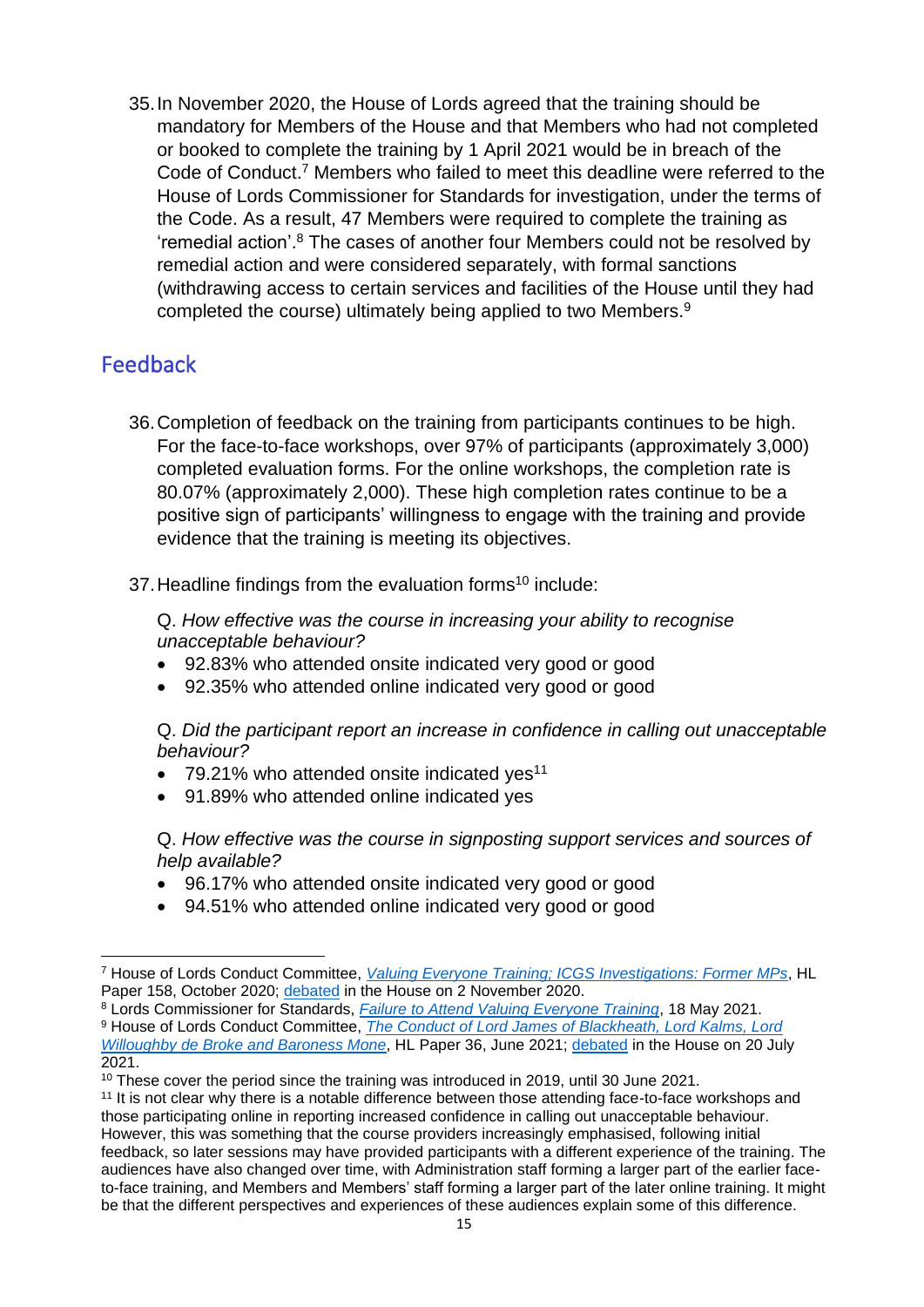35. In November 2020, the House of Lords agreed that the training should be mandatory for Members of the House and that Members who had not completed or booked to complete the training by 1 April 2021 would be in breach of the Code of Conduct.[7] Members who failed to meet this deadline were referred to the House of Lords Commissioner for Standards for investigation, under the terms of the Code. As a result, 47 Members were required to complete the training as 'remedial action'.[8] The cases of another four Members could not be resolved by remedial action and were considered separately, with formal sanctions (withdrawing access to certain services and facilities of the House until they had completed the course) ultimately being applied to two Members.[9]

## Feedback

36. Completion of feedback on the training from participants continues to be high. For the face-to-face workshops, over 97% of participants (approximately 3,000) completed evaluation forms. For the online workshops, the completion rate is 80.07% (approximately 2,000). These high completion rates continue to be a positive sign of participants' willingness to engage with the training and provide evidence that the training is meeting its objectives.

37. Headline findings from the evaluation forms[10] include:

Q. *How effective was the course in increasing your ability to recognise unacceptable behaviour?*

- 92.83% who attended onsite indicated very good or good
- 92.35% who attended online indicated very good or good

Q. *Did the participant report an increase in confidence in calling out unacceptable behaviour?*

- 79.21% who attended onsite indicated yes[11]
- 91.89% who attended online indicated yes

Q. *How effective was the course in signposting support services and sources of help available?*

- 96.17% who attended onsite indicated very good or good
- 94.51% who attended online indicated very good or good

---

[7] House of Lords Conduct Committee, *Valuing Everyone Training; ICGS Investigations: Former MPs*, HL Paper 158, October 2020; debated in the House on 2 November 2020.

[8] Lords Commissioner for Standards, *Failure to Attend Valuing Everyone Training*, 18 May 2021.

[9] House of Lords Conduct Committee, *The Conduct of Lord James of Blackheath, Lord Kalms, Lord Willoughby de Broke and Baroness Mone*, HL Paper 36, June 2021; debated in the House on 20 July 2021.

[10] These cover the period since the training was introduced in 2019, until 30 June 2021.

[11] It is not clear why there is a notable difference between those attending face-to-face workshops and those participating online in reporting increased confidence in calling out unacceptable behaviour. However, this was something that the course providers increasingly emphasised, following initial feedback, so later sessions may have provided participants with a different experience of the training. The audiences have also changed over time, with Administration staff forming a larger part of the earlier face-to-face training, and Members and Members' staff forming a larger part of the later online training. It might be that the different perspectives and experiences of these audiences explain some of this difference.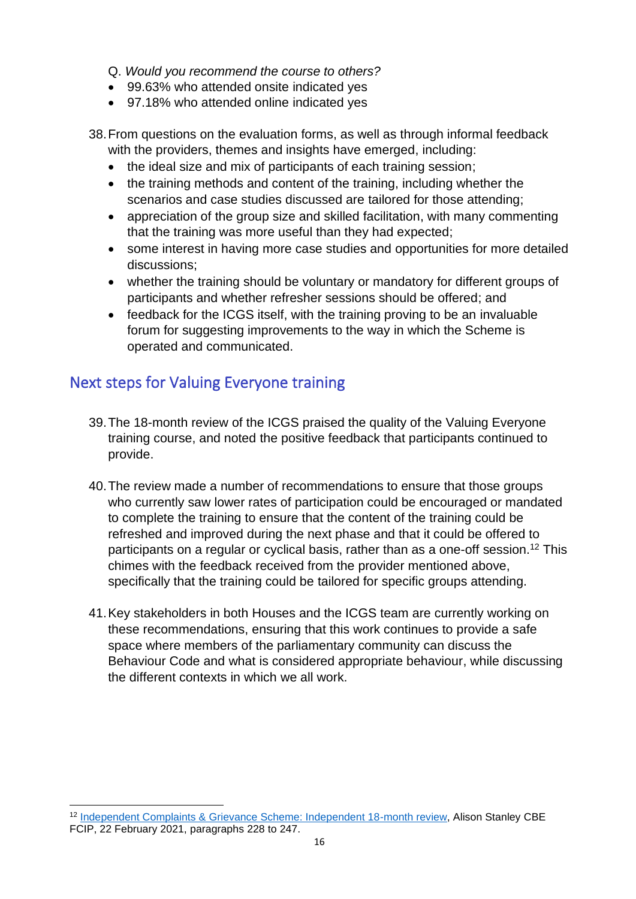Q. *Would you recommend the course to others?*

- 99.63% who attended onsite indicated yes
- 97.18% who attended online indicated yes

38. From questions on the evaluation forms, as well as through informal feedback with the providers, themes and insights have emerged, including:
    - the ideal size and mix of participants of each training session;
    - the training methods and content of the training, including whether the scenarios and case studies discussed are tailored for those attending;
    - appreciation of the group size and skilled facilitation, with many commenting that the training was more useful than they had expected;
    - some interest in having more case studies and opportunities for more detailed discussions;
    - whether the training should be voluntary or mandatory for different groups of participants and whether refresher sessions should be offered; and
    - feedback for the ICGS itself, with the training proving to be an invaluable forum for suggesting improvements to the way in which the Scheme is operated and communicated.

## Next steps for Valuing Everyone training

39. The 18-month review of the ICGS praised the quality of the Valuing Everyone training course, and noted the positive feedback that participants continued to provide.

40. The review made a number of recommendations to ensure that those groups who currently saw lower rates of participation could be encouraged or mandated to complete the training to ensure that the content of the training could be refreshed and improved during the next phase and that it could be offered to participants on a regular or cyclical basis, rather than as a one-off session.[12] This chimes with the feedback received from the provider mentioned above, specifically that the training could be tailored for specific groups attending.

41. Key stakeholders in both Houses and the ICGS team are currently working on these recommendations, ensuring that this work continues to provide a safe space where members of the parliamentary community can discuss the Behaviour Code and what is considered appropriate behaviour, while discussing the different contexts in which we all work.

---

[12] Independent Complaints & Grievance Scheme: Independent 18-month review, Alison Stanley CBE FCIP, 22 February 2021, paragraphs 228 to 247.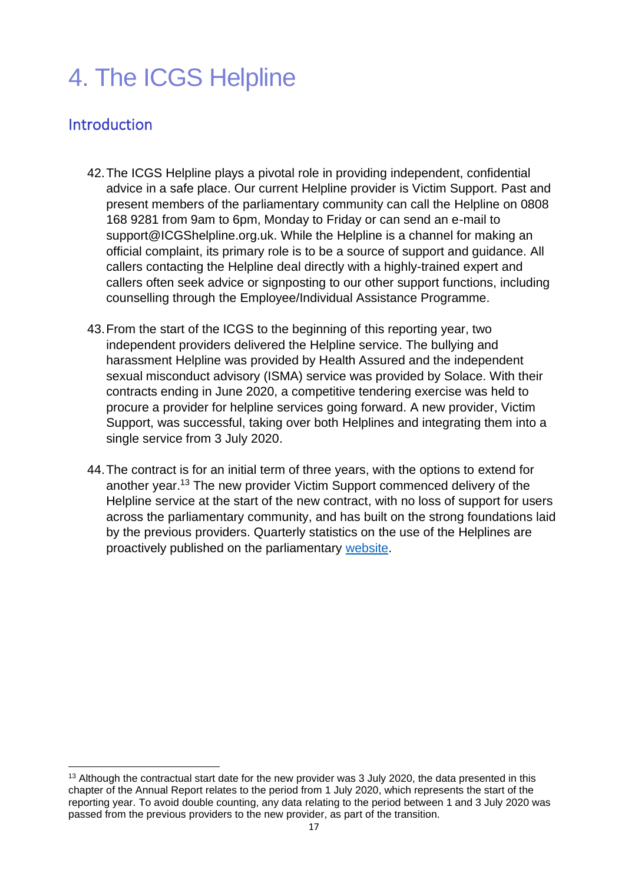# 4. The ICGS Helpline

## Introduction

42. The ICGS Helpline plays a pivotal role in providing independent, confidential advice in a safe place. Our current Helpline provider is Victim Support. Past and present members of the parliamentary community can call the Helpline on 0808 168 9281 from 9am to 6pm, Monday to Friday or can send an e-mail to support@ICGShelpline.org.uk. While the Helpline is a channel for making an official complaint, its primary role is to be a source of support and guidance. All callers contacting the Helpline deal directly with a highly-trained expert and callers often seek advice or signposting to our other support functions, including counselling through the Employee/Individual Assistance Programme.

43. From the start of the ICGS to the beginning of this reporting year, two independent providers delivered the Helpline service. The bullying and harassment Helpline was provided by Health Assured and the independent sexual misconduct advisory (ISMA) service was provided by Solace. With their contracts ending in June 2020, a competitive tendering exercise was held to procure a provider for helpline services going forward. A new provider, Victim Support, was successful, taking over both Helplines and integrating them into a single service from 3 July 2020.

44. The contract is for an initial term of three years, with the options to extend for another year.[13] The new provider Victim Support commenced delivery of the Helpline service at the start of the new contract, with no loss of support for users across the parliamentary community, and has built on the strong foundations laid by the previous providers. Quarterly statistics on the use of the Helplines are proactively published on the parliamentary website.

[13] Although the contractual start date for the new provider was 3 July 2020, the data presented in this chapter of the Annual Report relates to the period from 1 July 2020, which represents the start of the reporting year. To avoid double counting, any data relating to the period between 1 and 3 July 2020 was passed from the previous providers to the new provider, as part of the transition.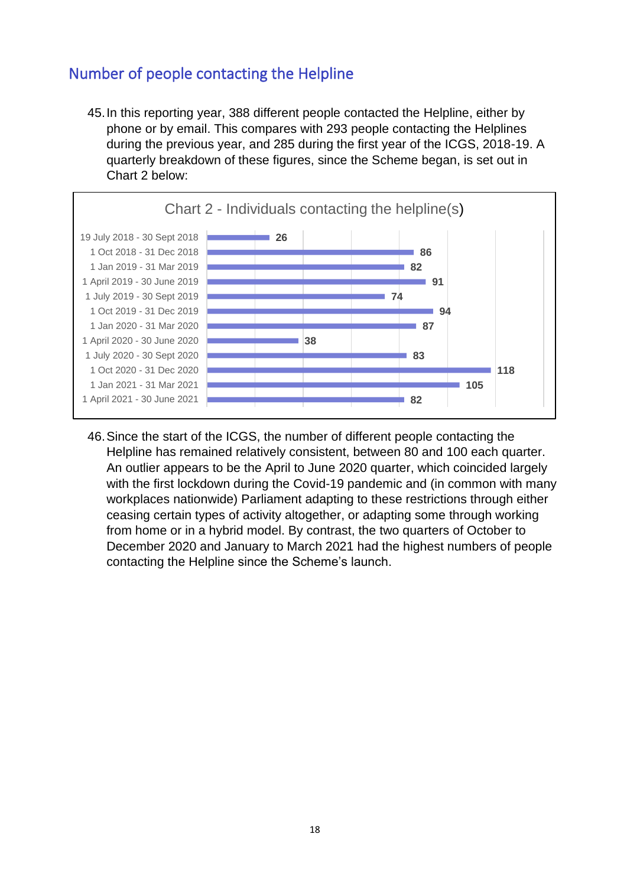## Number of people contacting the Helpline

45. In this reporting year, 388 different people contacted the Helpline, either by phone or by email. This compares with 293 people contacting the Helplines during the previous year, and 285 during the first year of the ICGS, 2018-19. A quarterly breakdown of these figures, since the Scheme began, is set out in Chart 2 below:

**Chart 2 - Individuals contacting the helpline(s)**

| Period | Individuals |
| --- | --- |
| 19 July 2018 - 30 Sept 2018 | 26 |
| 1 Oct 2018 - 31 Dec 2018 | 86 |
| 1 Jan 2019 - 31 Mar 2019 | 82 |
| 1 April 2019 - 30 June 2019 | 91 |
| 1 July 2019 - 30 Sept 2019 | 74 |
| 1 Oct 2019 - 31 Dec 2019 | 94 |
| 1 Jan 2020 - 31 Mar 2020 | 87 |
| 1 April 2020 - 30 June 2020 | 38 |
| 1 July 2020 - 30 Sept 2020 | 83 |
| 1 Oct 2020 - 31 Dec 2020 | 118 |
| 1 Jan 2021 - 31 Mar 2021 | 105 |
| 1 April 2021 - 30 June 2021 | 82 |

46. Since the start of the ICGS, the number of different people contacting the Helpline has remained relatively consistent, between 80 and 100 each quarter. An outlier appears to be the April to June 2020 quarter, which coincided largely with the first lockdown during the Covid-19 pandemic and (in common with many workplaces nationwide) Parliament adapting to these restrictions through either ceasing certain types of activity altogether, or adapting some through working from home or in a hybrid model. By contrast, the two quarters of October to December 2020 and January to March 2021 had the highest numbers of people contacting the Helpline since the Scheme's launch.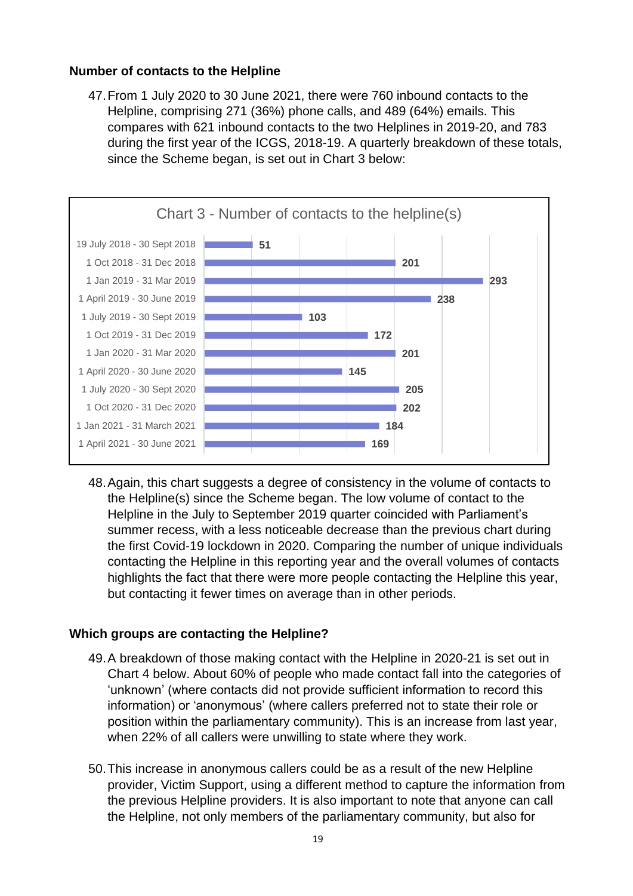### Number of contacts to the Helpline

47. From 1 July 2020 to 30 June 2021, there were 760 inbound contacts to the Helpline, comprising 271 (36%) phone calls, and 489 (64%) emails. This compares with 621 inbound contacts to the two Helplines in 2019-20, and 783 during the first year of the ICGS, 2018-19. A quarterly breakdown of these totals, since the Scheme began, is set out in Chart 3 below:

**Chart 3 - Number of contacts to the helpline(s)**

| Period | Contacts |
|---|---|
| 19 July 2018 - 30 Sept 2018 | 51 |
| 1 Oct 2018 - 31 Dec 2018 | 201 |
| 1 Jan 2019 - 31 Mar 2019 | 293 |
| 1 April 2019 - 30 June 2019 | 238 |
| 1 July 2019 - 30 Sept 2019 | 103 |
| 1 Oct 2019 - 31 Dec 2019 | 172 |
| 1 Jan 2020 - 31 Mar 2020 | 201 |
| 1 April 2020 - 30 June 2020 | 145 |
| 1 July 2020 - 30 Sept 2020 | 205 |
| 1 Oct 2020 - 31 Dec 2020 | 202 |
| 1 Jan 2021 - 31 March 2021 | 184 |
| 1 April 2021 - 30 June 2021 | 169 |

48. Again, this chart suggests a degree of consistency in the volume of contacts to the Helpline(s) since the Scheme began. The low volume of contact to the Helpline in the July to September 2019 quarter coincided with Parliament's summer recess, with a less noticeable decrease than the previous chart during the first Covid-19 lockdown in 2020. Comparing the number of unique individuals contacting the Helpline in this reporting year and the overall volumes of contacts highlights the fact that there were more people contacting the Helpline this year, but contacting it fewer times on average than in other periods.

### Which groups are contacting the Helpline?

49. A breakdown of those making contact with the Helpline in 2020-21 is set out in Chart 4 below. About 60% of people who made contact fall into the categories of 'unknown' (where contacts did not provide sufficient information to record this information) or 'anonymous' (where callers preferred not to state their role or position within the parliamentary community). This is an increase from last year, when 22% of all callers were unwilling to state where they work.

50. This increase in anonymous callers could be as a result of the new Helpline provider, Victim Support, using a different method to capture the information from the previous Helpline providers. It is also important to note that anyone can call the Helpline, not only members of the parliamentary community, but also for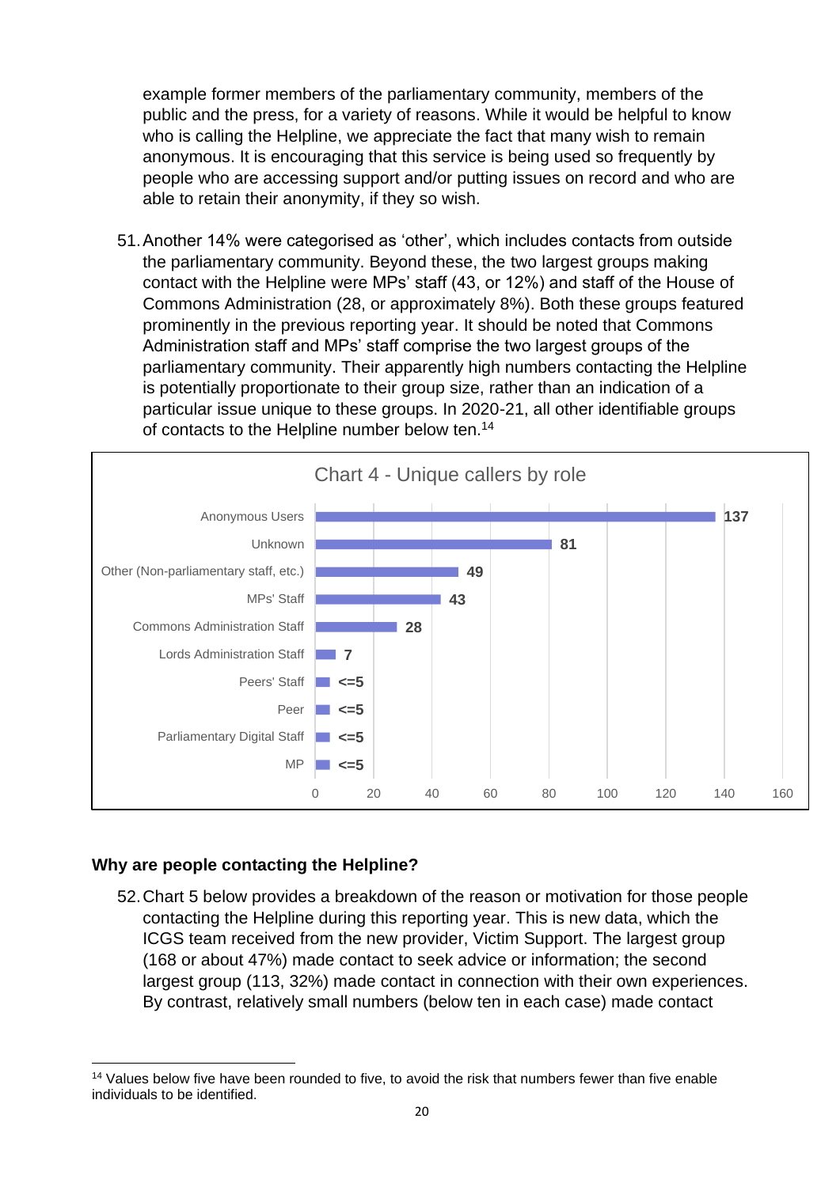example former members of the parliamentary community, members of the public and the press, for a variety of reasons. While it would be helpful to know who is calling the Helpline, we appreciate the fact that many wish to remain anonymous. It is encouraging that this service is being used so frequently by people who are accessing support and/or putting issues on record and who are able to retain their anonymity, if they so wish.

51. Another 14% were categorised as 'other', which includes contacts from outside the parliamentary community. Beyond these, the two largest groups making contact with the Helpline were MPs' staff (43, or 12%) and staff of the House of Commons Administration (28, or approximately 8%). Both these groups featured prominently in the previous reporting year. It should be noted that Commons Administration staff and MPs' staff comprise the two largest groups of the parliamentary community. Their apparently high numbers contacting the Helpline is potentially proportionate to their group size, rather than an indication of a particular issue unique to these groups. In 2020-21, all other identifiable groups of contacts to the Helpline number below ten.[14]

**Chart 4 - Unique callers by role**

| Role | Unique callers |
| --- | --- |
| Anonymous Users | 137 |
| Unknown | 81 |
| Other (Non-parliamentary staff, etc.) | 49 |
| MPs' Staff | 43 |
| Commons Administration Staff | 28 |
| Lords Administration Staff | 7 |
| Peers' Staff | <=5 |
| Peer | <=5 |
| Parliamentary Digital Staff | <=5 |
| MP | <=5 |

### Why are people contacting the Helpline?

52. Chart 5 below provides a breakdown of the reason or motivation for those people contacting the Helpline during this reporting year. This is new data, which the ICGS team received from the new provider, Victim Support. The largest group (168 or about 47%) made contact to seek advice or information; the second largest group (113, 32%) made contact in connection with their own experiences. By contrast, relatively small numbers (below ten in each case) made contact

[14] Values below five have been rounded to five, to avoid the risk that numbers fewer than five enable individuals to be identified.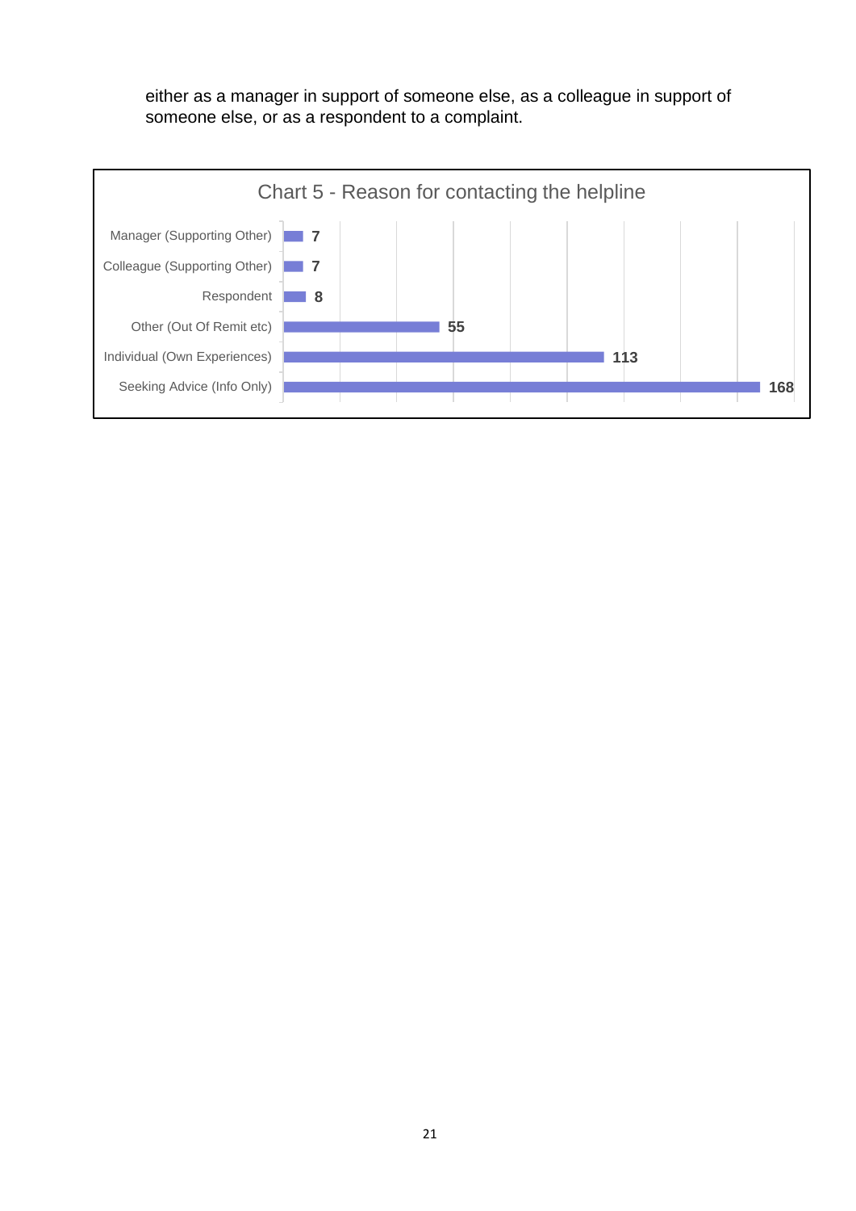either as a manager in support of someone else, as a colleague in support of someone else, or as a respondent to a complaint.

Chart 5 - Reason for contacting the helpline

| Reason | Count |
|---|---|
| Manager (Supporting Other) | 7 |
| Colleague (Supporting Other) | 7 |
| Respondent | 8 |
| Other (Out Of Remit etc) | 55 |
| Individual (Own Experiences) | 113 |
| Seeking Advice (Info Only) | 168 |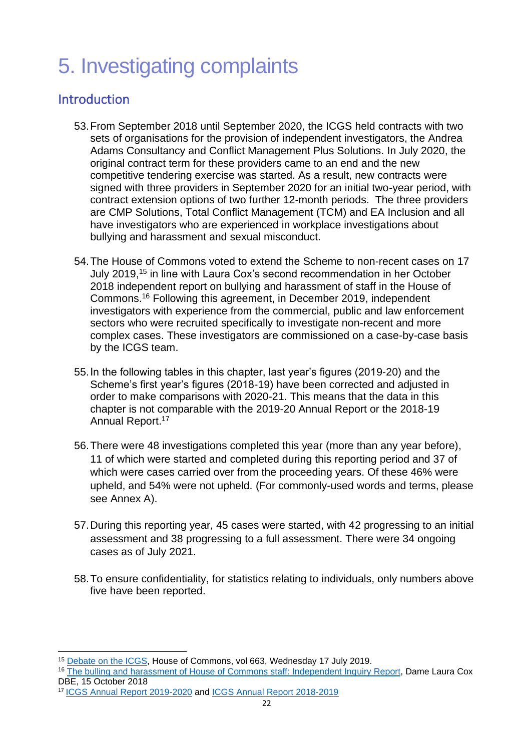# 5. Investigating complaints

## Introduction

53. From September 2018 until September 2020, the ICGS held contracts with two sets of organisations for the provision of independent investigators, the Andrea Adams Consultancy and Conflict Management Plus Solutions. In July 2020, the original contract term for these providers came to an end and the new competitive tendering exercise was started. As a result, new contracts were signed with three providers in September 2020 for an initial two-year period, with contract extension options of two further 12-month periods. The three providers are CMP Solutions, Total Conflict Management (TCM) and EA Inclusion and all have investigators who are experienced in workplace investigations about bullying and harassment and sexual misconduct.

54. The House of Commons voted to extend the Scheme to non-recent cases on 17 July 2019,[15] in line with Laura Cox's second recommendation in her October 2018 independent report on bullying and harassment of staff in the House of Commons.[16] Following this agreement, in December 2019, independent investigators with experience from the commercial, public and law enforcement sectors who were recruited specifically to investigate non-recent and more complex cases. These investigators are commissioned on a case-by-case basis by the ICGS team.

55. In the following tables in this chapter, last year's figures (2019-20) and the Scheme's first year's figures (2018-19) have been corrected and adjusted in order to make comparisons with 2020-21. This means that the data in this chapter is not comparable with the 2019-20 Annual Report or the 2018-19 Annual Report.[17]

56. There were 48 investigations completed this year (more than any year before), 11 of which were started and completed during this reporting period and 37 of which were cases carried over from the proceeding years. Of these 46% were upheld, and 54% were not upheld. (For commonly-used words and terms, please see Annex A).

57. During this reporting year, 45 cases were started, with 42 progressing to an initial assessment and 38 progressing to a full assessment. There were 34 ongoing cases as of July 2021.

58. To ensure confidentiality, for statistics relating to individuals, only numbers above five have been reported.

---

[15] Debate on the ICGS, House of Commons, vol 663, Wednesday 17 July 2019.

[16] The bulling and harassment of House of Commons staff: Independent Inquiry Report, Dame Laura Cox DBE, 15 October 2018

[17] ICGS Annual Report 2019-2020 and ICGS Annual Report 2018-2019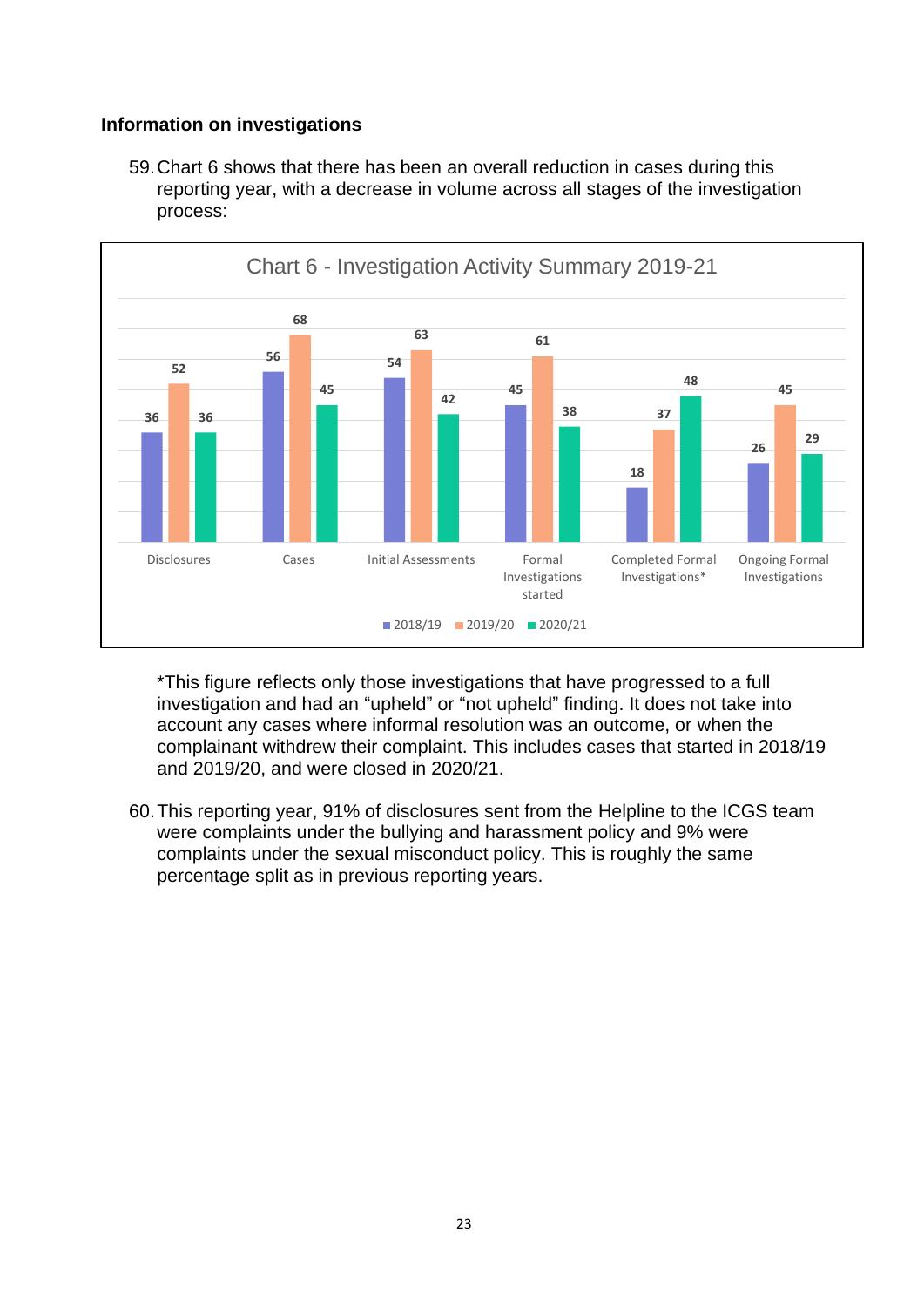### Information on investigations

59. Chart 6 shows that there has been an overall reduction in cases during this reporting year, with a decrease in volume across all stages of the investigation process:

**Chart 6 - Investigation Activity Summary 2019-21**

| | 2018/19 | 2019/20 | 2020/21 |
|---|---|---|---|
| Disclosures | 36 | 52 | 36 |
| Cases | 56 | 68 | 45 |
| Initial Assessments | 54 | 63 | 42 |
| Formal Investigations started | 45 | 61 | 38 |
| Completed Formal Investigations* | 18 | 37 | 48 |
| Ongoing Formal Investigations | 26 | 45 | 29 |

*This figure reflects only those investigations that have progressed to a full investigation and had an "upheld" or "not upheld" finding. It does not take into account any cases where informal resolution was an outcome, or when the complainant withdrew their complaint. This includes cases that started in 2018/19 and 2019/20, and were closed in 2020/21.

60. This reporting year, 91% of disclosures sent from the Helpline to the ICGS team were complaints under the bullying and harassment policy and 9% were complaints under the sexual misconduct policy. This is roughly the same percentage split as in previous reporting years.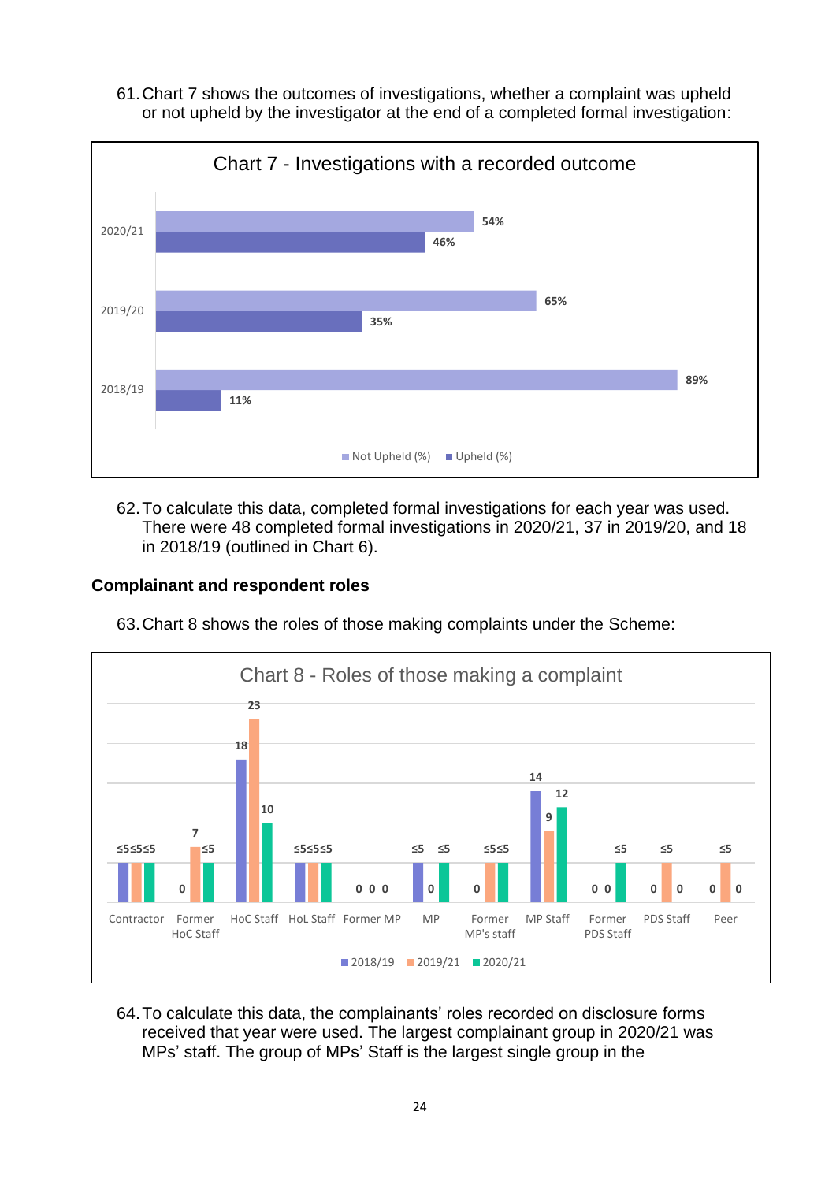61. Chart 7 shows the outcomes of investigations, whether a complaint was upheld or not upheld by the investigator at the end of a completed formal investigation:

**Chart 7 - Investigations with a recorded outcome**

| Year | Not Upheld (%) | Upheld (%) |
|---|---|---|
| 2020/21 | 54% | 46% |
| 2019/20 | 65% | 35% |
| 2018/19 | 89% | 11% |

62. To calculate this data, completed formal investigations for each year was used. There were 48 completed formal investigations in 2020/21, 37 in 2019/20, and 18 in 2018/19 (outlined in Chart 6).

## Complainant and respondent roles

63. Chart 8 shows the roles of those making complaints under the Scheme:

**Chart 8 - Roles of those making a complaint**

| Role | 2018/19 | 2019/21 | 2020/21 |
|---|---|---|---|
| Contractor | ≤5 | ≤5 | ≤5 |
| Former HoC Staff | 0 | 7 | ≤5 |
| HoC Staff | 18 | 23 | 10 |
| HoL Staff | ≤5 | ≤5 | ≤5 |
| Former MP | 0 | 0 | 0 |
| MP | ≤5 | 0 | ≤5 |
| Former MP's staff | 0 | ≤5 | ≤5 |
| MP Staff | 14 | 9 | 12 |
| Former PDS Staff | 0 | 0 | ≤5 |
| PDS Staff | 0 | ≤5 | 0 |
| Peer | 0 | ≤5 | 0 |

64. To calculate this data, the complainants' roles recorded on disclosure forms received that year were used. The largest complainant group in 2020/21 was MPs' staff. The group of MPs' Staff is the largest single group in the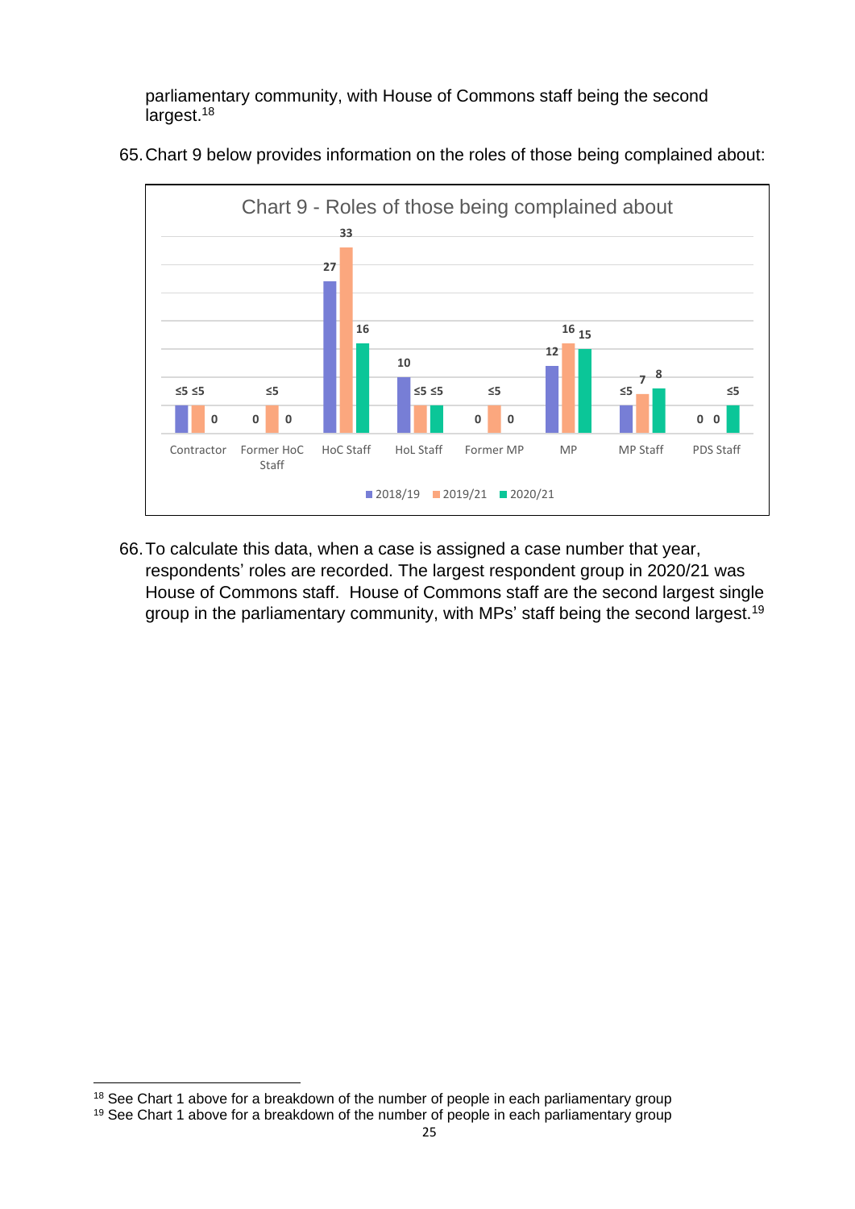parliamentary community, with House of Commons staff being the second largest.[18]

65. Chart 9 below provides information on the roles of those being complained about:

Chart 9 - Roles of those being complained about

| Role | 2018/19 | 2019/21 | 2020/21 |
|---|---|---|---|
| Contractor | ≤5 | ≤5 | 0 |
| Former HoC Staff | 0 | ≤5 | 0 |
| HoC Staff | 27 | 33 | 16 |
| HoL Staff | 10 | ≤5 | ≤5 |
| Former MP | 0 | ≤5 | 0 |
| MP | 12 | 16 | 15 |
| MP Staff | ≤5 | 7 | 8 |
| PDS Staff | 0 | 0 | ≤5 |

66. To calculate this data, when a case is assigned a case number that year, respondents' roles are recorded. The largest respondent group in 2020/21 was House of Commons staff. House of Commons staff are the second largest single group in the parliamentary community, with MPs' staff being the second largest.[19]

[18] See Chart 1 above for a breakdown of the number of people in each parliamentary group

[19] See Chart 1 above for a breakdown of the number of people in each parliamentary group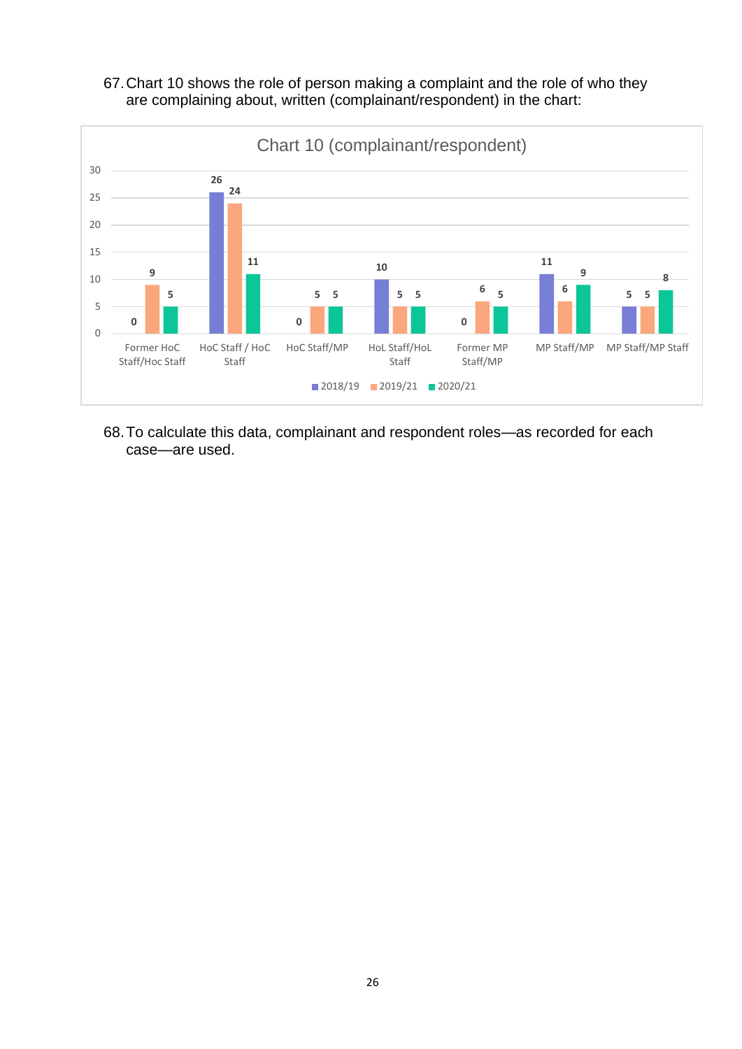67. Chart 10 shows the role of person making a complaint and the role of who they are complaining about, written (complainant/respondent) in the chart:

**Chart 10 (complainant/respondent)**

| Complainant/Respondent | 2018/19 | 2019/21 | 2020/21 |
|---|---|---|---|
| Former HoC Staff/Hoc Staff | 0 | 9 | 5 |
| HoC Staff / HoC Staff | 26 | 24 | 11 |
| HoC Staff/MP | 0 | 5 | 5 |
| HoL Staff/HoL Staff | 10 | 5 | 5 |
| Former MP Staff/MP | 0 | 6 | 5 |
| MP Staff/MP | 11 | 6 | 9 |
| MP Staff/MP Staff | 5 | 5 | 8 |

68. To calculate this data, complainant and respondent roles—as recorded for each case—are used.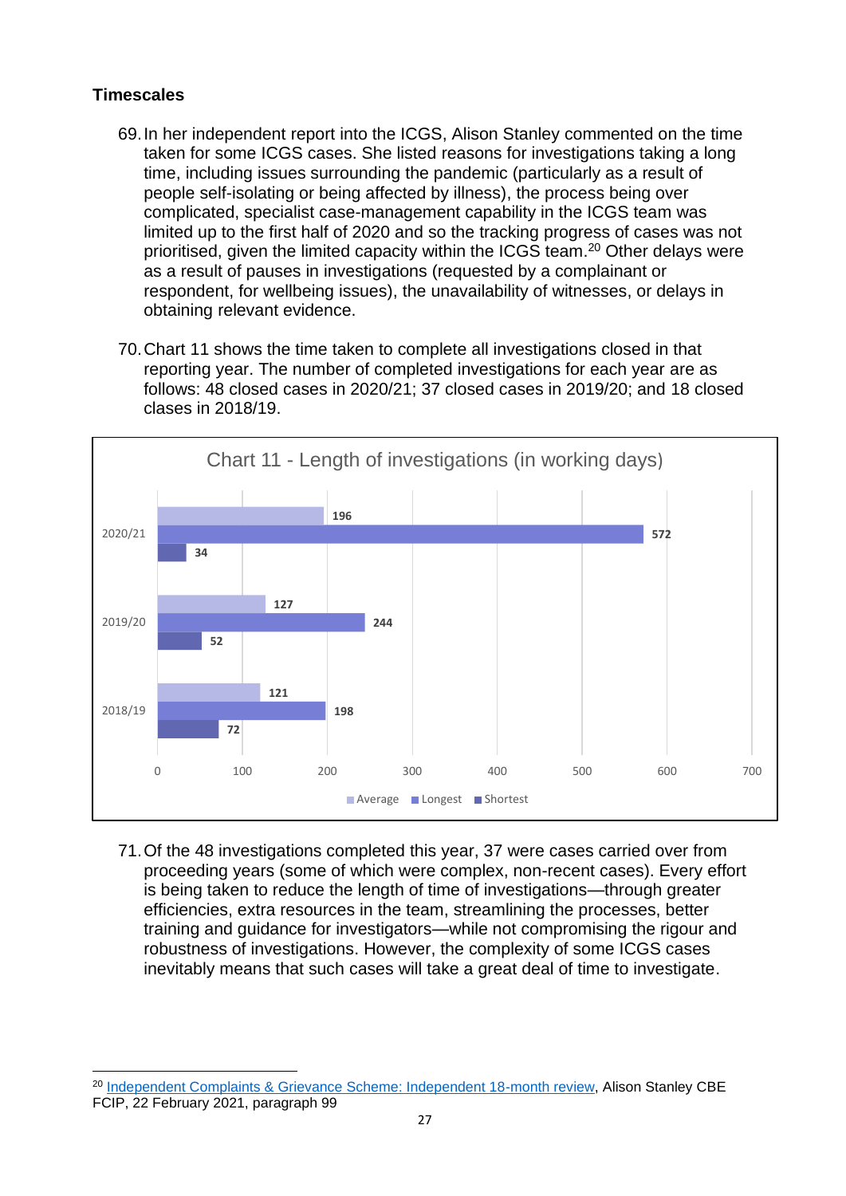### Timescales

69. In her independent report into the ICGS, Alison Stanley commented on the time taken for some ICGS cases. She listed reasons for investigations taking a long time, including issues surrounding the pandemic (particularly as a result of people self-isolating or being affected by illness), the process being over complicated, specialist case-management capability in the ICGS team was limited up to the first half of 2020 and so the tracking progress of cases was not prioritised, given the limited capacity within the ICGS team.[20] Other delays were as a result of pauses in investigations (requested by a complainant or respondent, for wellbeing issues), the unavailability of witnesses, or delays in obtaining relevant evidence.

70. Chart 11 shows the time taken to complete all investigations closed in that reporting year. The number of completed investigations for each year are as follows: 48 closed cases in 2020/21; 37 closed cases in 2019/20; and 18 closed clases in 2018/19.

Chart 11 - Length of investigations (in working days)

| Year | Average | Longest | Shortest |
|---|---|---|---|
| 2020/21 | 196 | 572 | 34 |
| 2019/20 | 127 | 244 | 52 |
| 2018/19 | 121 | 198 | 72 |

71. Of the 48 investigations completed this year, 37 were cases carried over from proceeding years (some of which were complex, non-recent cases). Every effort is being taken to reduce the length of time of investigations—through greater efficiencies, extra resources in the team, streamlining the processes, better training and guidance for investigators—while not compromising the rigour and robustness of investigations. However, the complexity of some ICGS cases inevitably means that such cases will take a great deal of time to investigate.

[20] Independent Complaints & Grievance Scheme: Independent 18-month review, Alison Stanley CBE FCIP, 22 February 2021, paragraph 99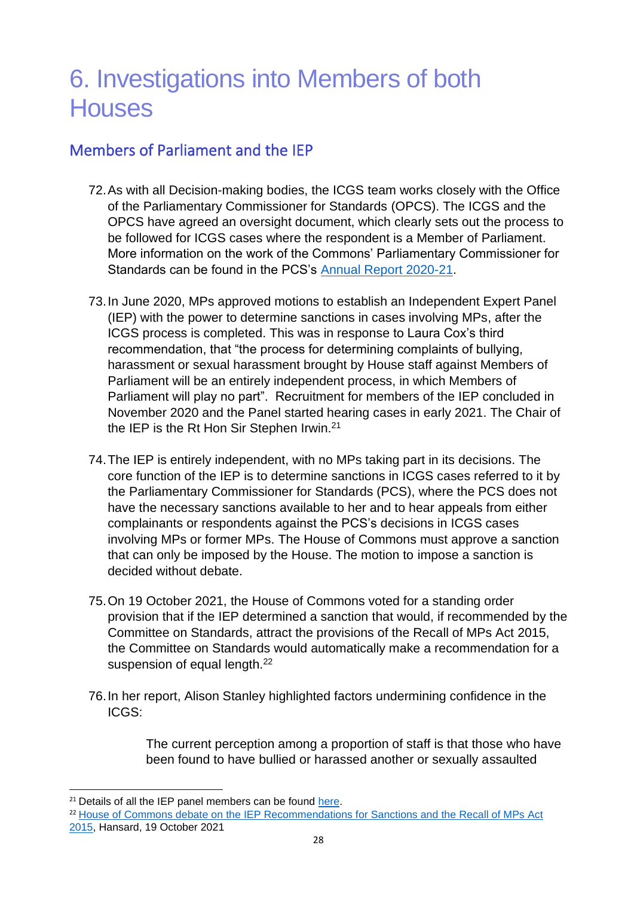# 6. Investigations into Members of both Houses

## Members of Parliament and the IEP

72. As with all Decision-making bodies, the ICGS team works closely with the Office of the Parliamentary Commissioner for Standards (OPCS). The ICGS and the OPCS have agreed an oversight document, which clearly sets out the process to be followed for ICGS cases where the respondent is a Member of Parliament. More information on the work of the Commons' Parliamentary Commissioner for Standards can be found in the PCS's Annual Report 2020-21.

73. In June 2020, MPs approved motions to establish an Independent Expert Panel (IEP) with the power to determine sanctions in cases involving MPs, after the ICGS process is completed. This was in response to Laura Cox's third recommendation, that "the process for determining complaints of bullying, harassment or sexual harassment brought by House staff against Members of Parliament will be an entirely independent process, in which Members of Parliament will play no part". Recruitment for members of the IEP concluded in November 2020 and the Panel started hearing cases in early 2021. The Chair of the IEP is the Rt Hon Sir Stephen Irwin.[21]

74. The IEP is entirely independent, with no MPs taking part in its decisions. The core function of the IEP is to determine sanctions in ICGS cases referred to it by the Parliamentary Commissioner for Standards (PCS), where the PCS does not have the necessary sanctions available to her and to hear appeals from either complainants or respondents against the PCS's decisions in ICGS cases involving MPs or former MPs. The House of Commons must approve a sanction that can only be imposed by the House. The motion to impose a sanction is decided without debate.

75. On 19 October 2021, the House of Commons voted for a standing order provision that if the IEP determined a sanction that would, if recommended by the Committee on Standards, attract the provisions of the Recall of MPs Act 2015, the Committee on Standards would automatically make a recommendation for a suspension of equal length.[22]

76. In her report, Alison Stanley highlighted factors undermining confidence in the ICGS:

> The current perception among a proportion of staff is that those who have been found to have bullied or harassed another or sexually assaulted

[21] Details of all the IEP panel members can be found here.

[22] House of Commons debate on the IEP Recommendations for Sanctions and the Recall of MPs Act 2015, Hansard, 19 October 2021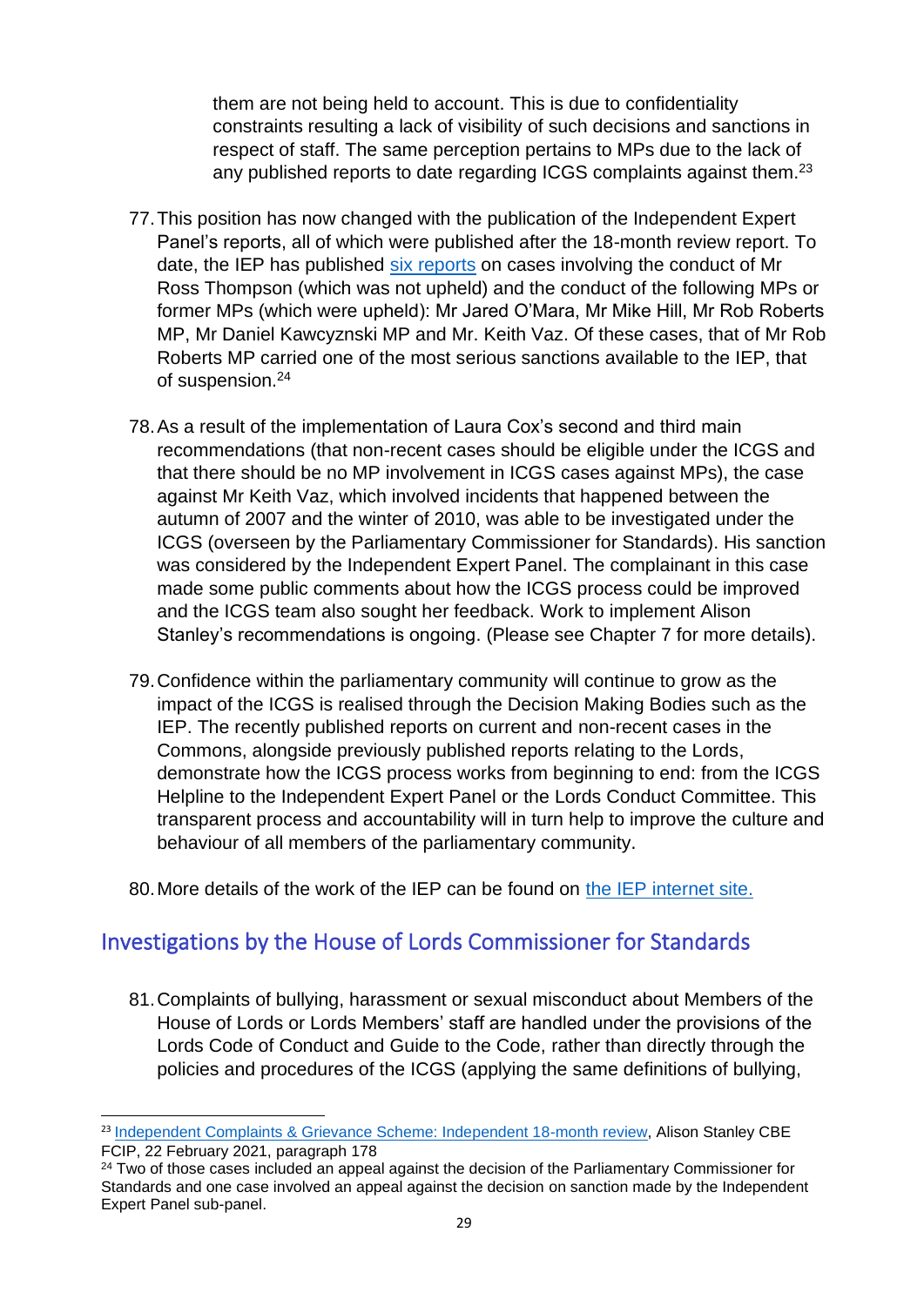them are not being held to account. This is due to confidentiality constraints resulting a lack of visibility of such decisions and sanctions in respect of staff. The same perception pertains to MPs due to the lack of any published reports to date regarding ICGS complaints against them.[23]

77. This position has now changed with the publication of the Independent Expert Panel's reports, all of which were published after the 18-month review report. To date, the IEP has published [six reports](#) on cases involving the conduct of Mr Ross Thompson (which was not upheld) and the conduct of the following MPs or former MPs (which were upheld): Mr Jared O'Mara, Mr Mike Hill, Mr Rob Roberts MP, Mr Daniel Kawczynski MP and Mr. Keith Vaz. Of these cases, that of Mr Rob Roberts MP carried one of the most serious sanctions available to the IEP, that of suspension.[24]

78. As a result of the implementation of Laura Cox's second and third main recommendations (that non-recent cases should be eligible under the ICGS and that there should be no MP involvement in ICGS cases against MPs), the case against Mr Keith Vaz, which involved incidents that happened between the autumn of 2007 and the winter of 2010, was able to be investigated under the ICGS (overseen by the Parliamentary Commissioner for Standards). His sanction was considered by the Independent Expert Panel. The complainant in this case made some public comments about how the ICGS process could be improved and the ICGS team also sought her feedback. Work to implement Alison Stanley's recommendations is ongoing. (Please see Chapter 7 for more details).

79. Confidence within the parliamentary community will continue to grow as the impact of the ICGS is realised through the Decision Making Bodies such as the IEP. The recently published reports on current and non-recent cases in the Commons, alongside previously published reports relating to the Lords, demonstrate how the ICGS process works from beginning to end: from the ICGS Helpline to the Independent Expert Panel or the Lords Conduct Committee. This transparent process and accountability will in turn help to improve the culture and behaviour of all members of the parliamentary community.

80. More details of the work of the IEP can be found on [the IEP internet site.](#)

## Investigations by the House of Lords Commissioner for Standards

81. Complaints of bullying, harassment or sexual misconduct about Members of the House of Lords or Lords Members' staff are handled under the provisions of the Lords Code of Conduct and Guide to the Code, rather than directly through the policies and procedures of the ICGS (applying the same definitions of bullying,

---

[23] [Independent Complaints & Grievance Scheme: Independent 18-month review](#), Alison Stanley CBE FCIP, 22 February 2021, paragraph 178

[24] Two of those cases included an appeal against the decision of the Parliamentary Commissioner for Standards and one case involved an appeal against the decision on sanction made by the Independent Expert Panel sub-panel.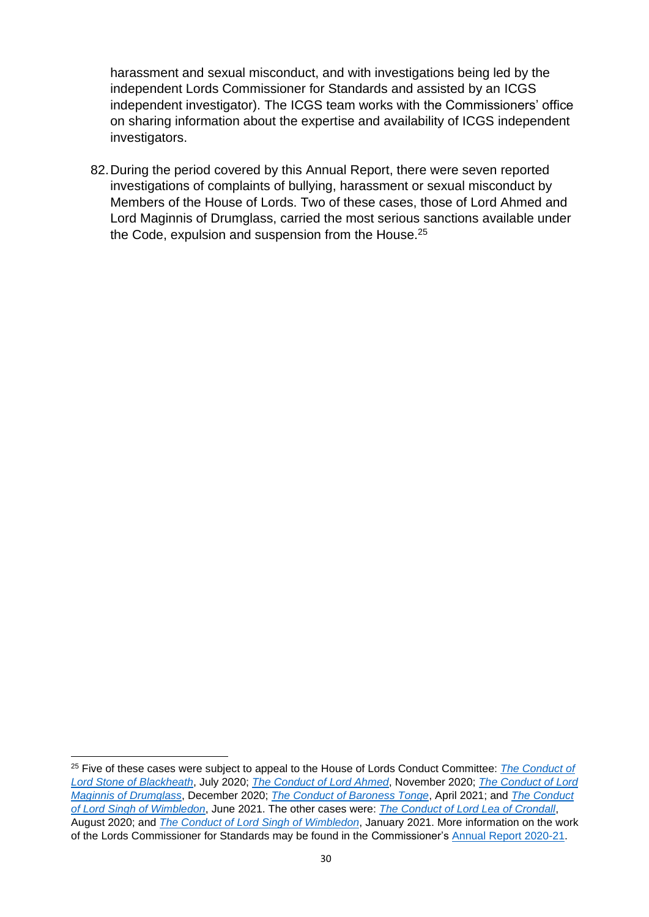harassment and sexual misconduct, and with investigations being led by the independent Lords Commissioner for Standards and assisted by an ICGS independent investigator). The ICGS team works with the Commissioners' office on sharing information about the expertise and availability of ICGS independent investigators.

82. During the period covered by this Annual Report, there were seven reported investigations of complaints of bullying, harassment or sexual misconduct by Members of the House of Lords. Two of these cases, those of Lord Ahmed and Lord Maginnis of Drumglass, carried the most serious sanctions available under the Code, expulsion and suspension from the House.[25]

---

[25] Five of these cases were subject to appeal to the House of Lords Conduct Committee: *The Conduct of Lord Stone of Blackheath*, July 2020; *The Conduct of Lord Ahmed*, November 2020; *The Conduct of Lord Maginnis of Drumglass*, December 2020; *The Conduct of Baroness Tonge*, April 2021; and *The Conduct of Lord Singh of Wimbledon*, June 2021. The other cases were: *The Conduct of Lord Lea of Crondall*, August 2020; and *The Conduct of Lord Singh of Wimbledon*, January 2021. More information on the work of the Lords Commissioner for Standards may be found in the Commissioner's Annual Report 2020-21.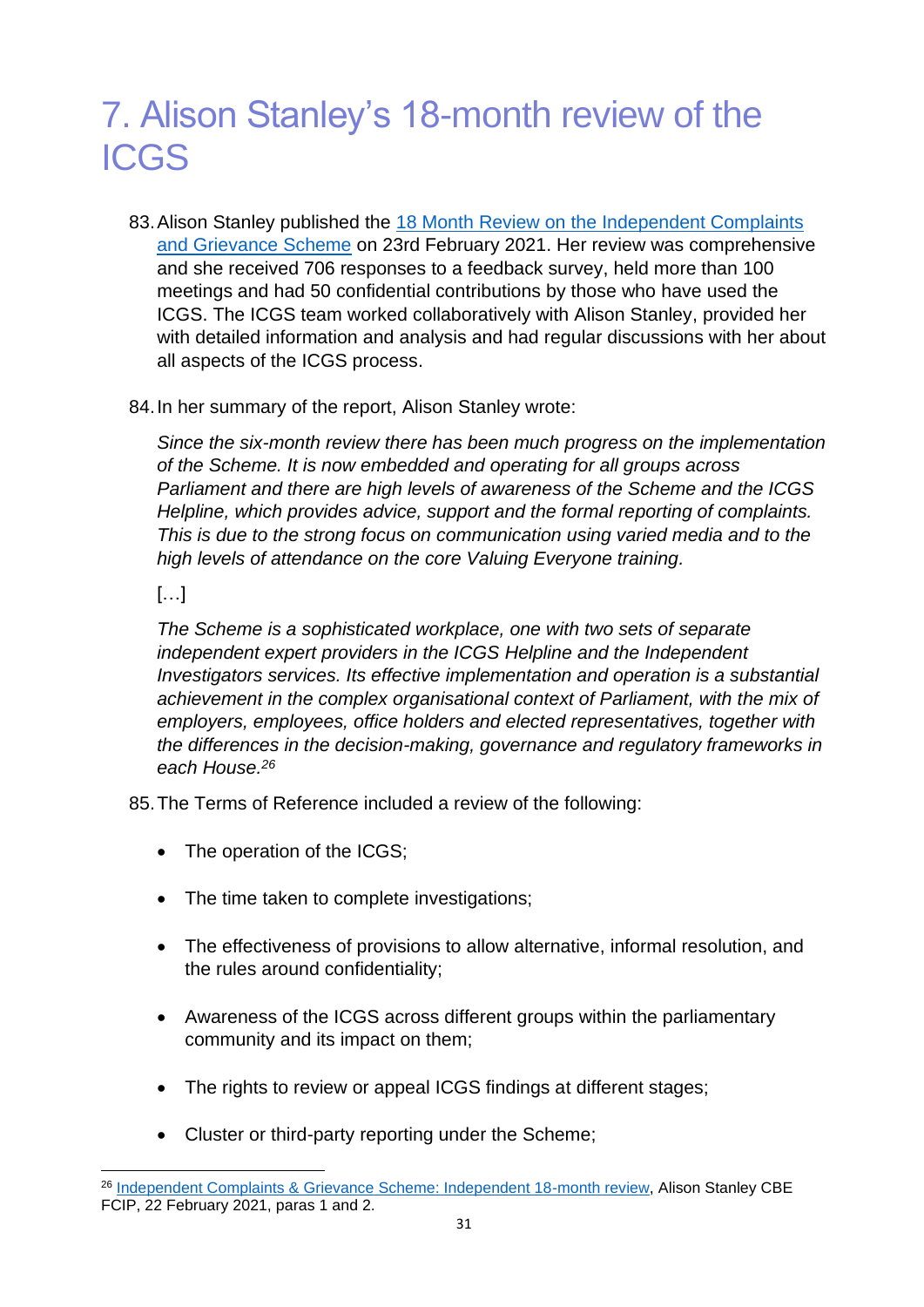# 7. Alison Stanley's 18-month review of the ICGS

83. Alison Stanley published the [18 Month Review on the Independent Complaints and Grievance Scheme](#) on 23rd February 2021. Her review was comprehensive and she received 706 responses to a feedback survey, held more than 100 meetings and had 50 confidential contributions by those who have used the ICGS. The ICGS team worked collaboratively with Alison Stanley, provided her with detailed information and analysis and had regular discussions with her about all aspects of the ICGS process.

84. In her summary of the report, Alison Stanley wrote:

    *Since the six-month review there has been much progress on the implementation of the Scheme. It is now embedded and operating for all groups across Parliament and there are high levels of awareness of the Scheme and the ICGS Helpline, which provides advice, support and the formal reporting of complaints. This is due to the strong focus on communication using varied media and to the high levels of attendance on the core Valuing Everyone training.*

    […]

    *The Scheme is a sophisticated workplace, one with two sets of separate independent expert providers in the ICGS Helpline and the Independent Investigators services. Its effective implementation and operation is a substantial achievement in the complex organisational context of Parliament, with the mix of employers, employees, office holders and elected representatives, together with the differences in the decision-making, governance and regulatory frameworks in each House.*[26]

85. The Terms of Reference included a review of the following:

    - The operation of the ICGS;
    - The time taken to complete investigations;
    - The effectiveness of provisions to allow alternative, informal resolution, and the rules around confidentiality;
    - Awareness of the ICGS across different groups within the parliamentary community and its impact on them;
    - The rights to review or appeal ICGS findings at different stages;
    - Cluster or third-party reporting under the Scheme;

---

[26] [Independent Complaints & Grievance Scheme: Independent 18-month review](#), Alison Stanley CBE FCIP, 22 February 2021, paras 1 and 2.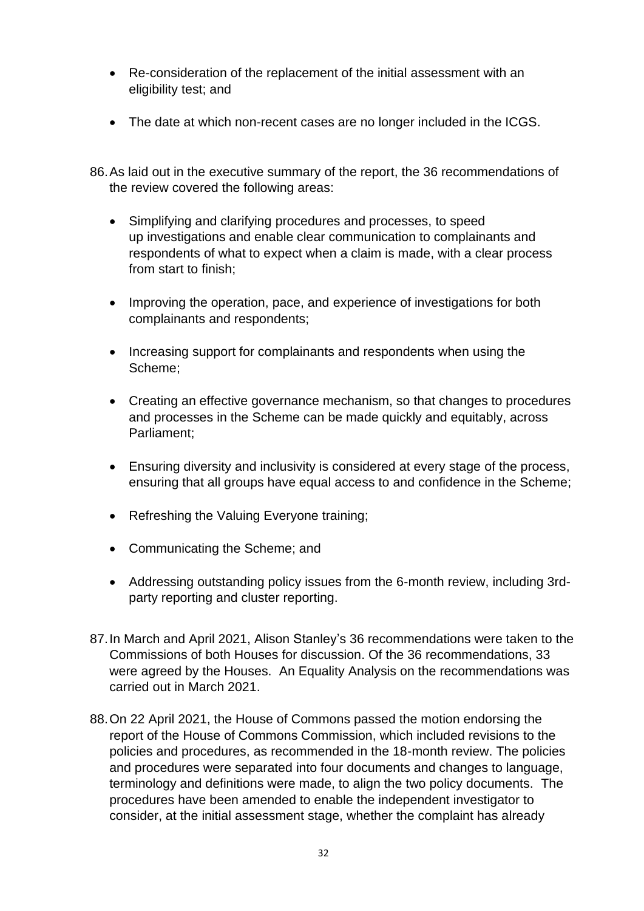- Re-consideration of the replacement of the initial assessment with an eligibility test; and
- The date at which non-recent cases are no longer included in the ICGS.

86. As laid out in the executive summary of the report, the 36 recommendations of the review covered the following areas:

    - Simplifying and clarifying procedures and processes, to speed up investigations and enable clear communication to complainants and respondents of what to expect when a claim is made, with a clear process from start to finish;
    - Improving the operation, pace, and experience of investigations for both complainants and respondents;
    - Increasing support for complainants and respondents when using the Scheme;
    - Creating an effective governance mechanism, so that changes to procedures and processes in the Scheme can be made quickly and equitably, across Parliament;
    - Ensuring diversity and inclusivity is considered at every stage of the process, ensuring that all groups have equal access to and confidence in the Scheme;
    - Refreshing the Valuing Everyone training;
    - Communicating the Scheme; and
    - Addressing outstanding policy issues from the 6-month review, including 3rd-party reporting and cluster reporting.

87. In March and April 2021, Alison Stanley's 36 recommendations were taken to the Commissions of both Houses for discussion. Of the 36 recommendations, 33 were agreed by the Houses. An Equality Analysis on the recommendations was carried out in March 2021.

88. On 22 April 2021, the House of Commons passed the motion endorsing the report of the House of Commons Commission, which included revisions to the policies and procedures, as recommended in the 18-month review. The policies and procedures were separated into four documents and changes to language, terminology and definitions were made, to align the two policy documents. The procedures have been amended to enable the independent investigator to consider, at the initial assessment stage, whether the complaint has already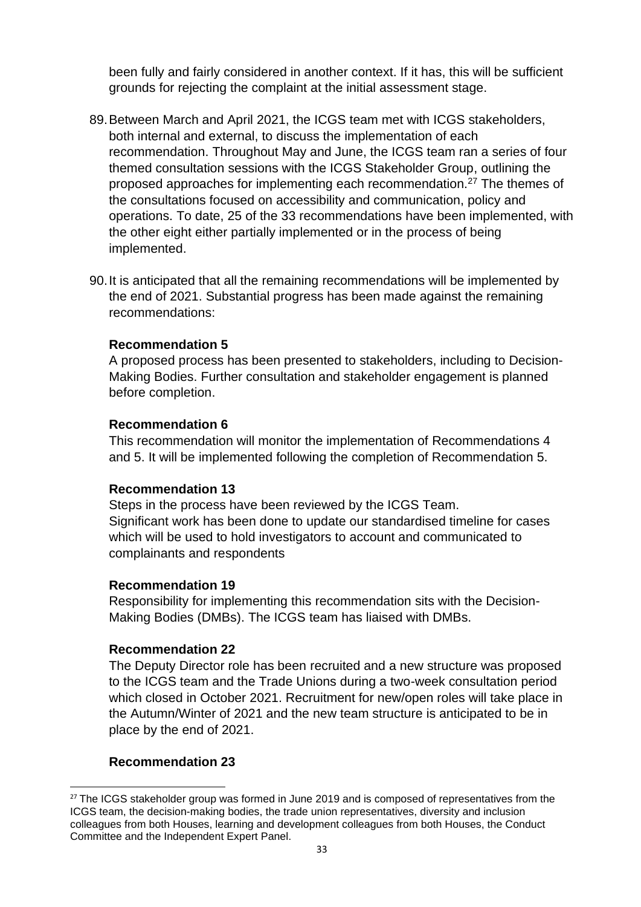been fully and fairly considered in another context. If it has, this will be sufficient grounds for rejecting the complaint at the initial assessment stage.

89. Between March and April 2021, the ICGS team met with ICGS stakeholders, both internal and external, to discuss the implementation of each recommendation. Throughout May and June, the ICGS team ran a series of four themed consultation sessions with the ICGS Stakeholder Group, outlining the proposed approaches for implementing each recommendation.[27] The themes of the consultations focused on accessibility and communication, policy and operations. To date, 25 of the 33 recommendations have been implemented, with the other eight either partially implemented or in the process of being implemented.

90. It is anticipated that all the remaining recommendations will be implemented by the end of 2021. Substantial progress has been made against the remaining recommendations:

**Recommendation 5**
A proposed process has been presented to stakeholders, including to Decision-Making Bodies. Further consultation and stakeholder engagement is planned before completion.

**Recommendation 6**
This recommendation will monitor the implementation of Recommendations 4 and 5. It will be implemented following the completion of Recommendation 5.

**Recommendation 13**
Steps in the process have been reviewed by the ICGS Team.
Significant work has been done to update our standardised timeline for cases which will be used to hold investigators to account and communicated to complainants and respondents

**Recommendation 19**
Responsibility for implementing this recommendation sits with the Decision-Making Bodies (DMBs). The ICGS team has liaised with DMBs.

**Recommendation 22**
The Deputy Director role has been recruited and a new structure was proposed to the ICGS team and the Trade Unions during a two-week consultation period which closed in October 2021. Recruitment for new/open roles will take place in the Autumn/Winter of 2021 and the new team structure is anticipated to be in place by the end of 2021.

**Recommendation 23**

[27] The ICGS stakeholder group was formed in June 2019 and is composed of representatives from the ICGS team, the decision-making bodies, the trade union representatives, diversity and inclusion colleagues from both Houses, learning and development colleagues from both Houses, the Conduct Committee and the Independent Expert Panel.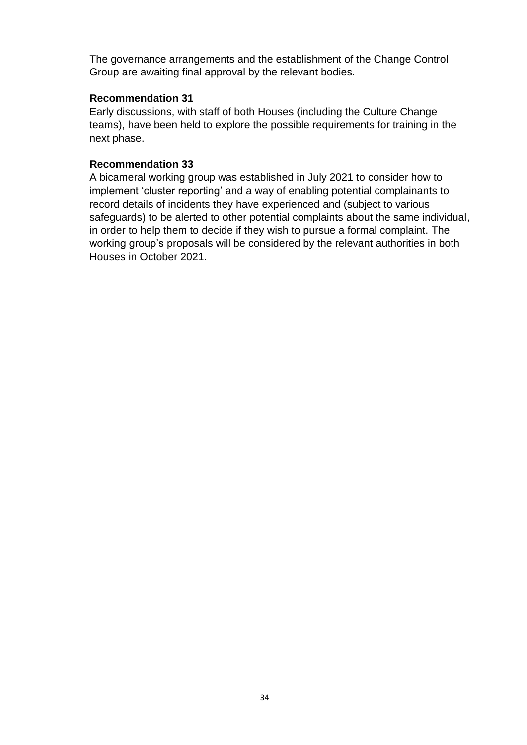The governance arrangements and the establishment of the Change Control Group are awaiting final approval by the relevant bodies.

**Recommendation 31**

Early discussions, with staff of both Houses (including the Culture Change teams), have been held to explore the possible requirements for training in the next phase.

**Recommendation 33**

A bicameral working group was established in July 2021 to consider how to implement 'cluster reporting' and a way of enabling potential complainants to record details of incidents they have experienced and (subject to various safeguards) to be alerted to other potential complaints about the same individual, in order to help them to decide if they wish to pursue a formal complaint. The working group's proposals will be considered by the relevant authorities in both Houses in October 2021.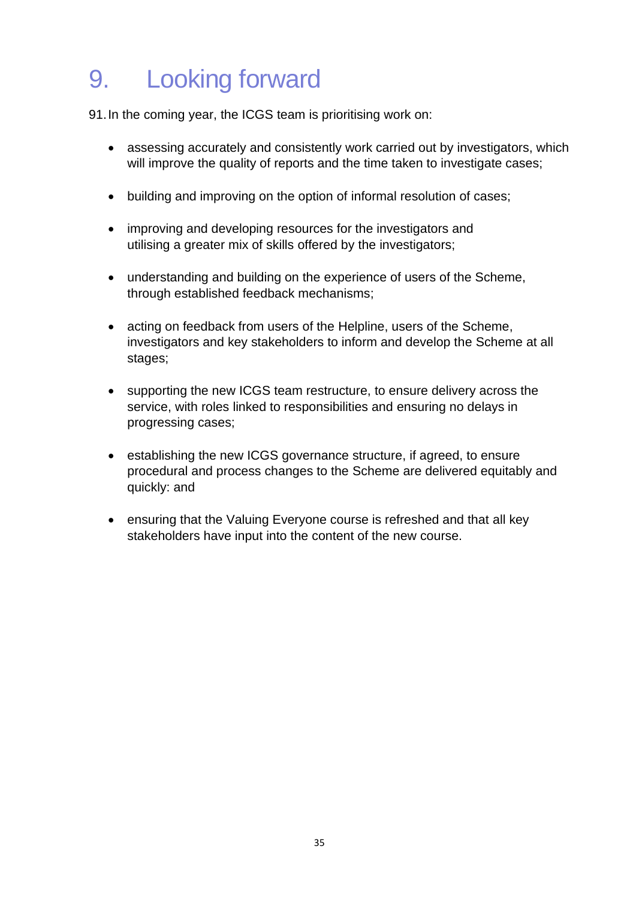# 9. Looking forward

91. In the coming year, the ICGS team is prioritising work on:

- assessing accurately and consistently work carried out by investigators, which will improve the quality of reports and the time taken to investigate cases;
- building and improving on the option of informal resolution of cases;
- improving and developing resources for the investigators and utilising a greater mix of skills offered by the investigators;
- understanding and building on the experience of users of the Scheme, through established feedback mechanisms;
- acting on feedback from users of the Helpline, users of the Scheme, investigators and key stakeholders to inform and develop the Scheme at all stages;
- supporting the new ICGS team restructure, to ensure delivery across the service, with roles linked to responsibilities and ensuring no delays in progressing cases;
- establishing the new ICGS governance structure, if agreed, to ensure procedural and process changes to the Scheme are delivered equitably and quickly: and
- ensuring that the Valuing Everyone course is refreshed and that all key stakeholders have input into the content of the new course.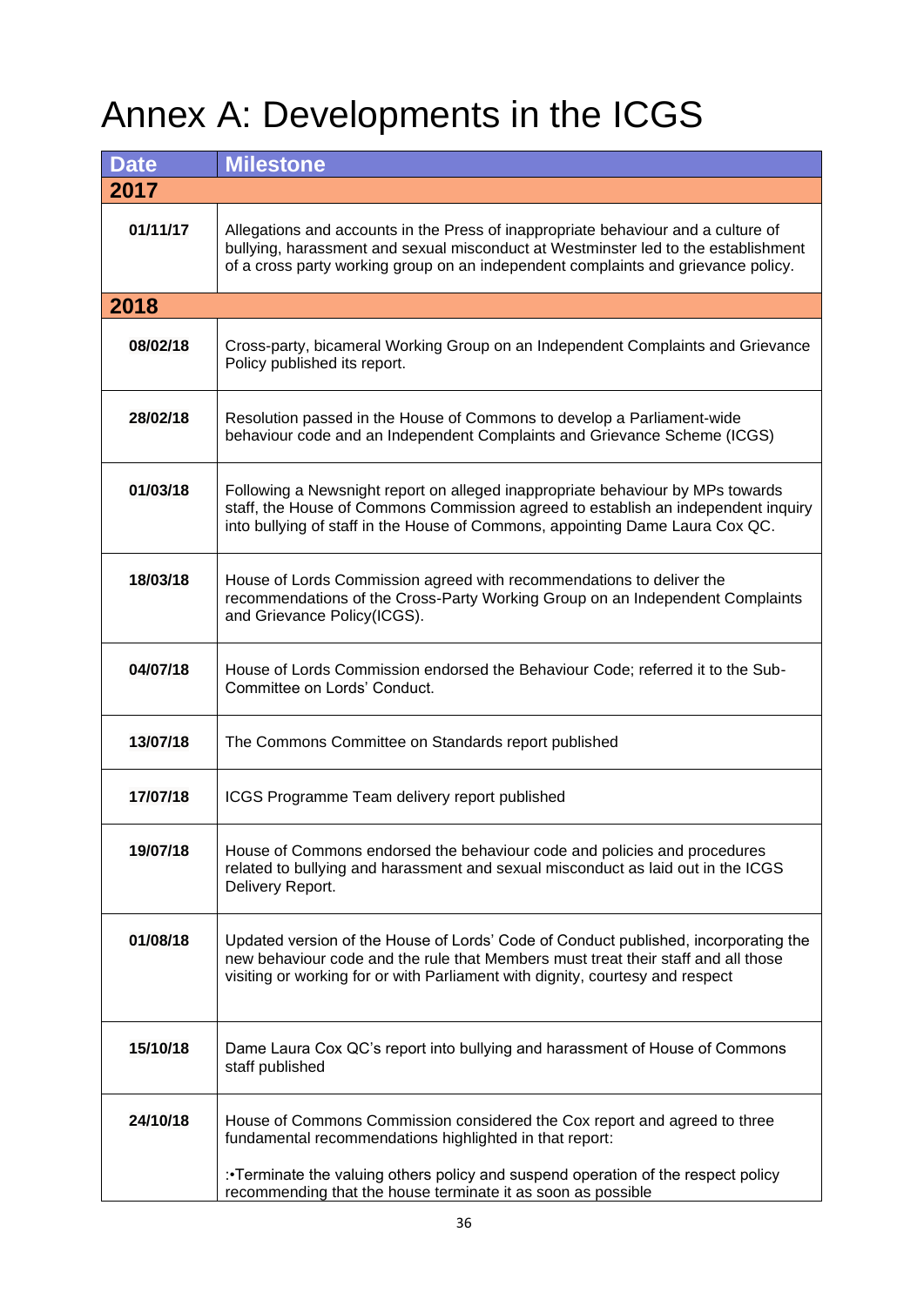# Annex A: Developments in the ICGS

| Date | Milestone |
|---|---|
| **2017** | |
| 01/11/17 | Allegations and accounts in the Press of inappropriate behaviour and a culture of bullying, harassment and sexual misconduct at Westminster led to the establishment of a cross party working group on an independent complaints and grievance policy. |
| **2018** | |
| 08/02/18 | Cross-party, bicameral Working Group on an Independent Complaints and Grievance Policy published its report. |
| 28/02/18 | Resolution passed in the House of Commons to develop a Parliament-wide behaviour code and an Independent Complaints and Grievance Scheme (ICGS) |
| 01/03/18 | Following a Newsnight report on alleged inappropriate behaviour by MPs towards staff, the House of Commons Commission agreed to establish an independent inquiry into bullying of staff in the House of Commons, appointing Dame Laura Cox QC. |
| 18/03/18 | House of Lords Commission agreed with recommendations to deliver the recommendations of the Cross-Party Working Group on an Independent Complaints and Grievance Policy(ICGS). |
| 04/07/18 | House of Lords Commission endorsed the Behaviour Code; referred it to the Sub-Committee on Lords' Conduct. |
| 13/07/18 | The Commons Committee on Standards report published |
| 17/07/18 | ICGS Programme Team delivery report published |
| 19/07/18 | House of Commons endorsed the behaviour code and policies and procedures related to bullying and harassment and sexual misconduct as laid out in the ICGS Delivery Report. |
| 01/08/18 | Updated version of the House of Lords' Code of Conduct published, incorporating the new behaviour code and the rule that Members must treat their staff and all those visiting or working for or with Parliament with dignity, courtesy and respect |
| 15/10/18 | Dame Laura Cox QC's report into bullying and harassment of House of Commons staff published |
| 24/10/18 | House of Commons Commission considered the Cox report and agreed to three fundamental recommendations highlighted in that report:<br><br>:•Terminate the valuing others policy and suspend operation of the respect policy recommending that the house terminate it as soon as possible |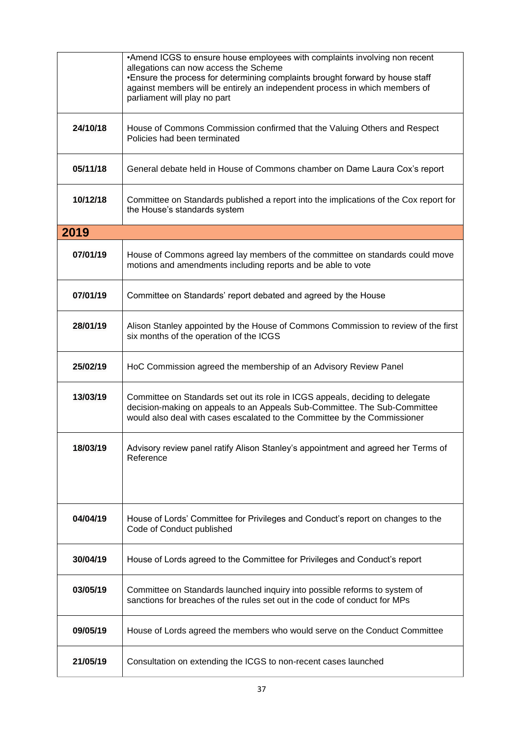| | |
|---|---|
| | •Amend ICGS to ensure house employees with complaints involving non recent allegations can now access the Scheme<br>•Ensure the process for determining complaints brought forward by house staff against members will be entirely an independent process in which members of parliament will play no part |
| **24/10/18** | House of Commons Commission confirmed that the Valuing Others and Respect Policies had been terminated |
| **05/11/18** | General debate held in House of Commons chamber on Dame Laura Cox's report |
| **10/12/18** | Committee on Standards published a report into the implications of the Cox report for the House's standards system |
| **2019** | |
| **07/01/19** | House of Commons agreed lay members of the committee on standards could move motions and amendments including reports and be able to vote |
| **07/01/19** | Committee on Standards' report debated and agreed by the House |
| **28/01/19** | Alison Stanley appointed by the House of Commons Commission to review of the first six months of the operation of the ICGS |
| **25/02/19** | HoC Commission agreed the membership of an Advisory Review Panel |
| **13/03/19** | Committee on Standards set out its role in ICGS appeals, deciding to delegate decision-making on appeals to an Appeals Sub-Committee. The Sub-Committee would also deal with cases escalated to the Committee by the Commissioner |
| **18/03/19** | Advisory review panel ratify Alison Stanley's appointment and agreed her Terms of Reference |
| **04/04/19** | House of Lords' Committee for Privileges and Conduct's report on changes to the Code of Conduct published |
| **30/04/19** | House of Lords agreed to the Committee for Privileges and Conduct's report |
| **03/05/19** | Committee on Standards launched inquiry into possible reforms to system of sanctions for breaches of the rules set out in the code of conduct for MPs |
| **09/05/19** | House of Lords agreed the members who would serve on the Conduct Committee |
| **21/05/19** | Consultation on extending the ICGS to non-recent cases launched |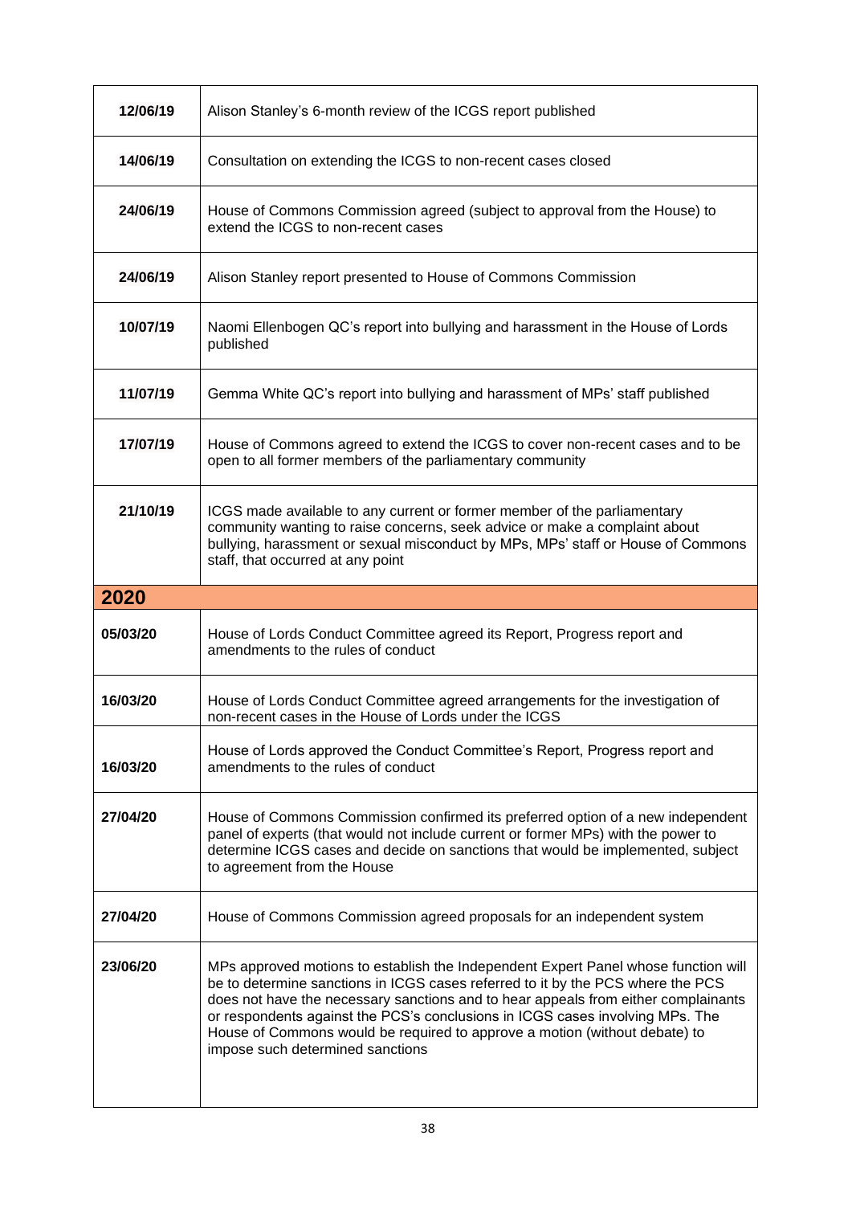| | |
|---|---|
| **12/06/19** | Alison Stanley's 6-month review of the ICGS report published |
| **14/06/19** | Consultation on extending the ICGS to non-recent cases closed |
| **24/06/19** | House of Commons Commission agreed (subject to approval from the House) to extend the ICGS to non-recent cases |
| **24/06/19** | Alison Stanley report presented to House of Commons Commission |
| **10/07/19** | Naomi Ellenbogen QC's report into bullying and harassment in the House of Lords published |
| **11/07/19** | Gemma White QC's report into bullying and harassment of MPs' staff published |
| **17/07/19** | House of Commons agreed to extend the ICGS to cover non-recent cases and to be open to all former members of the parliamentary community |
| **21/10/19** | ICGS made available to any current or former member of the parliamentary community wanting to raise concerns, seek advice or make a complaint about bullying, harassment or sexual misconduct by MPs, MPs' staff or House of Commons staff, that occurred at any point |
| **2020** | |
| **05/03/20** | House of Lords Conduct Committee agreed its Report, Progress report and amendments to the rules of conduct |
| **16/03/20** | House of Lords Conduct Committee agreed arrangements for the investigation of non-recent cases in the House of Lords under the ICGS |
| **16/03/20** | House of Lords approved the Conduct Committee's Report, Progress report and amendments to the rules of conduct |
| **27/04/20** | House of Commons Commission confirmed its preferred option of a new independent panel of experts (that would not include current or former MPs) with the power to determine ICGS cases and decide on sanctions that would be implemented, subject to agreement from the House |
| **27/04/20** | House of Commons Commission agreed proposals for an independent system |
| **23/06/20** | MPs approved motions to establish the Independent Expert Panel whose function will be to determine sanctions in ICGS cases referred to it by the PCS where the PCS does not have the necessary sanctions and to hear appeals from either complainants or respondents against the PCS's conclusions in ICGS cases involving MPs. The House of Commons would be required to approve a motion (without debate) to impose such determined sanctions |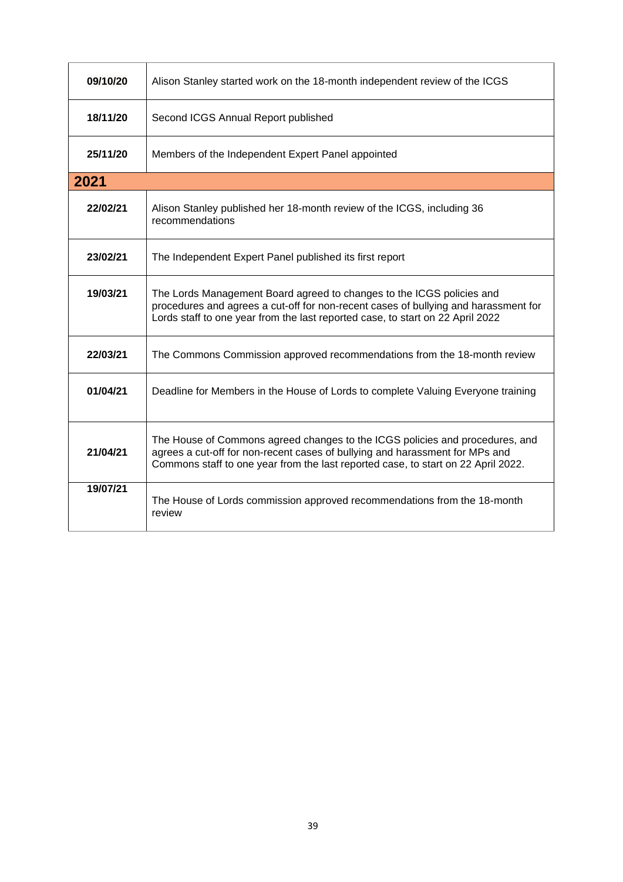| | |
|---|---|
| **09/10/20** | Alison Stanley started work on the 18-month independent review of the ICGS |
| **18/11/20** | Second ICGS Annual Report published |
| **25/11/20** | Members of the Independent Expert Panel appointed |
| **2021** | |
| **22/02/21** | Alison Stanley published her 18-month review of the ICGS, including 36 recommendations |
| **23/02/21** | The Independent Expert Panel published its first report |
| **19/03/21** | The Lords Management Board agreed to changes to the ICGS policies and procedures and agrees a cut-off for non-recent cases of bullying and harassment for Lords staff to one year from the last reported case, to start on 22 April 2022 |
| **22/03/21** | The Commons Commission approved recommendations from the 18-month review |
| **01/04/21** | Deadline for Members in the House of Lords to complete Valuing Everyone training |
| **21/04/21** | The House of Commons agreed changes to the ICGS policies and procedures, and agrees a cut-off for non-recent cases of bullying and harassment for MPs and Commons staff to one year from the last reported case, to start on 22 April 2022. |
| **19/07/21** | The House of Lords commission approved recommendations from the 18-month review |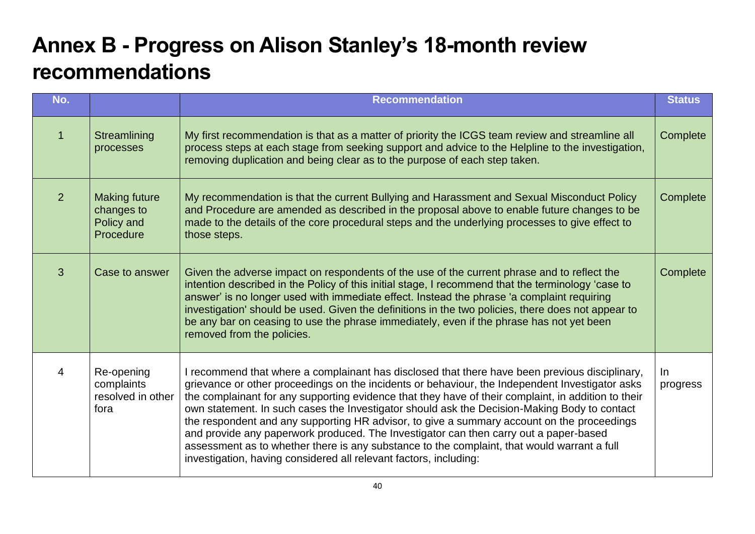# Annex B - Progress on Alison Stanley's 18-month review recommendations

| No. | | Recommendation | Status |
|---|---|---|---|
| 1 | Streamlining processes | My first recommendation is that as a matter of priority the ICGS team review and streamline all process steps at each stage from seeking support and advice to the Helpline to the investigation, removing duplication and being clear as to the purpose of each step taken. | Complete |
| 2 | Making future changes to Policy and Procedure | My recommendation is that the current Bullying and Harassment and Sexual Misconduct Policy and Procedure are amended as described in the proposal above to enable future changes to be made to the details of the core procedural steps and the underlying processes to give effect to those steps. | Complete |
| 3 | Case to answer | Given the adverse impact on respondents of the use of the current phrase and to reflect the intention described in the Policy of this initial stage, I recommend that the terminology 'case to answer' is no longer used with immediate effect. Instead the phrase 'a complaint requiring investigation' should be used. Given the definitions in the two policies, there does not appear to be any bar on ceasing to use the phrase immediately, even if the phrase has not yet been removed from the policies. | Complete |
| 4 | Re-opening complaints resolved in other fora | I recommend that where a complainant has disclosed that there have been previous disciplinary, grievance or other proceedings on the incidents or behaviour, the Independent Investigator asks the complainant for any supporting evidence that they have of their complaint, in addition to their own statement. In such cases the Investigator should ask the Decision-Making Body to contact the respondent and any supporting HR advisor, to give a summary account on the proceedings and provide any paperwork produced. The Investigator can then carry out a paper-based assessment as to whether there is any substance to the complaint, that would warrant a full investigation, having considered all relevant factors, including: | In progress |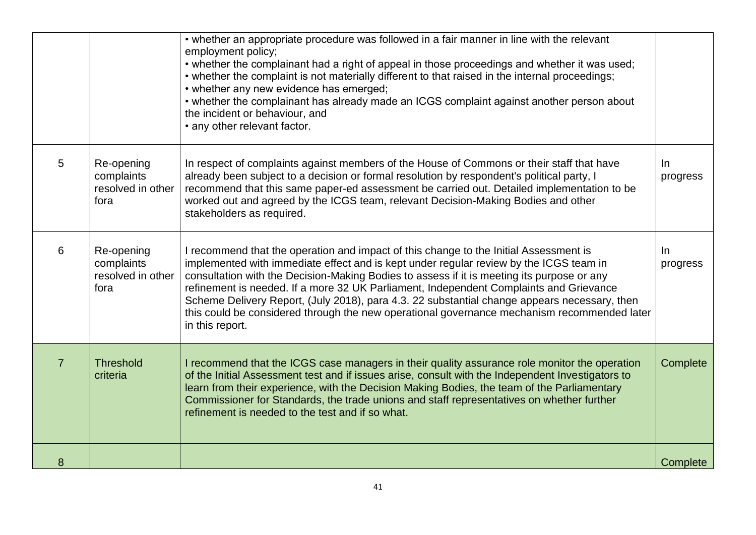| | | | |
|---|---|---|---|
| | | • whether an appropriate procedure was followed in a fair manner in line with the relevant employment policy;<br>• whether the complainant had a right of appeal in those proceedings and whether it was used;<br>• whether the complaint is not materially different to that raised in the internal proceedings;<br>• whether any new evidence has emerged;<br>• whether the complainant has already made an ICGS complaint against another person about the incident or behaviour, and<br>• any other relevant factor. | |
| 5 | Re-opening complaints resolved in other fora | In respect of complaints against members of the House of Commons or their staff that have already been subject to a decision or formal resolution by respondent's political party, I recommend that this same paper-ed assessment be carried out. Detailed implementation to be worked out and agreed by the ICGS team, relevant Decision-Making Bodies and other stakeholders as required. | In progress |
| 6 | Re-opening complaints resolved in other fora | I recommend that the operation and impact of this change to the Initial Assessment is implemented with immediate effect and is kept under regular review by the ICGS team in consultation with the Decision-Making Bodies to assess if it is meeting its purpose or any refinement is needed. If a more 32 UK Parliament, Independent Complaints and Grievance Scheme Delivery Report, (July 2018), para 4.3. 22 substantial change appears necessary, then this could be considered through the new operational governance mechanism recommended later in this report. | In progress |
| 7 | Threshold criteria | I recommend that the ICGS case managers in their quality assurance role monitor the operation of the Initial Assessment test and if issues arise, consult with the Independent Investigators to learn from their experience, with the Decision Making Bodies, the team of the Parliamentary Commissioner for Standards, the trade unions and staff representatives on whether further refinement is needed to the test and if so what. | Complete |
| 8 | | | Complete |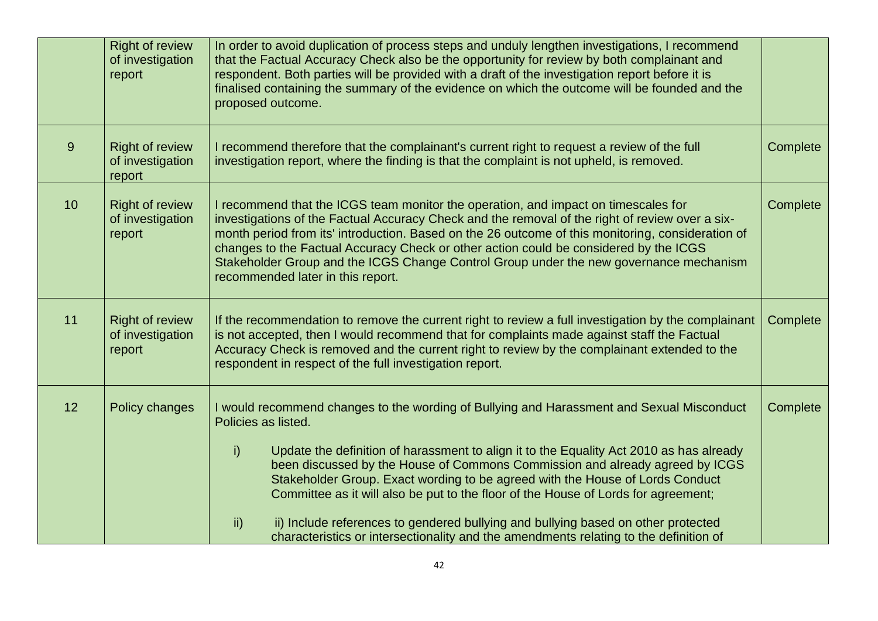| | | | |
|---|---|---|---|
| | Right of review of investigation report | In order to avoid duplication of process steps and unduly lengthen investigations, I recommend that the Factual Accuracy Check also be the opportunity for review by both complainant and respondent. Both parties will be provided with a draft of the investigation report before it is finalised containing the summary of the evidence on which the outcome will be founded and the proposed outcome. | |
| 9 | Right of review of investigation report | I recommend therefore that the complainant's current right to request a review of the full investigation report, where the finding is that the complaint is not upheld, is removed. | Complete |
| 10 | Right of review of investigation report | I recommend that the ICGS team monitor the operation, and impact on timescales for investigations of the Factual Accuracy Check and the removal of the right of review over a six-month period from its' introduction. Based on the 26 outcome of this monitoring, consideration of changes to the Factual Accuracy Check or other action could be considered by the ICGS Stakeholder Group and the ICGS Change Control Group under the new governance mechanism recommended later in this report. | Complete |
| 11 | Right of review of investigation report | If the recommendation to remove the current right to review a full investigation by the complainant is not accepted, then I would recommend that for complaints made against staff the Factual Accuracy Check is removed and the current right to review by the complainant extended to the respondent in respect of the full investigation report. | Complete |
| 12 | Policy changes | I would recommend changes to the wording of Bullying and Harassment and Sexual Misconduct Policies as listed.<br><br>i) Update the definition of harassment to align it to the Equality Act 2010 as has already been discussed by the House of Commons Commission and already agreed by ICGS Stakeholder Group. Exact wording to be agreed with the House of Lords Conduct Committee as it will also be put to the floor of the House of Lords for agreement;<br><br>ii) ii) Include references to gendered bullying and bullying based on other protected characteristics or intersectionality and the amendments relating to the definition of | Complete |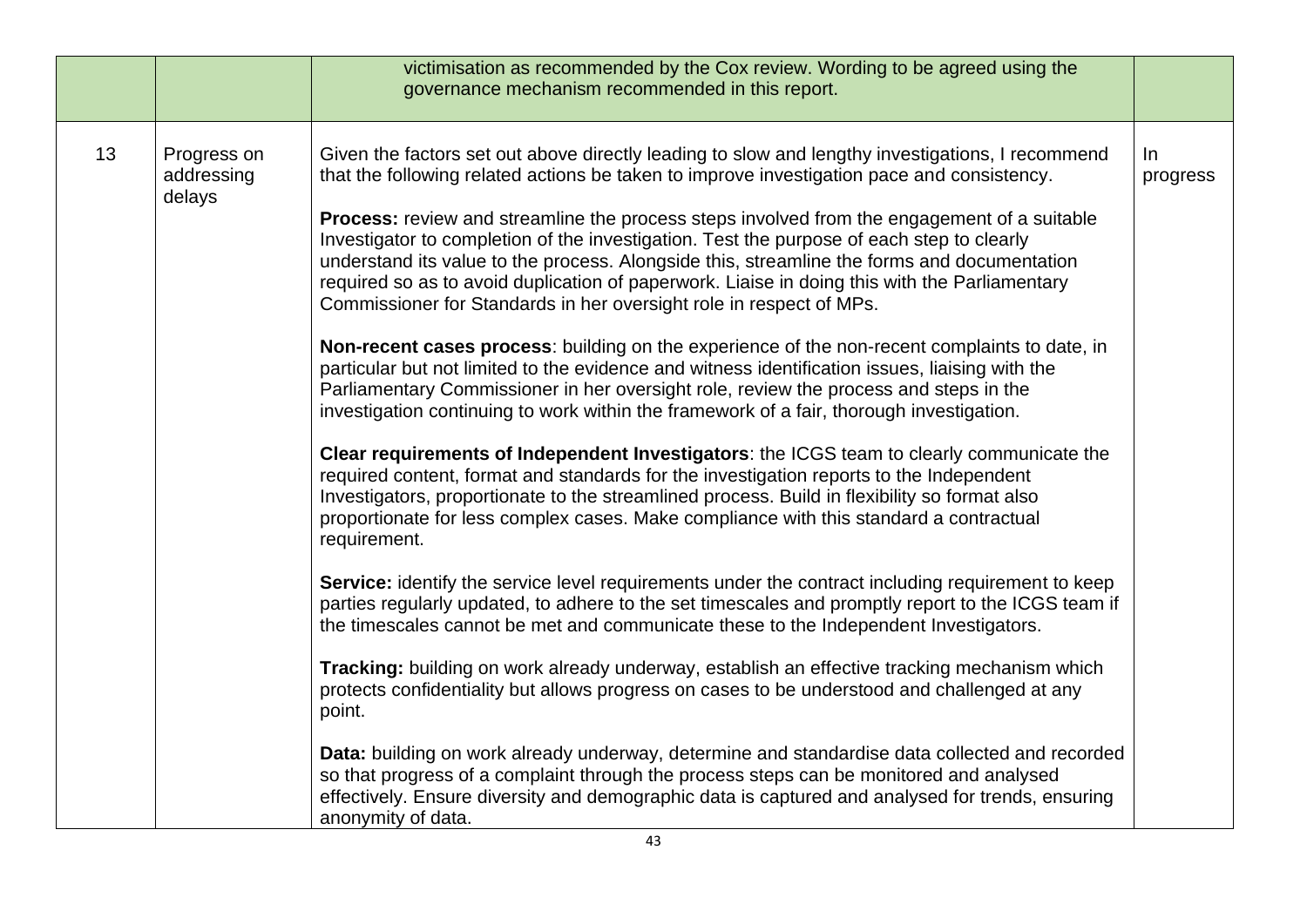| | | | |
|---|---|---|---|
| | | victimisation as recommended by the Cox review. Wording to be agreed using the governance mechanism recommended in this report. | |
| 13 | Progress on addressing delays | Given the factors set out above directly leading to slow and lengthy investigations, I recommend that the following related actions be taken to improve investigation pace and consistency.<br><br>**Process:** review and streamline the process steps involved from the engagement of a suitable Investigator to completion of the investigation. Test the purpose of each step to clearly understand its value to the process. Alongside this, streamline the forms and documentation required so as to avoid duplication of paperwork. Liaise in doing this with the Parliamentary Commissioner for Standards in her oversight role in respect of MPs.<br><br>**Non-recent cases process**: building on the experience of the non-recent complaints to date, in particular but not limited to the evidence and witness identification issues, liaising with the Parliamentary Commissioner in her oversight role, review the process and steps in the investigation continuing to work within the framework of a fair, thorough investigation.<br><br>**Clear requirements of Independent Investigators**: the ICGS team to clearly communicate the required content, format and standards for the investigation reports to the Independent Investigators, proportionate to the streamlined process. Build in flexibility so format also proportionate for less complex cases. Make compliance with this standard a contractual requirement.<br><br>**Service:** identify the service level requirements under the contract including requirement to keep parties regularly updated, to adhere to the set timescales and promptly report to the ICGS team if the timescales cannot be met and communicate these to the Independent Investigators.<br><br>**Tracking:** building on work already underway, establish an effective tracking mechanism which protects confidentiality but allows progress on cases to be understood and challenged at any point.<br><br>**Data:** building on work already underway, determine and standardise data collected and recorded so that progress of a complaint through the process steps can be monitored and analysed effectively. Ensure diversity and demographic data is captured and analysed for trends, ensuring anonymity of data. | In progress |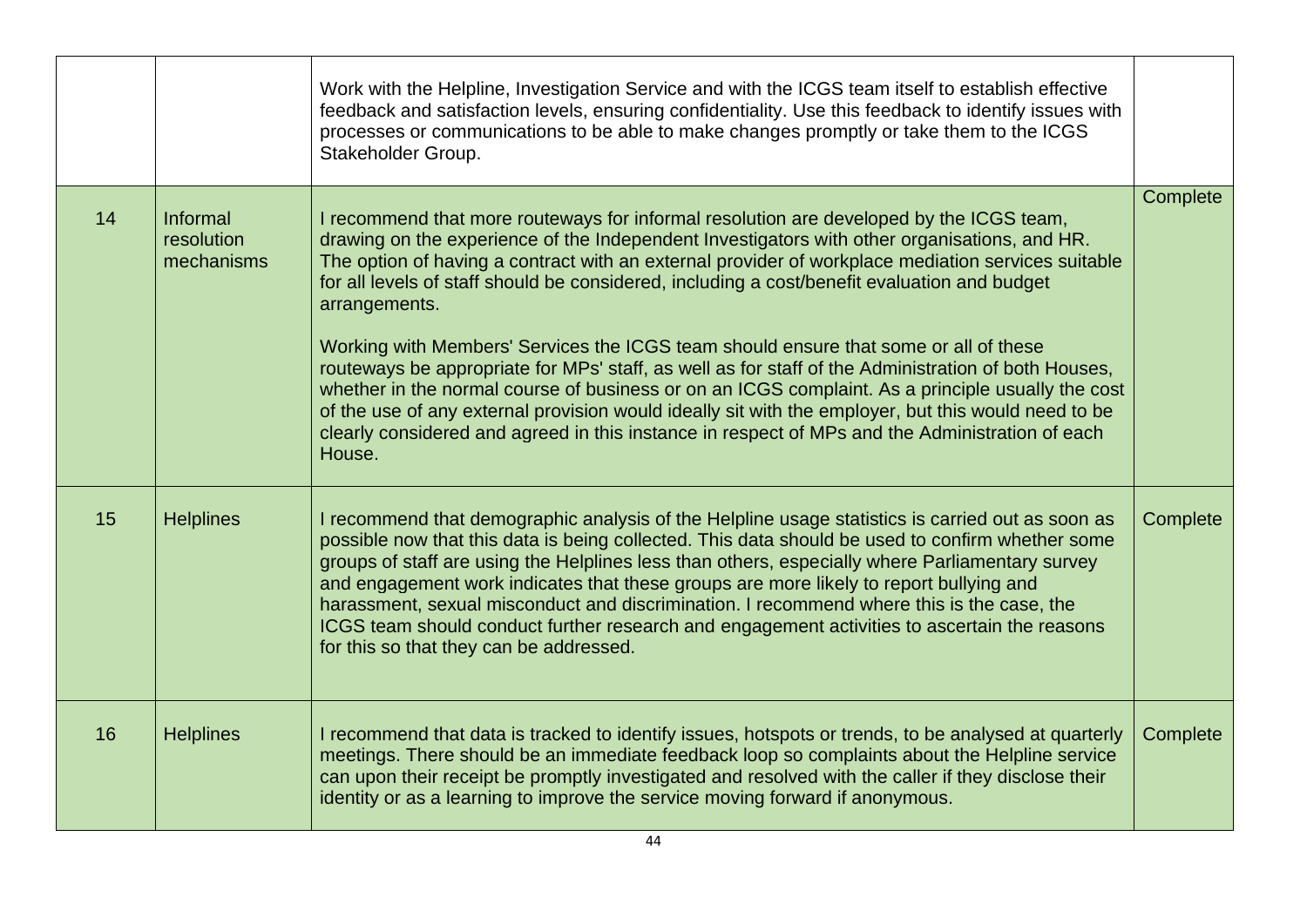| | | | |
|---|---|---|---|
| | | Work with the Helpline, Investigation Service and with the ICGS team itself to establish effective feedback and satisfaction levels, ensuring confidentiality. Use this feedback to identify issues with processes or communications to be able to make changes promptly or take them to the ICGS Stakeholder Group. | |
| 14 | Informal resolution mechanisms | I recommend that more routeways for informal resolution are developed by the ICGS team, drawing on the experience of the Independent Investigators with other organisations, and HR. The option of having a contract with an external provider of workplace mediation services suitable for all levels of staff should be considered, including a cost/benefit evaluation and budget arrangements.<br><br>Working with Members' Services the ICGS team should ensure that some or all of these routeways be appropriate for MPs' staff, as well as for staff of the Administration of both Houses, whether in the normal course of business or on an ICGS complaint. As a principle usually the cost of the use of any external provision would ideally sit with the employer, but this would need to be clearly considered and agreed in this instance in respect of MPs and the Administration of each House. | Complete |
| 15 | Helplines | I recommend that demographic analysis of the Helpline usage statistics is carried out as soon as possible now that this data is being collected. This data should be used to confirm whether some groups of staff are using the Helplines less than others, especially where Parliamentary survey and engagement work indicates that these groups are more likely to report bullying and harassment, sexual misconduct and discrimination. I recommend where this is the case, the ICGS team should conduct further research and engagement activities to ascertain the reasons for this so that they can be addressed. | Complete |
| 16 | Helplines | I recommend that data is tracked to identify issues, hotspots or trends, to be analysed at quarterly meetings. There should be an immediate feedback loop so complaints about the Helpline service can upon their receipt be promptly investigated and resolved with the caller if they disclose their identity or as a learning to improve the service moving forward if anonymous. | Complete |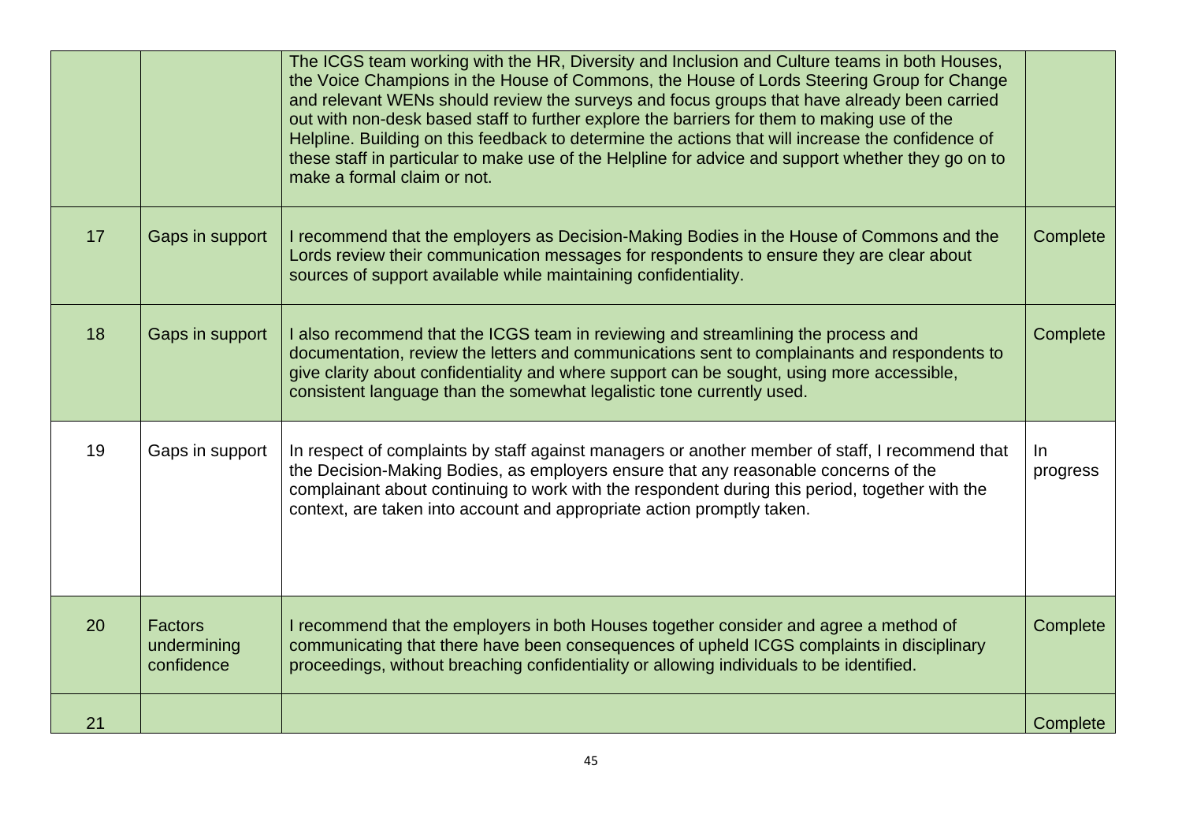| | | | |
|---|---|---|---|
| | | The ICGS team working with the HR, Diversity and Inclusion and Culture teams in both Houses, the Voice Champions in the House of Commons, the House of Lords Steering Group for Change and relevant WENs should review the surveys and focus groups that have already been carried out with non-desk based staff to further explore the barriers for them to making use of the Helpline. Building on this feedback to determine the actions that will increase the confidence of these staff in particular to make use of the Helpline for advice and support whether they go on to make a formal claim or not. | |
| 17 | Gaps in support | I recommend that the employers as Decision-Making Bodies in the House of Commons and the Lords review their communication messages for respondents to ensure they are clear about sources of support available while maintaining confidentiality. | Complete |
| 18 | Gaps in support | I also recommend that the ICGS team in reviewing and streamlining the process and documentation, review the letters and communications sent to complainants and respondents to give clarity about confidentiality and where support can be sought, using more accessible, consistent language than the somewhat legalistic tone currently used. | Complete |
| 19 | Gaps in support | In respect of complaints by staff against managers or another member of staff, I recommend that the Decision-Making Bodies, as employers ensure that any reasonable concerns of the complainant about continuing to work with the respondent during this period, together with the context, are taken into account and appropriate action promptly taken. | In progress |
| 20 | Factors undermining confidence | I recommend that the employers in both Houses together consider and agree a method of communicating that there have been consequences of upheld ICGS complaints in disciplinary proceedings, without breaching confidentiality or allowing individuals to be identified. | Complete |
| 21 | | | Complete |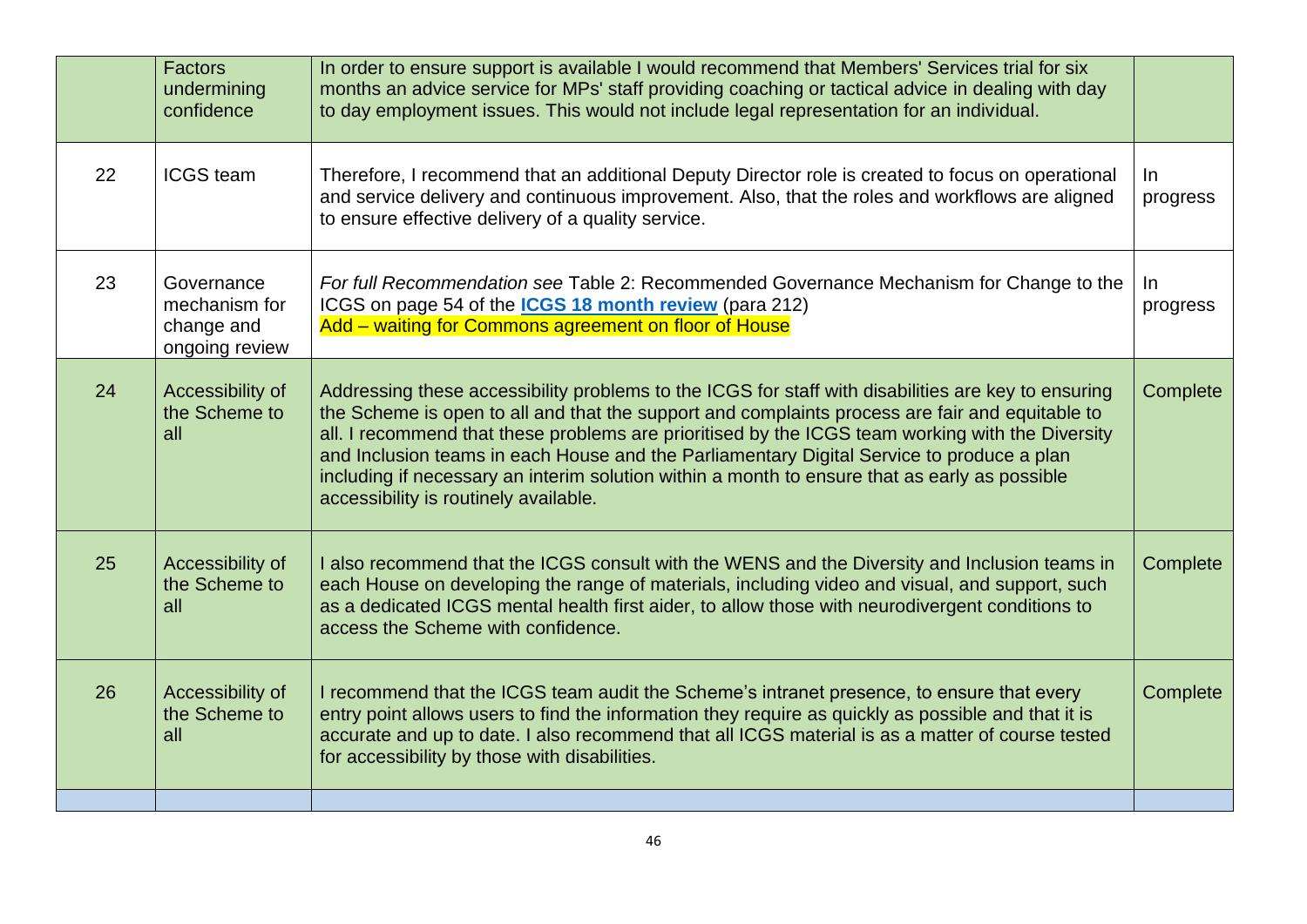| | | | |
|---|---|---|---|
| | Factors undermining confidence | In order to ensure support is available I would recommend that Members' Services trial for six months an advice service for MPs' staff providing coaching or tactical advice in dealing with day to day employment issues. This would not include legal representation for an individual. | |
| 22 | ICGS team | Therefore, I recommend that an additional Deputy Director role is created to focus on operational and service delivery and continuous improvement. Also, that the roles and workflows are aligned to ensure effective delivery of a quality service. | In progress |
| 23 | Governance mechanism for change and ongoing review | *For full Recommendation see* Table 2: Recommended Governance Mechanism for Change to the ICGS on page 54 of the **ICGS 18 month review** (para 212)<br>Add – waiting for Commons agreement on floor of House | In progress |
| 24 | Accessibility of the Scheme to all | Addressing these accessibility problems to the ICGS for staff with disabilities are key to ensuring the Scheme is open to all and that the support and complaints process are fair and equitable to all. I recommend that these problems are prioritised by the ICGS team working with the Diversity and Inclusion teams in each House and the Parliamentary Digital Service to produce a plan including if necessary an interim solution within a month to ensure that as early as possible accessibility is routinely available. | Complete |
| 25 | Accessibility of the Scheme to all | I also recommend that the ICGS consult with the WENS and the Diversity and Inclusion teams in each House on developing the range of materials, including video and visual, and support, such as a dedicated ICGS mental health first aider, to allow those with neurodivergent conditions to access the Scheme with confidence. | Complete |
| 26 | Accessibility of the Scheme to all | I recommend that the ICGS team audit the Scheme's intranet presence, to ensure that every entry point allows users to find the information they require as quickly as possible and that it is accurate and up to date. I also recommend that all ICGS material is as a matter of course tested for accessibility by those with disabilities. | Complete |
| | | | |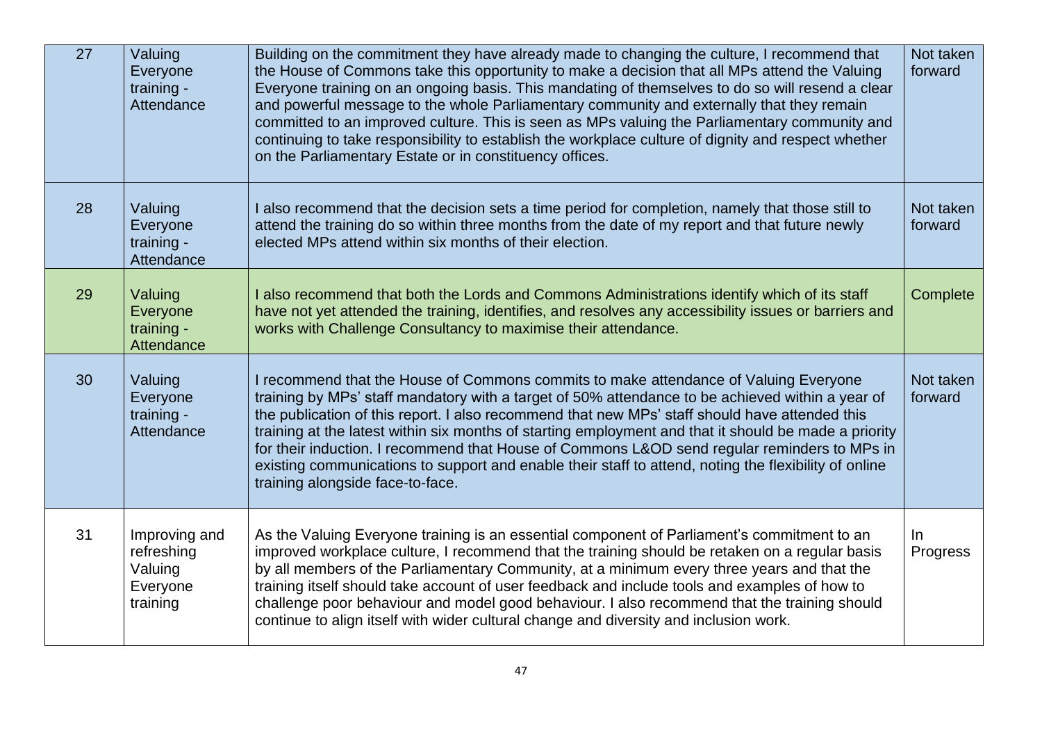| 27 | Valuing Everyone training - Attendance | Building on the commitment they have already made to changing the culture, I recommend that the House of Commons take this opportunity to make a decision that all MPs attend the Valuing Everyone training on an ongoing basis. This mandating of themselves to do so will resend a clear and powerful message to the whole Parliamentary community and externally that they remain committed to an improved culture. This is seen as MPs valuing the Parliamentary community and continuing to take responsibility to establish the workplace culture of dignity and respect whether on the Parliamentary Estate or in constituency offices. | Not taken forward |
|---|---|---|---|
| 28 | Valuing Everyone training - Attendance | I also recommend that the decision sets a time period for completion, namely that those still to attend the training do so within three months from the date of my report and that future newly elected MPs attend within six months of their election. | Not taken forward |
| 29 | Valuing Everyone training - Attendance | I also recommend that both the Lords and Commons Administrations identify which of its staff have not yet attended the training, identifies, and resolves any accessibility issues or barriers and works with Challenge Consultancy to maximise their attendance. | Complete |
| 30 | Valuing Everyone training - Attendance | I recommend that the House of Commons commits to make attendance of Valuing Everyone training by MPs' staff mandatory with a target of 50% attendance to be achieved within a year of the publication of this report. I also recommend that new MPs' staff should have attended this training at the latest within six months of starting employment and that it should be made a priority for their induction. I recommend that House of Commons L&OD send regular reminders to MPs in existing communications to support and enable their staff to attend, noting the flexibility of online training alongside face-to-face. | Not taken forward |
| 31 | Improving and refreshing Valuing Everyone training | As the Valuing Everyone training is an essential component of Parliament's commitment to an improved workplace culture, I recommend that the training should be retaken on a regular basis by all members of the Parliamentary Community, at a minimum every three years and that the training itself should take account of user feedback and include tools and examples of how to challenge poor behaviour and model good behaviour. I also recommend that the training should continue to align itself with wider cultural change and diversity and inclusion work. | In Progress |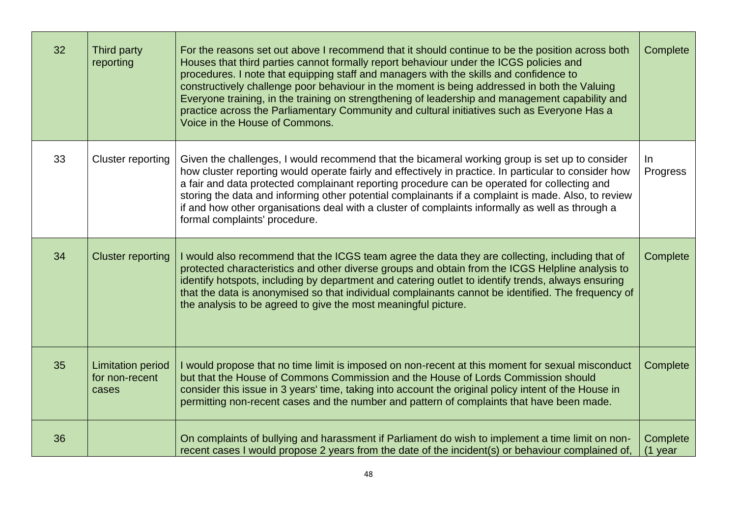| 32 | Third party reporting | For the reasons set out above I recommend that it should continue to be the position across both Houses that third parties cannot formally report behaviour under the ICGS policies and procedures. I note that equipping staff and managers with the skills and confidence to constructively challenge poor behaviour in the moment is being addressed in both the Valuing Everyone training, in the training on strengthening of leadership and management capability and practice across the Parliamentary Community and cultural initiatives such as Everyone Has a Voice in the House of Commons. | Complete |
|---|---|---|---|
| 33 | Cluster reporting | Given the challenges, I would recommend that the bicameral working group is set up to consider how cluster reporting would operate fairly and effectively in practice. In particular to consider how a fair and data protected complainant reporting procedure can be operated for collecting and storing the data and informing other potential complainants if a complaint is made. Also, to review if and how other organisations deal with a cluster of complaints informally as well as through a formal complaints' procedure. | In Progress |
| 34 | Cluster reporting | I would also recommend that the ICGS team agree the data they are collecting, including that of protected characteristics and other diverse groups and obtain from the ICGS Helpline analysis to identify hotspots, including by department and catering outlet to identify trends, always ensuring that the data is anonymised so that individual complainants cannot be identified. The frequency of the analysis to be agreed to give the most meaningful picture. | Complete |
| 35 | Limitation period for non-recent cases | I would propose that no time limit is imposed on non-recent at this moment for sexual misconduct but that the House of Commons Commission and the House of Lords Commission should consider this issue in 3 years' time, taking into account the original policy intent of the House in permitting non-recent cases and the number and pattern of complaints that have been made. | Complete |
| 36 | | On complaints of bullying and harassment if Parliament do wish to implement a time limit on non-recent cases I would propose 2 years from the date of the incident(s) or behaviour complained of, | Complete (1 year |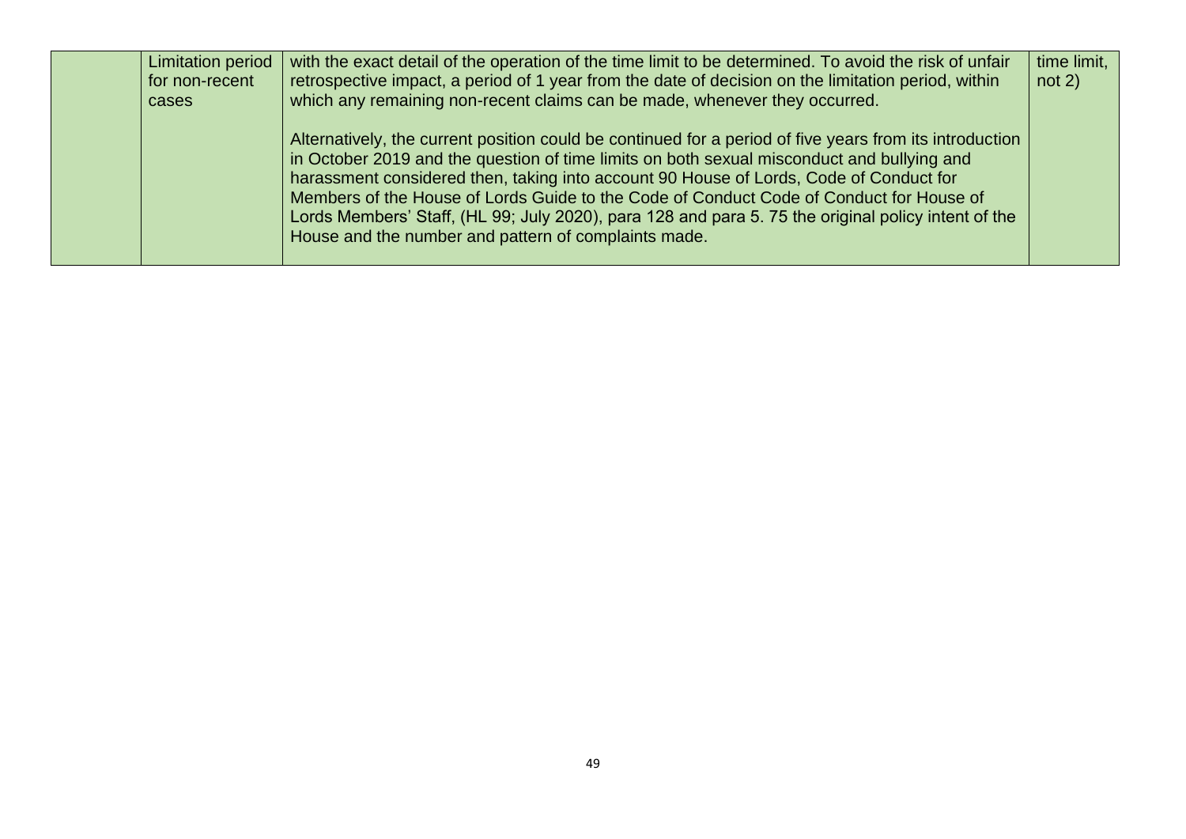|  | Limitation period for non-recent cases | with the exact detail of the operation of the time limit to be determined. To avoid the risk of unfair retrospective impact, a period of 1 year from the date of decision on the limitation period, within which any remaining non-recent claims can be made, whenever they occurred.<br><br>Alternatively, the current position could be continued for a period of five years from its introduction in October 2019 and the question of time limits on both sexual misconduct and bullying and harassment considered then, taking into account 90 House of Lords, Code of Conduct for Members of the House of Lords Guide to the Code of Conduct Code of Conduct for House of Lords Members' Staff, (HL 99; July 2020), para 128 and para 5. 75 the original policy intent of the House and the number and pattern of complaints made. | time limit, not 2) |
|---|---|---|---|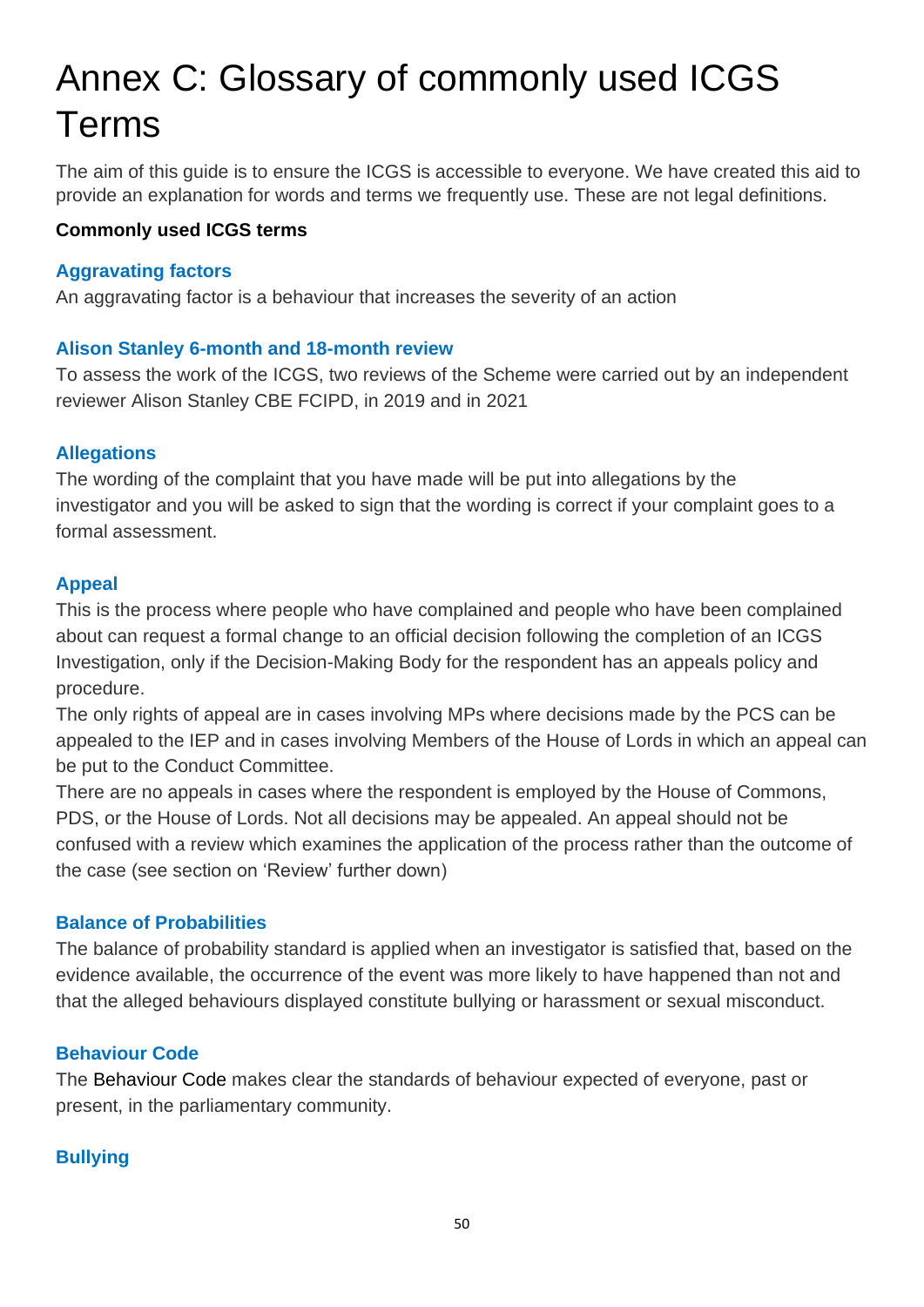# Annex C: Glossary of commonly used ICGS Terms

The aim of this guide is to ensure the ICGS is accessible to everyone. We have created this aid to provide an explanation for words and terms we frequently use. These are not legal definitions.

**Commonly used ICGS terms**

### Aggravating factors

An aggravating factor is a behaviour that increases the severity of an action

### Alison Stanley 6-month and 18-month review

To assess the work of the ICGS, two reviews of the Scheme were carried out by an independent reviewer Alison Stanley CBE FCIPD, in 2019 and in 2021

### Allegations

The wording of the complaint that you have made will be put into allegations by the investigator and you will be asked to sign that the wording is correct if your complaint goes to a formal assessment.

### Appeal

This is the process where people who have complained and people who have been complained about can request a formal change to an official decision following the completion of an ICGS Investigation, only if the Decision-Making Body for the respondent has an appeals policy and procedure.

The only rights of appeal are in cases involving MPs where decisions made by the PCS can be appealed to the IEP and in cases involving Members of the House of Lords in which an appeal can be put to the Conduct Committee.

There are no appeals in cases where the respondent is employed by the House of Commons, PDS, or the House of Lords. Not all decisions may be appealed. An appeal should not be confused with a review which examines the application of the process rather than the outcome of the case (see section on 'Review' further down)

### Balance of Probabilities

The balance of probability standard is applied when an investigator is satisfied that, based on the evidence available, the occurrence of the event was more likely to have happened than not and that the alleged behaviours displayed constitute bullying or harassment or sexual misconduct.

### Behaviour Code

The Behaviour Code makes clear the standards of behaviour expected of everyone, past or present, in the parliamentary community.

### Bullying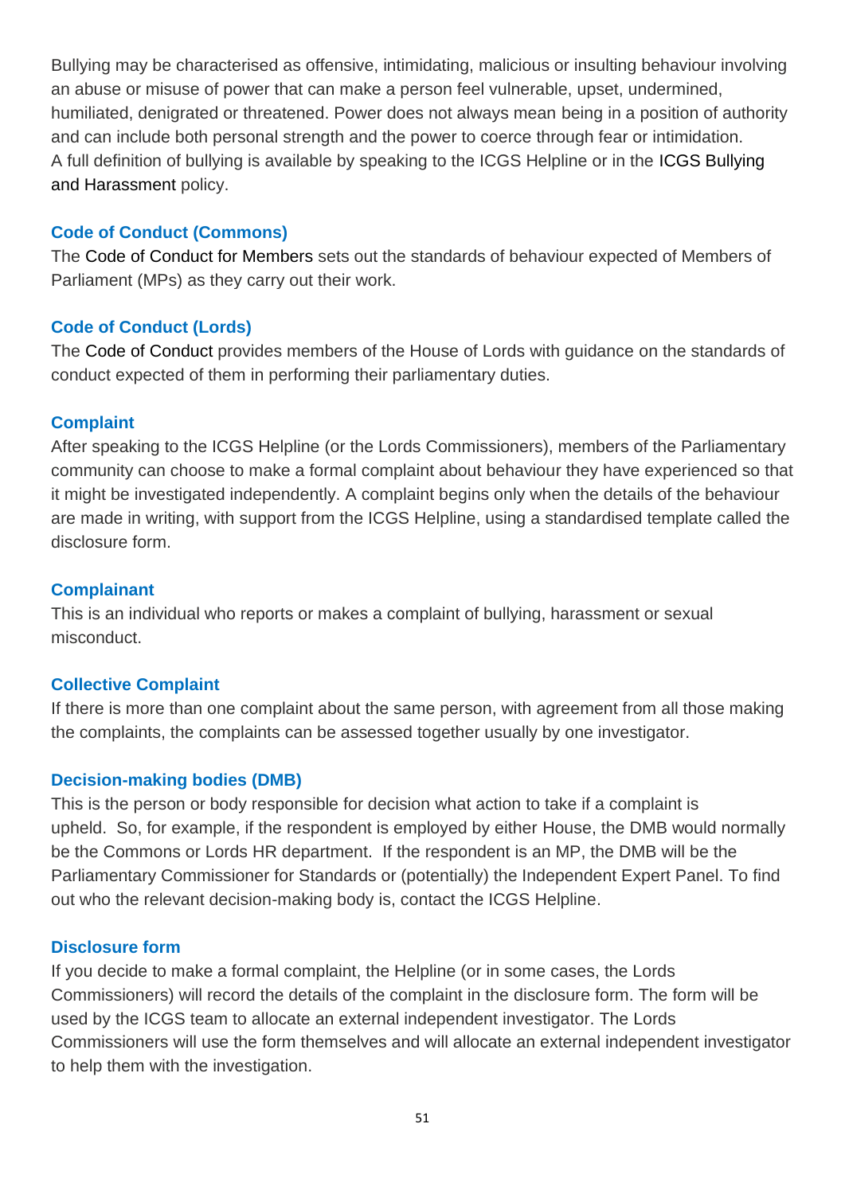Bullying may be characterised as offensive, intimidating, malicious or insulting behaviour involving an abuse or misuse of power that can make a person feel vulnerable, upset, undermined, humiliated, denigrated or threatened. Power does not always mean being in a position of authority and can include both personal strength and the power to coerce through fear or intimidation. A full definition of bullying is available by speaking to the ICGS Helpline or in the ICGS Bullying and Harassment policy.

### Code of Conduct (Commons)

The Code of Conduct for Members sets out the standards of behaviour expected of Members of Parliament (MPs) as they carry out their work.

### Code of Conduct (Lords)

The Code of Conduct provides members of the House of Lords with guidance on the standards of conduct expected of them in performing their parliamentary duties.

### Complaint

After speaking to the ICGS Helpline (or the Lords Commissioners), members of the Parliamentary community can choose to make a formal complaint about behaviour they have experienced so that it might be investigated independently. A complaint begins only when the details of the behaviour are made in writing, with support from the ICGS Helpline, using a standardised template called the disclosure form.

### Complainant

This is an individual who reports or makes a complaint of bullying, harassment or sexual misconduct.

### Collective Complaint

If there is more than one complaint about the same person, with agreement from all those making the complaints, the complaints can be assessed together usually by one investigator.

### Decision-making bodies (DMB)

This is the person or body responsible for decision what action to take if a complaint is upheld. So, for example, if the respondent is employed by either House, the DMB would normally be the Commons or Lords HR department. If the respondent is an MP, the DMB will be the Parliamentary Commissioner for Standards or (potentially) the Independent Expert Panel. To find out who the relevant decision-making body is, contact the ICGS Helpline.

### Disclosure form

If you decide to make a formal complaint, the Helpline (or in some cases, the Lords Commissioners) will record the details of the complaint in the disclosure form. The form will be used by the ICGS team to allocate an external independent investigator. The Lords Commissioners will use the form themselves and will allocate an external independent investigator to help them with the investigation.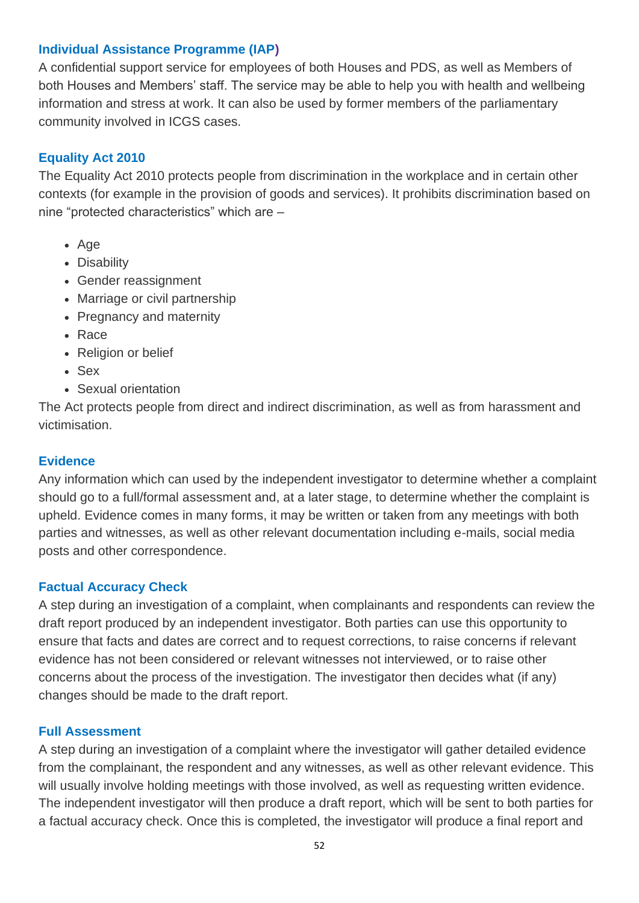### Individual Assistance Programme (IAP)

A confidential support service for employees of both Houses and PDS, as well as Members of both Houses and Members' staff. The service may be able to help you with health and wellbeing information and stress at work. It can also be used by former members of the parliamentary community involved in ICGS cases.

### Equality Act 2010

The Equality Act 2010 protects people from discrimination in the workplace and in certain other contexts (for example in the provision of goods and services). It prohibits discrimination based on nine "protected characteristics" which are –

- Age
- Disability
- Gender reassignment
- Marriage or civil partnership
- Pregnancy and maternity
- Race
- Religion or belief
- Sex
- Sexual orientation

The Act protects people from direct and indirect discrimination, as well as from harassment and victimisation.

### Evidence

Any information which can used by the independent investigator to determine whether a complaint should go to a full/formal assessment and, at a later stage, to determine whether the complaint is upheld. Evidence comes in many forms, it may be written or taken from any meetings with both parties and witnesses, as well as other relevant documentation including e-mails, social media posts and other correspondence.

### Factual Accuracy Check

A step during an investigation of a complaint, when complainants and respondents can review the draft report produced by an independent investigator. Both parties can use this opportunity to ensure that facts and dates are correct and to request corrections, to raise concerns if relevant evidence has not been considered or relevant witnesses not interviewed, or to raise other concerns about the process of the investigation. The investigator then decides what (if any) changes should be made to the draft report.

### Full Assessment

A step during an investigation of a complaint where the investigator will gather detailed evidence from the complainant, the respondent and any witnesses, as well as other relevant evidence. This will usually involve holding meetings with those involved, as well as requesting written evidence. The independent investigator will then produce a draft report, which will be sent to both parties for a factual accuracy check. Once this is completed, the investigator will produce a final report and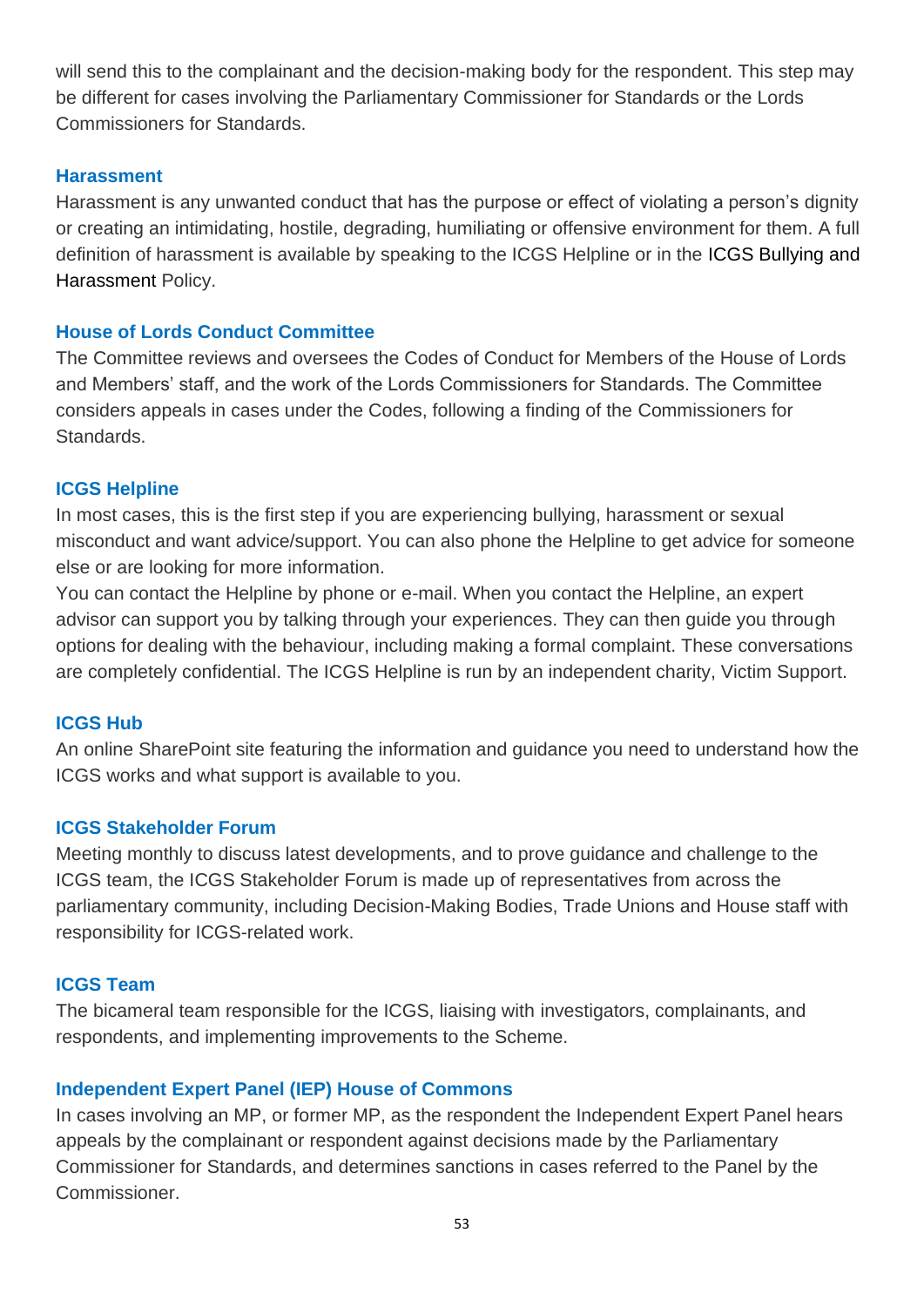will send this to the complainant and the decision-making body for the respondent. This step may be different for cases involving the Parliamentary Commissioner for Standards or the Lords Commissioners for Standards.

### Harassment

Harassment is any unwanted conduct that has the purpose or effect of violating a person's dignity or creating an intimidating, hostile, degrading, humiliating or offensive environment for them. A full definition of harassment is available by speaking to the ICGS Helpline or in the ICGS Bullying and Harassment Policy.

### House of Lords Conduct Committee

The Committee reviews and oversees the Codes of Conduct for Members of the House of Lords and Members' staff, and the work of the Lords Commissioners for Standards. The Committee considers appeals in cases under the Codes, following a finding of the Commissioners for Standards.

### ICGS Helpline

In most cases, this is the first step if you are experiencing bullying, harassment or sexual misconduct and want advice/support. You can also phone the Helpline to get advice for someone else or are looking for more information.

You can contact the Helpline by phone or e-mail. When you contact the Helpline, an expert advisor can support you by talking through your experiences. They can then guide you through options for dealing with the behaviour, including making a formal complaint. These conversations are completely confidential. The ICGS Helpline is run by an independent charity, Victim Support.

### ICGS Hub

An online SharePoint site featuring the information and guidance you need to understand how the ICGS works and what support is available to you.

### ICGS Stakeholder Forum

Meeting monthly to discuss latest developments, and to prove guidance and challenge to the ICGS team, the ICGS Stakeholder Forum is made up of representatives from across the parliamentary community, including Decision-Making Bodies, Trade Unions and House staff with responsibility for ICGS-related work.

### ICGS Team

The bicameral team responsible for the ICGS, liaising with investigators, complainants, and respondents, and implementing improvements to the Scheme.

### Independent Expert Panel (IEP) House of Commons

In cases involving an MP, or former MP, as the respondent the Independent Expert Panel hears appeals by the complainant or respondent against decisions made by the Parliamentary Commissioner for Standards, and determines sanctions in cases referred to the Panel by the Commissioner.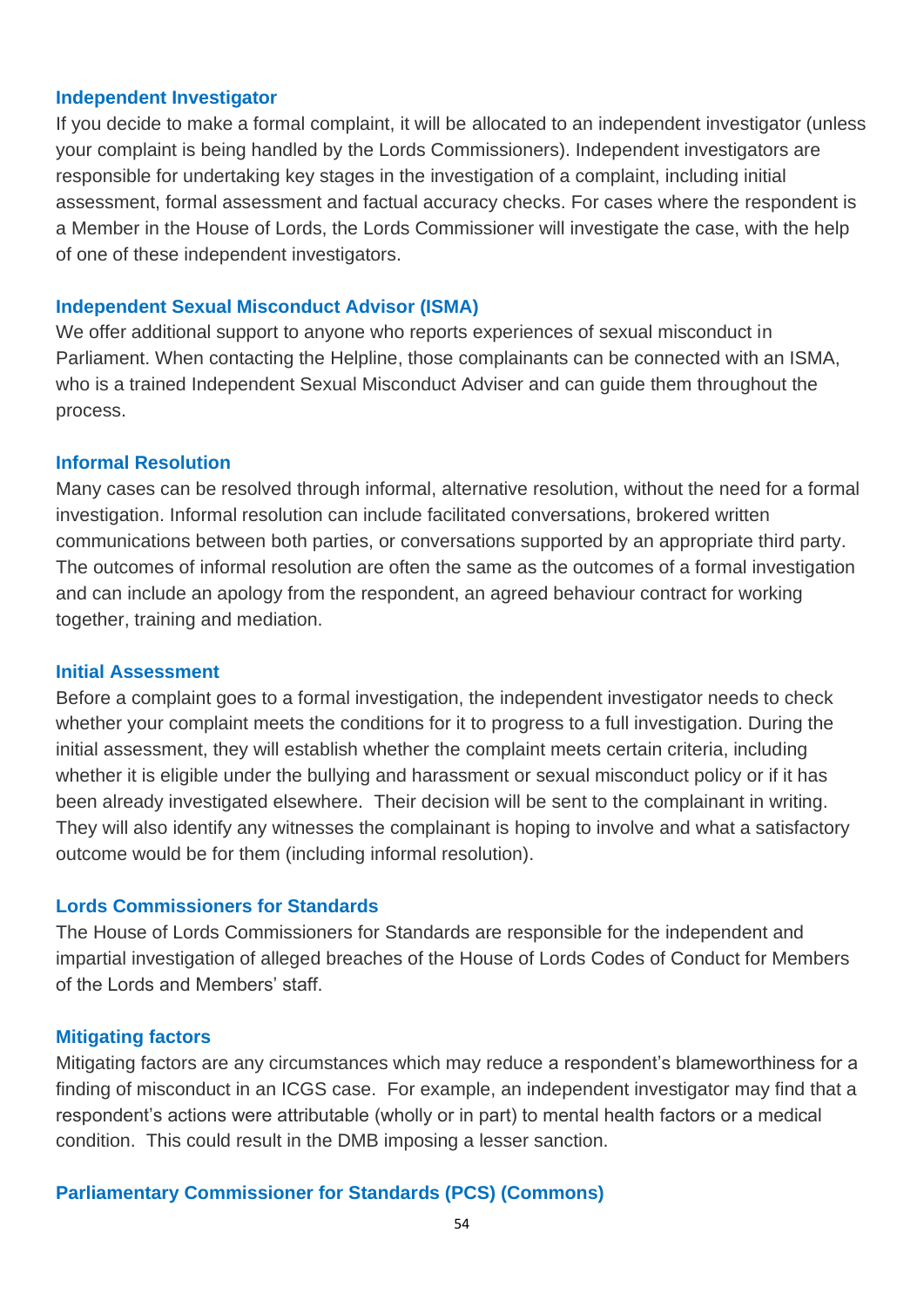### Independent Investigator

If you decide to make a formal complaint, it will be allocated to an independent investigator (unless your complaint is being handled by the Lords Commissioners). Independent investigators are responsible for undertaking key stages in the investigation of a complaint, including initial assessment, formal assessment and factual accuracy checks. For cases where the respondent is a Member in the House of Lords, the Lords Commissioner will investigate the case, with the help of one of these independent investigators.

### Independent Sexual Misconduct Advisor (ISMA)

We offer additional support to anyone who reports experiences of sexual misconduct in Parliament. When contacting the Helpline, those complainants can be connected with an ISMA, who is a trained Independent Sexual Misconduct Adviser and can guide them throughout the process.

### Informal Resolution

Many cases can be resolved through informal, alternative resolution, without the need for a formal investigation. Informal resolution can include facilitated conversations, brokered written communications between both parties, or conversations supported by an appropriate third party. The outcomes of informal resolution are often the same as the outcomes of a formal investigation and can include an apology from the respondent, an agreed behaviour contract for working together, training and mediation.

### Initial Assessment

Before a complaint goes to a formal investigation, the independent investigator needs to check whether your complaint meets the conditions for it to progress to a full investigation. During the initial assessment, they will establish whether the complaint meets certain criteria, including whether it is eligible under the bullying and harassment or sexual misconduct policy or if it has been already investigated elsewhere. Their decision will be sent to the complainant in writing. They will also identify any witnesses the complainant is hoping to involve and what a satisfactory outcome would be for them (including informal resolution).

### Lords Commissioners for Standards

The House of Lords Commissioners for Standards are responsible for the independent and impartial investigation of alleged breaches of the House of Lords Codes of Conduct for Members of the Lords and Members' staff.

### Mitigating factors

Mitigating factors are any circumstances which may reduce a respondent's blameworthiness for a finding of misconduct in an ICGS case. For example, an independent investigator may find that a respondent's actions were attributable (wholly or in part) to mental health factors or a medical condition. This could result in the DMB imposing a lesser sanction.

### Parliamentary Commissioner for Standards (PCS) (Commons)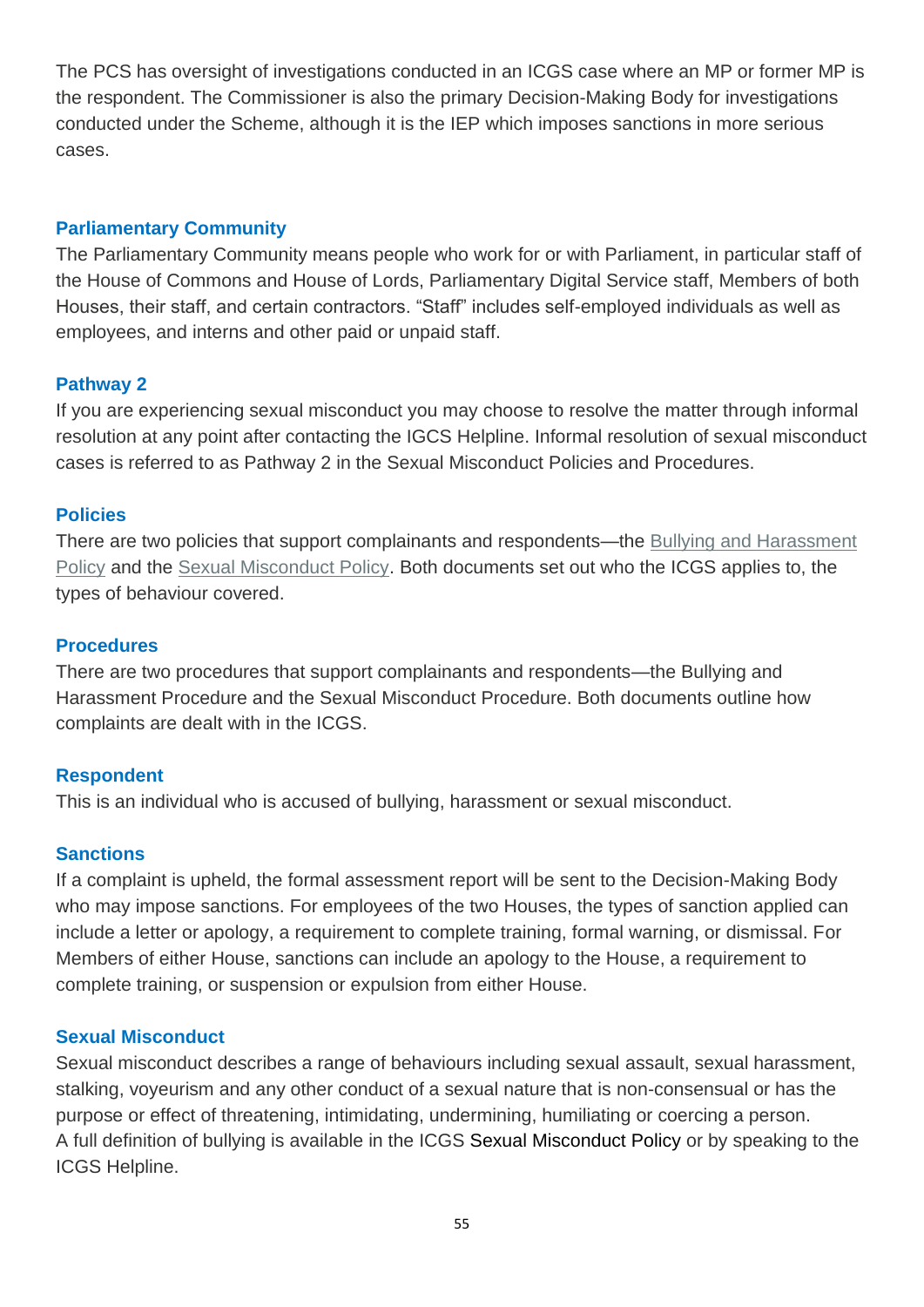The PCS has oversight of investigations conducted in an ICGS case where an MP or former MP is the respondent. The Commissioner is also the primary Decision-Making Body for investigations conducted under the Scheme, although it is the IEP which imposes sanctions in more serious cases.

### Parliamentary Community

The Parliamentary Community means people who work for or with Parliament, in particular staff of the House of Commons and House of Lords, Parliamentary Digital Service staff, Members of both Houses, their staff, and certain contractors. "Staff" includes self-employed individuals as well as employees, and interns and other paid or unpaid staff.

### Pathway 2

If you are experiencing sexual misconduct you may choose to resolve the matter through informal resolution at any point after contacting the IGCS Helpline. Informal resolution of sexual misconduct cases is referred to as Pathway 2 in the Sexual Misconduct Policies and Procedures.

### Policies

There are two policies that support complainants and respondents—the Bullying and Harassment Policy and the Sexual Misconduct Policy. Both documents set out who the ICGS applies to, the types of behaviour covered.

### Procedures

There are two procedures that support complainants and respondents—the Bullying and Harassment Procedure and the Sexual Misconduct Procedure. Both documents outline how complaints are dealt with in the ICGS.

### Respondent

This is an individual who is accused of bullying, harassment or sexual misconduct.

### Sanctions

If a complaint is upheld, the formal assessment report will be sent to the Decision-Making Body who may impose sanctions. For employees of the two Houses, the types of sanction applied can include a letter or apology, a requirement to complete training, formal warning, or dismissal. For Members of either House, sanctions can include an apology to the House, a requirement to complete training, or suspension or expulsion from either House.

### Sexual Misconduct

Sexual misconduct describes a range of behaviours including sexual assault, sexual harassment, stalking, voyeurism and any other conduct of a sexual nature that is non-consensual or has the purpose or effect of threatening, intimidating, undermining, humiliating or coercing a person. A full definition of bullying is available in the ICGS Sexual Misconduct Policy or by speaking to the ICGS Helpline.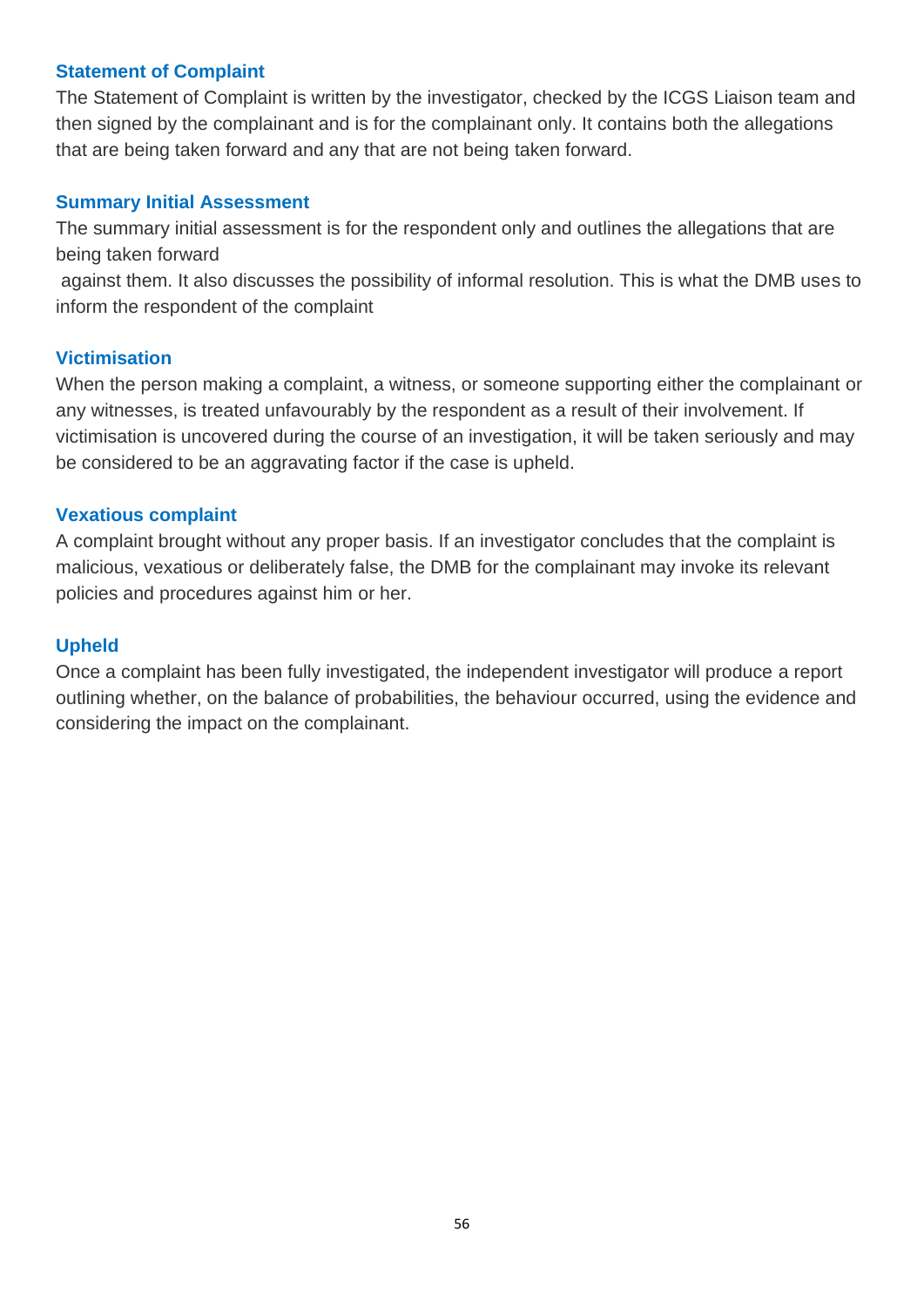### Statement of Complaint

The Statement of Complaint is written by the investigator, checked by the ICGS Liaison team and then signed by the complainant and is for the complainant only. It contains both the allegations that are being taken forward and any that are not being taken forward.

### Summary Initial Assessment

The summary initial assessment is for the respondent only and outlines the allegations that are being taken forward against them. It also discusses the possibility of informal resolution. This is what the DMB uses to inform the respondent of the complaint

### Victimisation

When the person making a complaint, a witness, or someone supporting either the complainant or any witnesses, is treated unfavourably by the respondent as a result of their involvement. If victimisation is uncovered during the course of an investigation, it will be taken seriously and may be considered to be an aggravating factor if the case is upheld.

### Vexatious complaint

A complaint brought without any proper basis. If an investigator concludes that the complaint is malicious, vexatious or deliberately false, the DMB for the complainant may invoke its relevant policies and procedures against him or her.

### Upheld

Once a complaint has been fully investigated, the independent investigator will produce a report outlining whether, on the balance of probabilities, the behaviour occurred, using the evidence and considering the impact on the complainant.